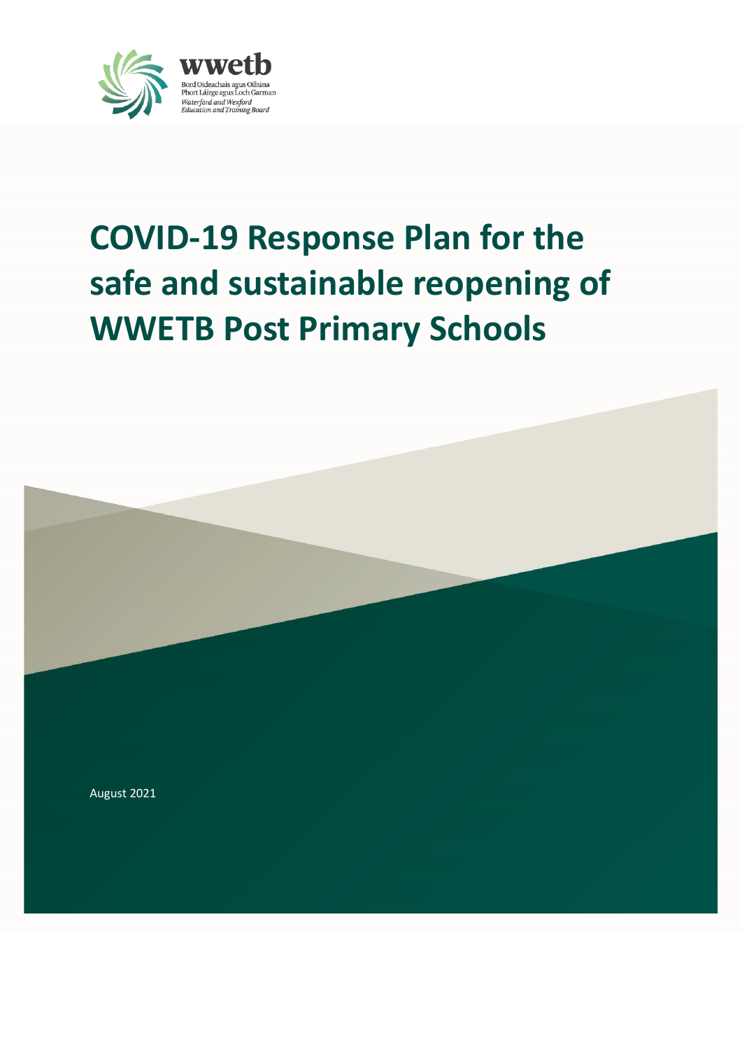wwetb

Bord Oideachais agus Oiliúna Phort Láirge agus Loch Garman

*Waterford and Wexford Education and Training Board*

# COVID-19 Response Plan for the safe and sustainable reopening of WWETB Post Primary Schools

August 2021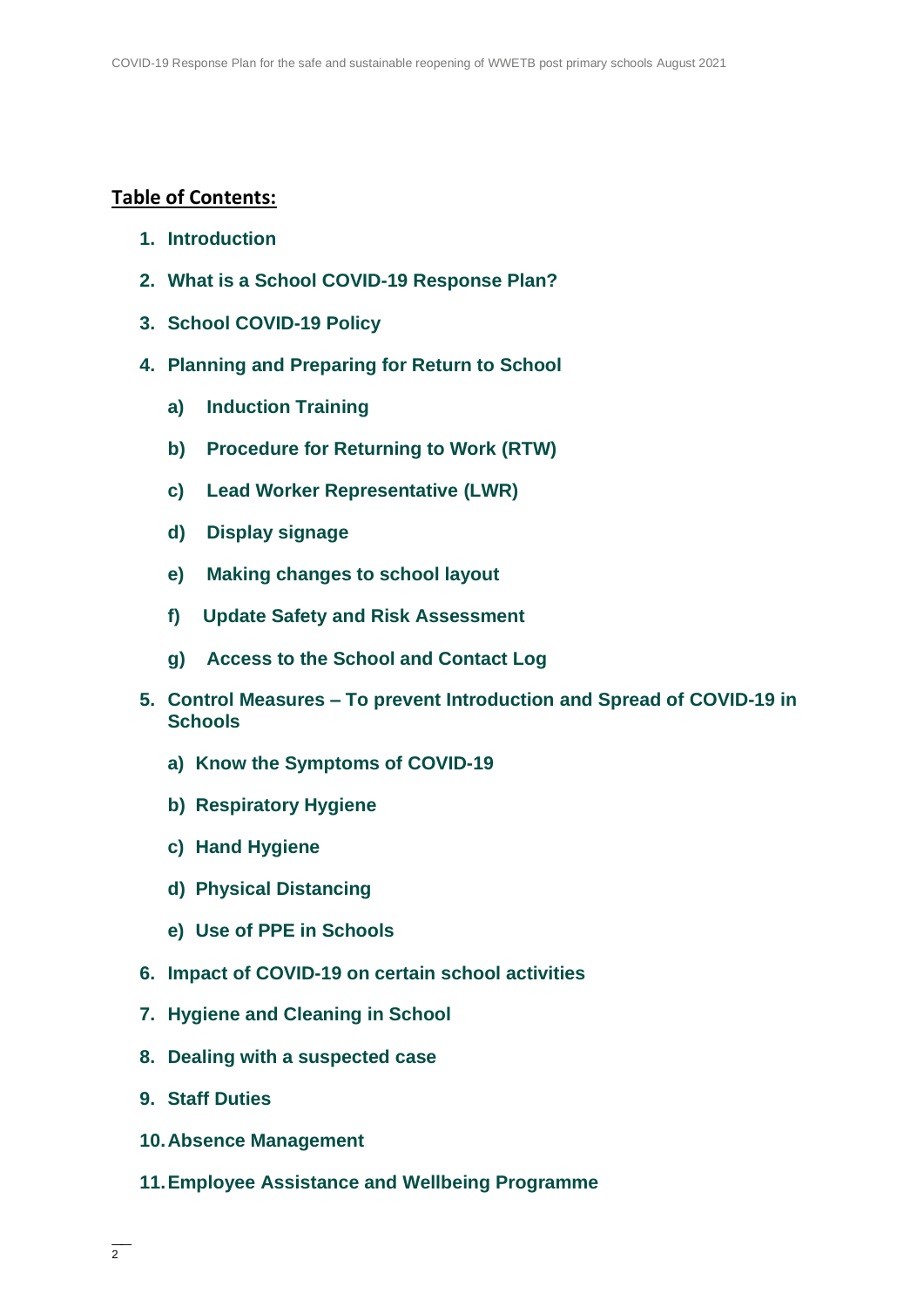## Table of Contents:

1. **Introduction**
2. **What is a School COVID-19 Response Plan?**
3. **School COVID-19 Policy**
4. **Planning and Preparing for Return to School**
    - a) **Induction Training**
    - b) **Procedure for Returning to Work (RTW)**
    - c) **Lead Worker Representative (LWR)**
    - d) **Display signage**
    - e) **Making changes to school layout**
    - f) **Update Safety and Risk Assessment**
    - g) **Access to the School and Contact Log**
5. **Control Measures – To prevent Introduction and Spread of COVID-19 in Schools**
    - a) **Know the Symptoms of COVID-19**
    - b) **Respiratory Hygiene**
    - c) **Hand Hygiene**
    - d) **Physical Distancing**
    - e) **Use of PPE in Schools**
6. **Impact of COVID-19 on certain school activities**
7. **Hygiene and Cleaning in School**
8. **Dealing with a suspected case**
9. **Staff Duties**
10. **Absence Management**
11. **Employee Assistance and Wellbeing Programme**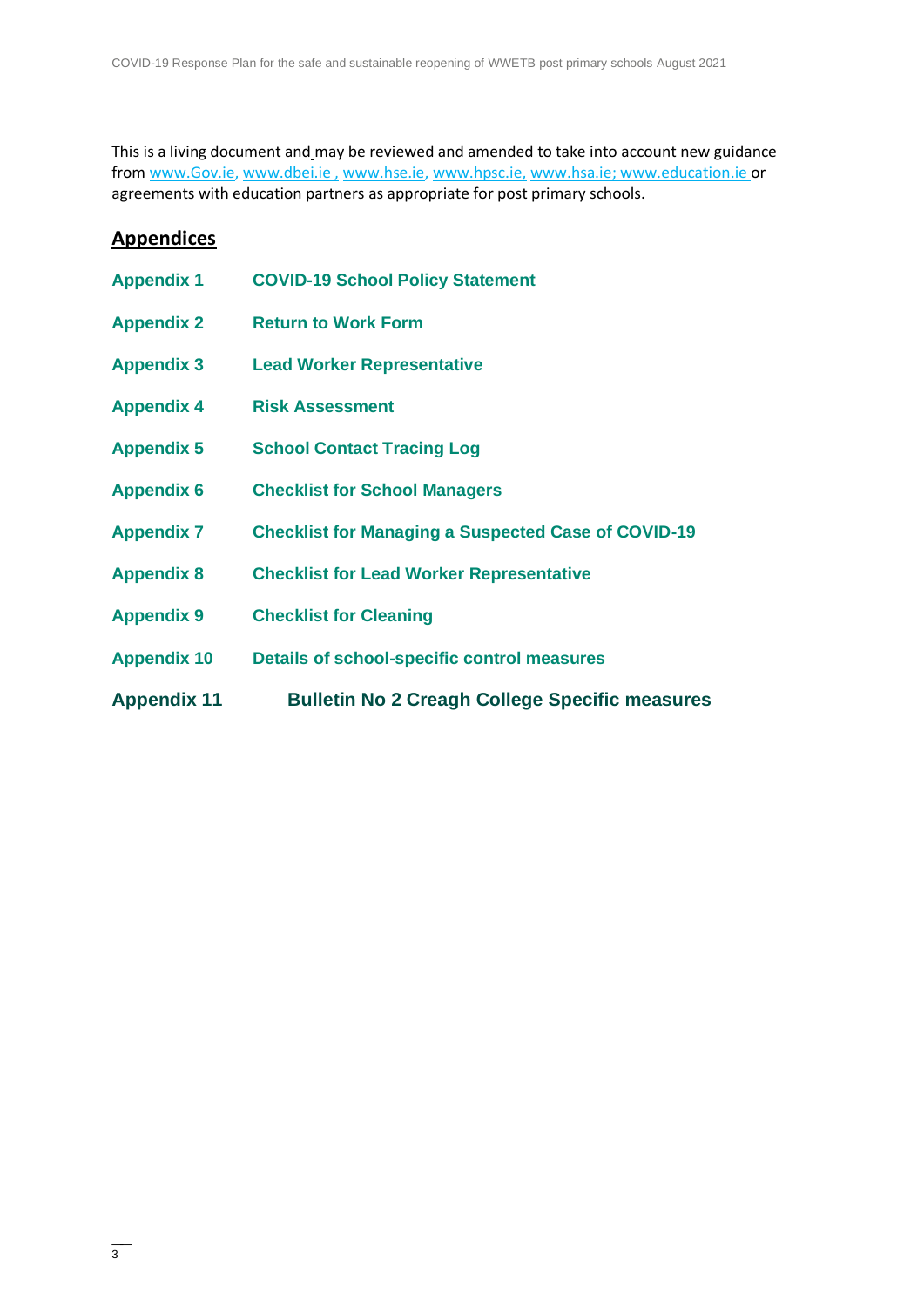This is a living document and may be reviewed and amended to take into account new guidance from www.Gov.ie, www.dbei.ie , www.hse.ie, www.hpsc.ie, www.hsa.ie; www.education.ie or agreements with education partners as appropriate for post primary schools.

## Appendices

| | |
|---|---|
| **Appendix 1** | **COVID-19 School Policy Statement** |
| **Appendix 2** | **Return to Work Form** |
| **Appendix 3** | **Lead Worker Representative** |
| **Appendix 4** | **Risk Assessment** |
| **Appendix 5** | **School Contact Tracing Log** |
| **Appendix 6** | **Checklist for School Managers** |
| **Appendix 7** | **Checklist for Managing a Suspected Case of COVID-19** |
| **Appendix 8** | **Checklist for Lead Worker Representative** |
| **Appendix 9** | **Checklist for Cleaning** |
| **Appendix 10** | **Details of school-specific control measures** |
| **Appendix 11** | **Bulletin No 2 Creagh College Specific measures** |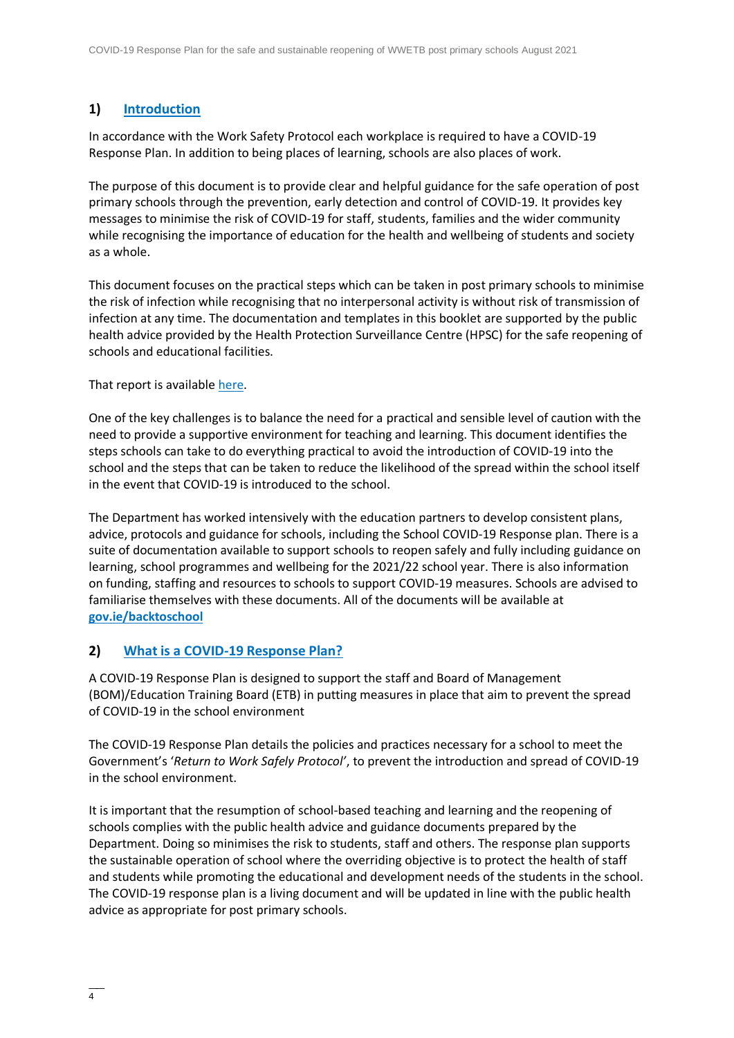## 1) Introduction

In accordance with the Work Safety Protocol each workplace is required to have a COVID-19 Response Plan. In addition to being places of learning, schools are also places of work.

The purpose of this document is to provide clear and helpful guidance for the safe operation of post primary schools through the prevention, early detection and control of COVID-19. It provides key messages to minimise the risk of COVID-19 for staff, students, families and the wider community while recognising the importance of education for the health and wellbeing of students and society as a whole.

This document focuses on the practical steps which can be taken in post primary schools to minimise the risk of infection while recognising that no interpersonal activity is without risk of transmission of infection at any time. The documentation and templates in this booklet are supported by the public health advice provided by the Health Protection Surveillance Centre (HPSC) for the safe reopening of schools and educational facilities.

That report is available here.

One of the key challenges is to balance the need for a practical and sensible level of caution with the need to provide a supportive environment for teaching and learning. This document identifies the steps schools can take to do everything practical to avoid the introduction of COVID-19 into the school and the steps that can be taken to reduce the likelihood of the spread within the school itself in the event that COVID-19 is introduced to the school.

The Department has worked intensively with the education partners to develop consistent plans, advice, protocols and guidance for schools, including the School COVID-19 Response plan. There is a suite of documentation available to support schools to reopen safely and fully including guidance on learning, school programmes and wellbeing for the 2021/22 school year. There is also information on funding, staffing and resources to schools to support COVID-19 measures. Schools are advised to familiarise themselves with these documents. All of the documents will be available at **gov.ie/backtoschool**

## 2) What is a COVID-19 Response Plan?

A COVID-19 Response Plan is designed to support the staff and Board of Management (BOM)/Education Training Board (ETB) in putting measures in place that aim to prevent the spread of COVID-19 in the school environment

The COVID-19 Response Plan details the policies and practices necessary for a school to meet the Government's '*Return to Work Safely Protocol'*, to prevent the introduction and spread of COVID-19 in the school environment.

It is important that the resumption of school-based teaching and learning and the reopening of schools complies with the public health advice and guidance documents prepared by the Department. Doing so minimises the risk to students, staff and others. The response plan supports the sustainable operation of school where the overriding objective is to protect the health of staff and students while promoting the educational and development needs of the students in the school. The COVID-19 response plan is a living document and will be updated in line with the public health advice as appropriate for post primary schools.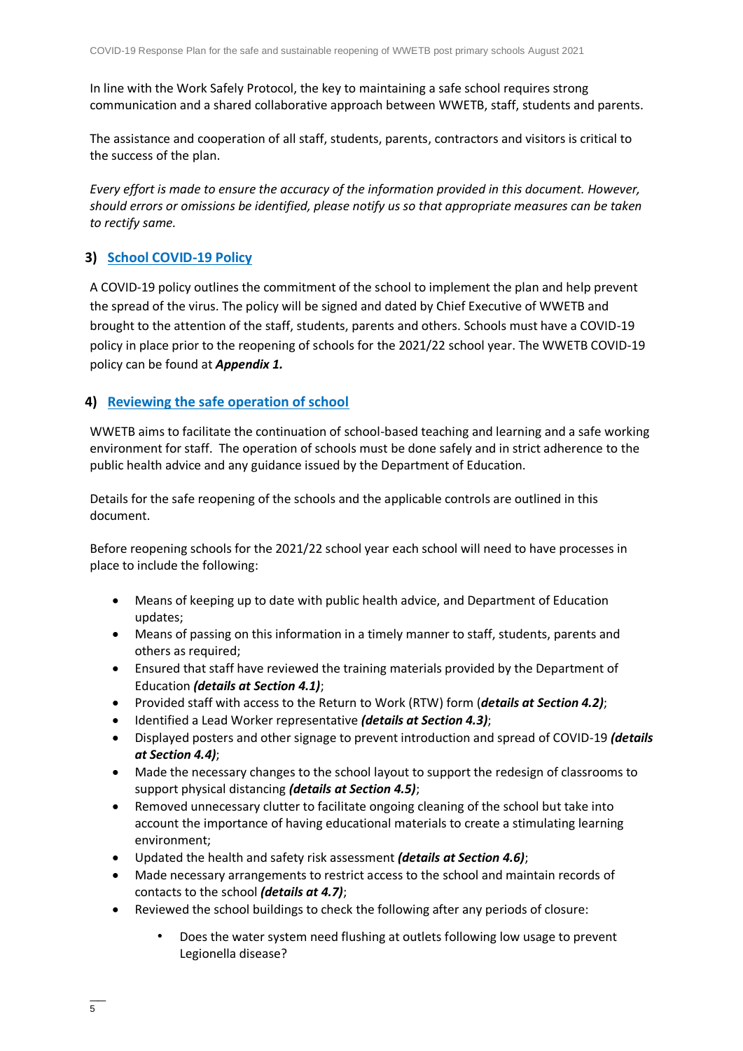In line with the Work Safely Protocol, the key to maintaining a safe school requires strong communication and a shared collaborative approach between WWETB, staff, students and parents.

The assistance and cooperation of all staff, students, parents, contractors and visitors is critical to the success of the plan.

*Every effort is made to ensure the accuracy of the information provided in this document. However, should errors or omissions be identified, please notify us so that appropriate measures can be taken to rectify same.*

## 3) School COVID-19 Policy

A COVID-19 policy outlines the commitment of the school to implement the plan and help prevent the spread of the virus. The policy will be signed and dated by Chief Executive of WWETB and brought to the attention of the staff, students, parents and others. Schools must have a COVID-19 policy in place prior to the reopening of schools for the 2021/22 school year. The WWETB COVID-19 policy can be found at ***Appendix 1.***

## 4) Reviewing the safe operation of school

WWETB aims to facilitate the continuation of school-based teaching and learning and a safe working environment for staff. The operation of schools must be done safely and in strict adherence to the public health advice and any guidance issued by the Department of Education.

Details for the safe reopening of the schools and the applicable controls are outlined in this document.

Before reopening schools for the 2021/22 school year each school will need to have processes in place to include the following:

- Means of keeping up to date with public health advice, and Department of Education updates;
- Means of passing on this information in a timely manner to staff, students, parents and others as required;
- Ensured that staff have reviewed the training materials provided by the Department of Education ***(details at Section 4.1)***;
- Provided staff with access to the Return to Work (RTW) form (***details at Section 4.2)***;
- Identified a Lead Worker representative ***(details at Section 4.3)***;
- Displayed posters and other signage to prevent introduction and spread of COVID-19 ***(details at Section 4.4)***;
- Made the necessary changes to the school layout to support the redesign of classrooms to support physical distancing ***(details at Section 4.5)***;
- Removed unnecessary clutter to facilitate ongoing cleaning of the school but take into account the importance of having educational materials to create a stimulating learning environment;
- Updated the health and safety risk assessment ***(details at Section 4.6)***;
- Made necessary arrangements to restrict access to the school and maintain records of contacts to the school ***(details at 4.7)***;
- Reviewed the school buildings to check the following after any periods of closure:
  - Does the water system need flushing at outlets following low usage to prevent Legionella disease?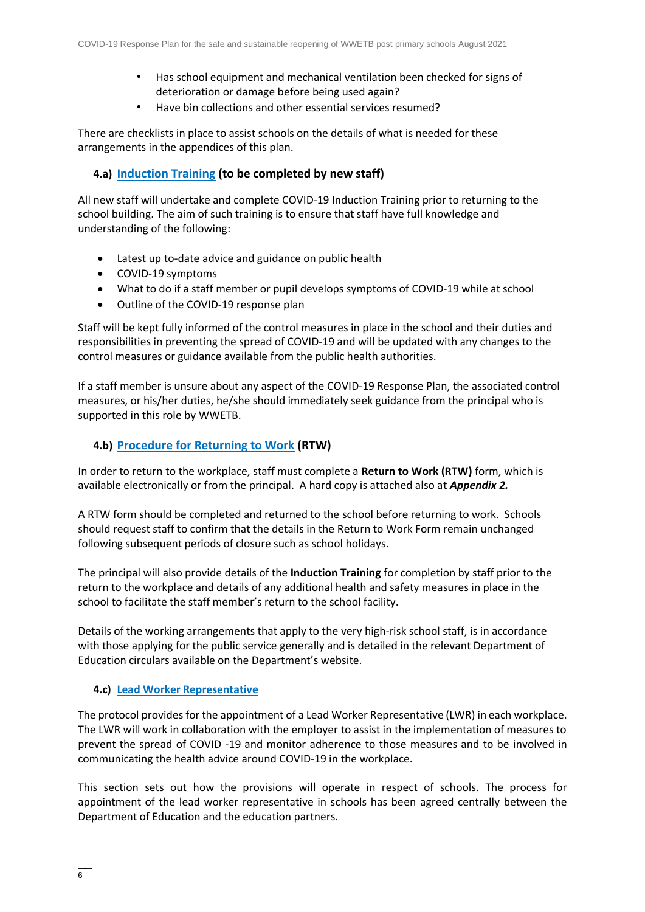- Has school equipment and mechanical ventilation been checked for signs of deterioration or damage before being used again?
- Have bin collections and other essential services resumed?

There are checklists in place to assist schools on the details of what is needed for these arrangements in the appendices of this plan.

### 4.a) Induction Training (to be completed by new staff)

All new staff will undertake and complete COVID-19 Induction Training prior to returning to the school building. The aim of such training is to ensure that staff have full knowledge and understanding of the following:

- Latest up to-date advice and guidance on public health
- COVID-19 symptoms
- What to do if a staff member or pupil develops symptoms of COVID-19 while at school
- Outline of the COVID-19 response plan

Staff will be kept fully informed of the control measures in place in the school and their duties and responsibilities in preventing the spread of COVID-19 and will be updated with any changes to the control measures or guidance available from the public health authorities.

If a staff member is unsure about any aspect of the COVID-19 Response Plan, the associated control measures, or his/her duties, he/she should immediately seek guidance from the principal who is supported in this role by WWETB.

### 4.b) Procedure for Returning to Work (RTW)

In order to return to the workplace, staff must complete a **Return to Work (RTW)** form, which is available electronically or from the principal. A hard copy is attached also at ***Appendix 2.***

A RTW form should be completed and returned to the school before returning to work. Schools should request staff to confirm that the details in the Return to Work Form remain unchanged following subsequent periods of closure such as school holidays.

The principal will also provide details of the **Induction Training** for completion by staff prior to the return to the workplace and details of any additional health and safety measures in place in the school to facilitate the staff member's return to the school facility.

Details of the working arrangements that apply to the very high-risk school staff, is in accordance with those applying for the public service generally and is detailed in the relevant Department of Education circulars available on the Department's website.

### 4.c) Lead Worker Representative

The protocol provides for the appointment of a Lead Worker Representative (LWR) in each workplace. The LWR will work in collaboration with the employer to assist in the implementation of measures to prevent the spread of COVID -19 and monitor adherence to those measures and to be involved in communicating the health advice around COVID-19 in the workplace.

This section sets out how the provisions will operate in respect of schools. The process for appointment of the lead worker representative in schools has been agreed centrally between the Department of Education and the education partners.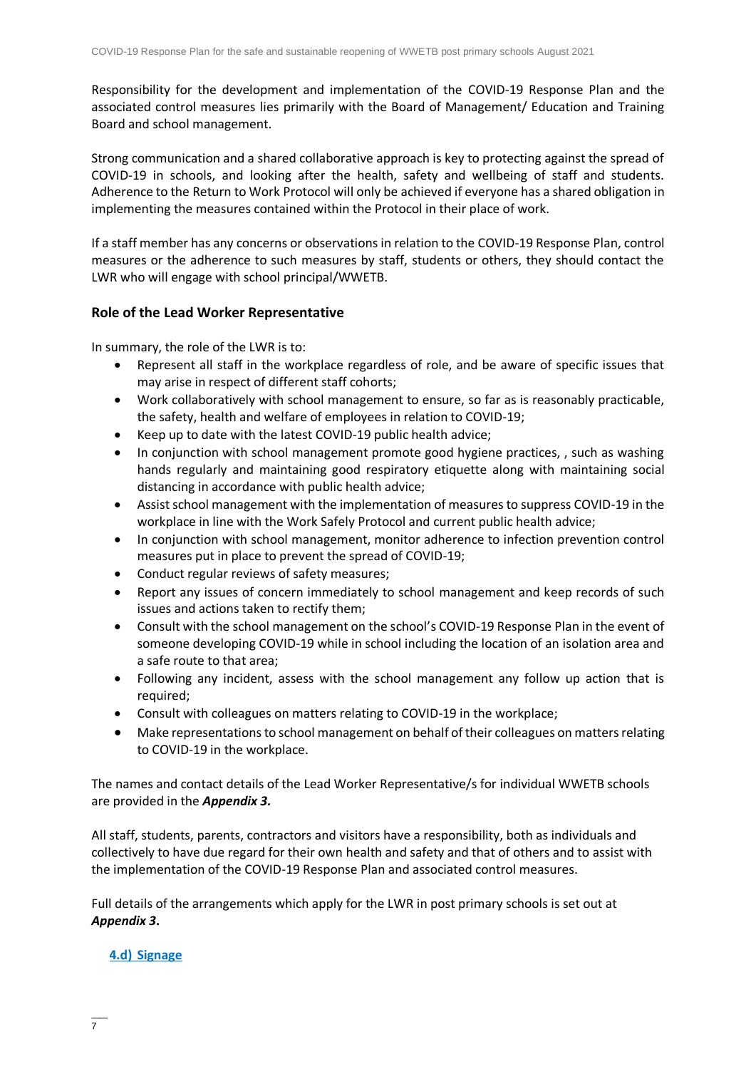Responsibility for the development and implementation of the COVID-19 Response Plan and the associated control measures lies primarily with the Board of Management/ Education and Training Board and school management.

Strong communication and a shared collaborative approach is key to protecting against the spread of COVID-19 in schools, and looking after the health, safety and wellbeing of staff and students. Adherence to the Return to Work Protocol will only be achieved if everyone has a shared obligation in implementing the measures contained within the Protocol in their place of work.

If a staff member has any concerns or observations in relation to the COVID-19 Response Plan, control measures or the adherence to such measures by staff, students or others, they should contact the LWR who will engage with school principal/WWETB.

### Role of the Lead Worker Representative

In summary, the role of the LWR is to:

- Represent all staff in the workplace regardless of role, and be aware of specific issues that may arise in respect of different staff cohorts;
- Work collaboratively with school management to ensure, so far as is reasonably practicable, the safety, health and welfare of employees in relation to COVID-19;
- Keep up to date with the latest COVID-19 public health advice;
- In conjunction with school management promote good hygiene practices, , such as washing hands regularly and maintaining good respiratory etiquette along with maintaining social distancing in accordance with public health advice;
- Assist school management with the implementation of measures to suppress COVID-19 in the workplace in line with the Work Safely Protocol and current public health advice;
- In conjunction with school management, monitor adherence to infection prevention control measures put in place to prevent the spread of COVID-19;
- Conduct regular reviews of safety measures;
- Report any issues of concern immediately to school management and keep records of such issues and actions taken to rectify them;
- Consult with the school management on the school's COVID-19 Response Plan in the event of someone developing COVID-19 while in school including the location of an isolation area and a safe route to that area;
- Following any incident, assess with the school management any follow up action that is required;
- Consult with colleagues on matters relating to COVID-19 in the workplace;
- Make representations to school management on behalf of their colleagues on matters relating to COVID-19 in the workplace.

The names and contact details of the Lead Worker Representative/s for individual WWETB schools are provided in the ***Appendix 3.***

All staff, students, parents, contractors and visitors have a responsibility, both as individuals and collectively to have due regard for their own health and safety and that of others and to assist with the implementation of the COVID-19 Response Plan and associated control measures.

Full details of the arrangements which apply for the LWR in post primary schools is set out at ***Appendix 3***.

### 4.d) Signage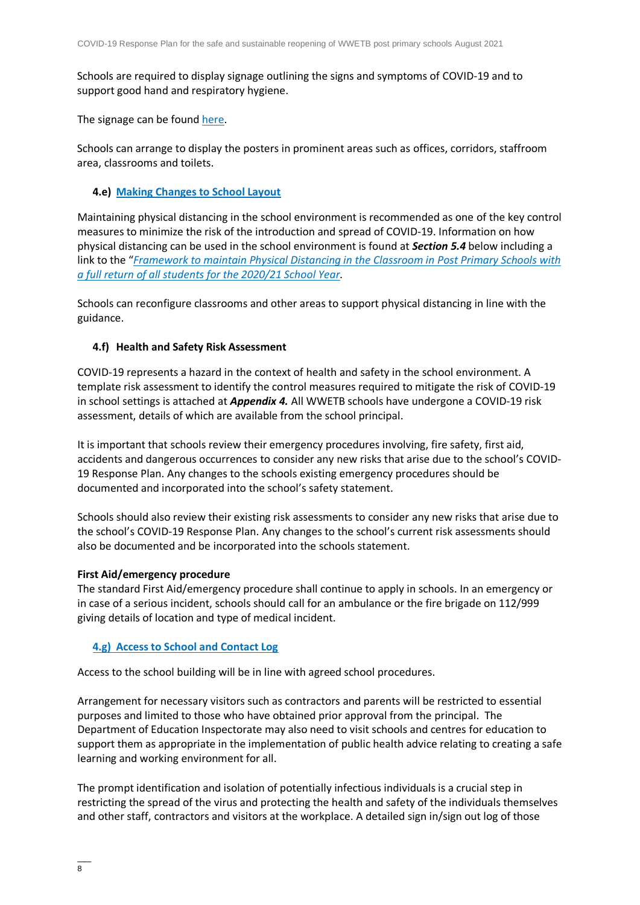Schools are required to display signage outlining the signs and symptoms of COVID-19 and to support good hand and respiratory hygiene.

The signage can be found here.

Schools can arrange to display the posters in prominent areas such as offices, corridors, staffroom area, classrooms and toilets.

### 4.e) Making Changes to School Layout

Maintaining physical distancing in the school environment is recommended as one of the key control measures to minimize the risk of the introduction and spread of COVID-19. Information on how physical distancing can be used in the school environment is found at ***Section 5.4*** below including a link to the "*Framework to maintain Physical Distancing in the Classroom in Post Primary Schools with a full return of all students for the 2020/21 School Year*.

Schools can reconfigure classrooms and other areas to support physical distancing in line with the guidance.

### 4.f) Health and Safety Risk Assessment

COVID-19 represents a hazard in the context of health and safety in the school environment. A template risk assessment to identify the control measures required to mitigate the risk of COVID-19 in school settings is attached at ***Appendix 4.*** All WWETB schools have undergone a COVID-19 risk assessment, details of which are available from the school principal.

It is important that schools review their emergency procedures involving, fire safety, first aid, accidents and dangerous occurrences to consider any new risks that arise due to the school's COVID-19 Response Plan. Any changes to the schools existing emergency procedures should be documented and incorporated into the school's safety statement.

Schools should also review their existing risk assessments to consider any new risks that arise due to the school's COVID-19 Response Plan. Any changes to the school's current risk assessments should also be documented and be incorporated into the schools statement.

**First Aid/emergency procedure**

The standard First Aid/emergency procedure shall continue to apply in schools. In an emergency or in case of a serious incident, schools should call for an ambulance or the fire brigade on 112/999 giving details of location and type of medical incident.

### 4.g) Access to School and Contact Log

Access to the school building will be in line with agreed school procedures.

Arrangement for necessary visitors such as contractors and parents will be restricted to essential purposes and limited to those who have obtained prior approval from the principal. The Department of Education Inspectorate may also need to visit schools and centres for education to support them as appropriate in the implementation of public health advice relating to creating a safe learning and working environment for all.

The prompt identification and isolation of potentially infectious individuals is a crucial step in restricting the spread of the virus and protecting the health and safety of the individuals themselves and other staff, contractors and visitors at the workplace. A detailed sign in/sign out log of those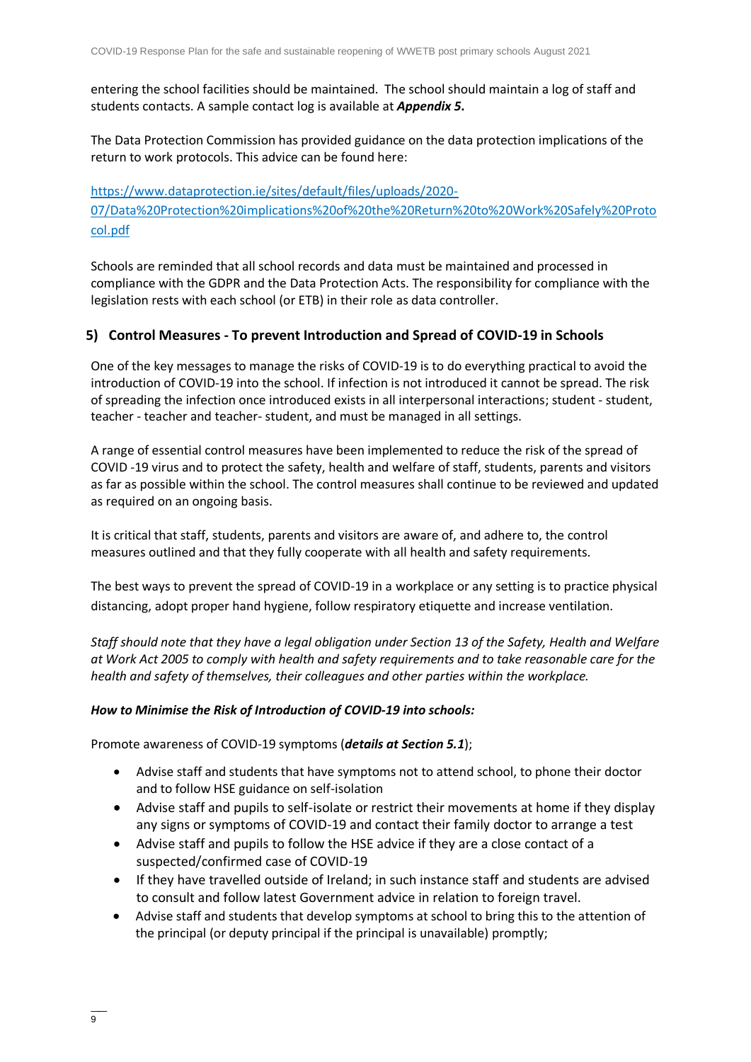entering the school facilities should be maintained. The school should maintain a log of staff and students contacts. A sample contact log is available at ***Appendix 5***.

The Data Protection Commission has provided guidance on the data protection implications of the return to work protocols. This advice can be found here:

[https://www.dataprotection.ie/sites/default/files/uploads/2020-07/Data%20Protection%20implications%20of%20the%20Return%20to%20Work%20Safely%20Protocol.pdf](https://www.dataprotection.ie/sites/default/files/uploads/2020-07/Data%20Protection%20implications%20of%20the%20Return%20to%20Work%20Safely%20Protocol.pdf)

Schools are reminded that all school records and data must be maintained and processed in compliance with the GDPR and the Data Protection Acts. The responsibility for compliance with the legislation rests with each school (or ETB) in their role as data controller.

## 5) Control Measures - To prevent Introduction and Spread of COVID-19 in Schools

One of the key messages to manage the risks of COVID-19 is to do everything practical to avoid the introduction of COVID-19 into the school. If infection is not introduced it cannot be spread. The risk of spreading the infection once introduced exists in all interpersonal interactions; student - student, teacher - teacher and teacher- student, and must be managed in all settings.

A range of essential control measures have been implemented to reduce the risk of the spread of COVID -19 virus and to protect the safety, health and welfare of staff, students, parents and visitors as far as possible within the school. The control measures shall continue to be reviewed and updated as required on an ongoing basis.

It is critical that staff, students, parents and visitors are aware of, and adhere to, the control measures outlined and that they fully cooperate with all health and safety requirements.

The best ways to prevent the spread of COVID-19 in a workplace or any setting is to practice physical distancing, adopt proper hand hygiene, follow respiratory etiquette and increase ventilation.

*Staff should note that they have a legal obligation under Section 13 of the Safety, Health and Welfare at Work Act 2005 to comply with health and safety requirements and to take reasonable care for the health and safety of themselves, their colleagues and other parties within the workplace.*

***How to Minimise the Risk of Introduction of COVID-19 into schools:***

Promote awareness of COVID-19 symptoms (***details at Section 5.1***);

- Advise staff and students that have symptoms not to attend school, to phone their doctor and to follow HSE guidance on self-isolation
- Advise staff and pupils to self-isolate or restrict their movements at home if they display any signs or symptoms of COVID-19 and contact their family doctor to arrange a test
- Advise staff and pupils to follow the HSE advice if they are a close contact of a suspected/confirmed case of COVID-19
- If they have travelled outside of Ireland; in such instance staff and students are advised to consult and follow latest Government advice in relation to foreign travel.
- Advise staff and students that develop symptoms at school to bring this to the attention of the principal (or deputy principal if the principal is unavailable) promptly;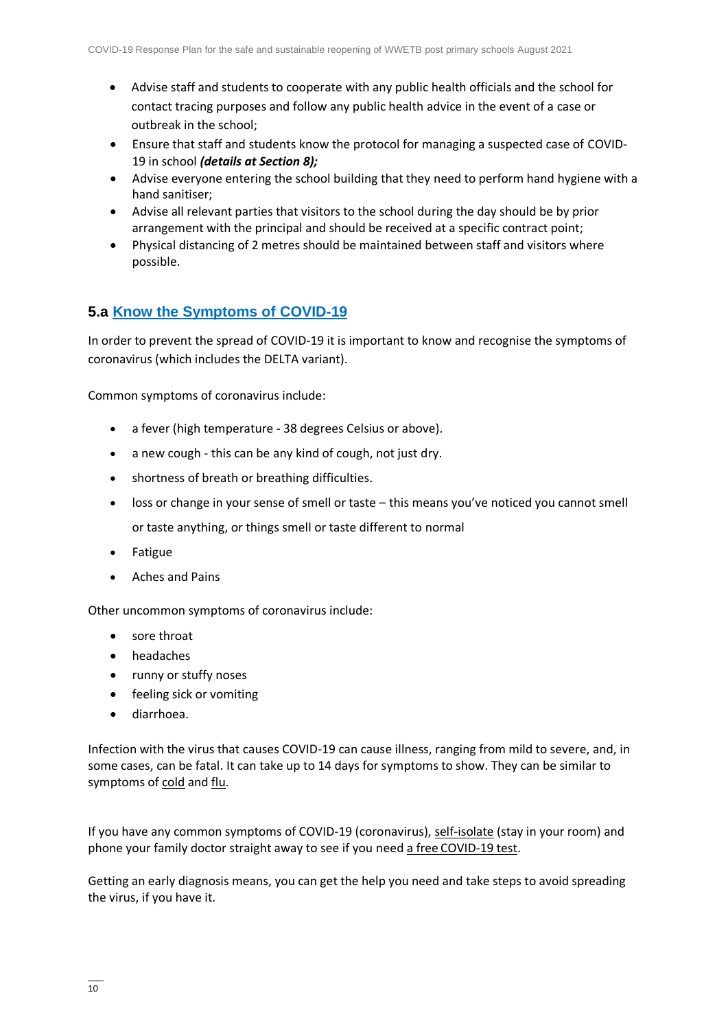- Advise staff and students to cooperate with any public health officials and the school for contact tracing purposes and follow any public health advice in the event of a case or outbreak in the school;
- Ensure that staff and students know the protocol for managing a suspected case of COVID-19 in school ***(details at Section 8);***
- Advise everyone entering the school building that they need to perform hand hygiene with a hand sanitiser;
- Advise all relevant parties that visitors to the school during the day should be by prior arrangement with the principal and should be received at a specific contract point;
- Physical distancing of 2 metres should be maintained between staff and visitors where possible.

## 5.a Know the Symptoms of COVID-19

In order to prevent the spread of COVID-19 it is important to know and recognise the symptoms of coronavirus (which includes the DELTA variant).

Common symptoms of coronavirus include:

- a fever (high temperature - 38 degrees Celsius or above).
- a new cough - this can be any kind of cough, not just dry.
- shortness of breath or breathing difficulties.
- loss or change in your sense of smell or taste – this means you've noticed you cannot smell or taste anything, or things smell or taste different to normal
- Fatigue
- Aches and Pains

Other uncommon symptoms of coronavirus include:

- sore throat
- headaches
- runny or stuffy noses
- feeling sick or vomiting
- diarrhoea.

Infection with the virus that causes COVID-19 can cause illness, ranging from mild to severe, and, in some cases, can be fatal. It can take up to 14 days for symptoms to show. They can be similar to symptoms of cold and flu.

If you have any common symptoms of COVID-19 (coronavirus), self-isolate (stay in your room) and phone your family doctor straight away to see if you need a free COVID-19 test.

Getting an early diagnosis means, you can get the help you need and take steps to avoid spreading the virus, if you have it.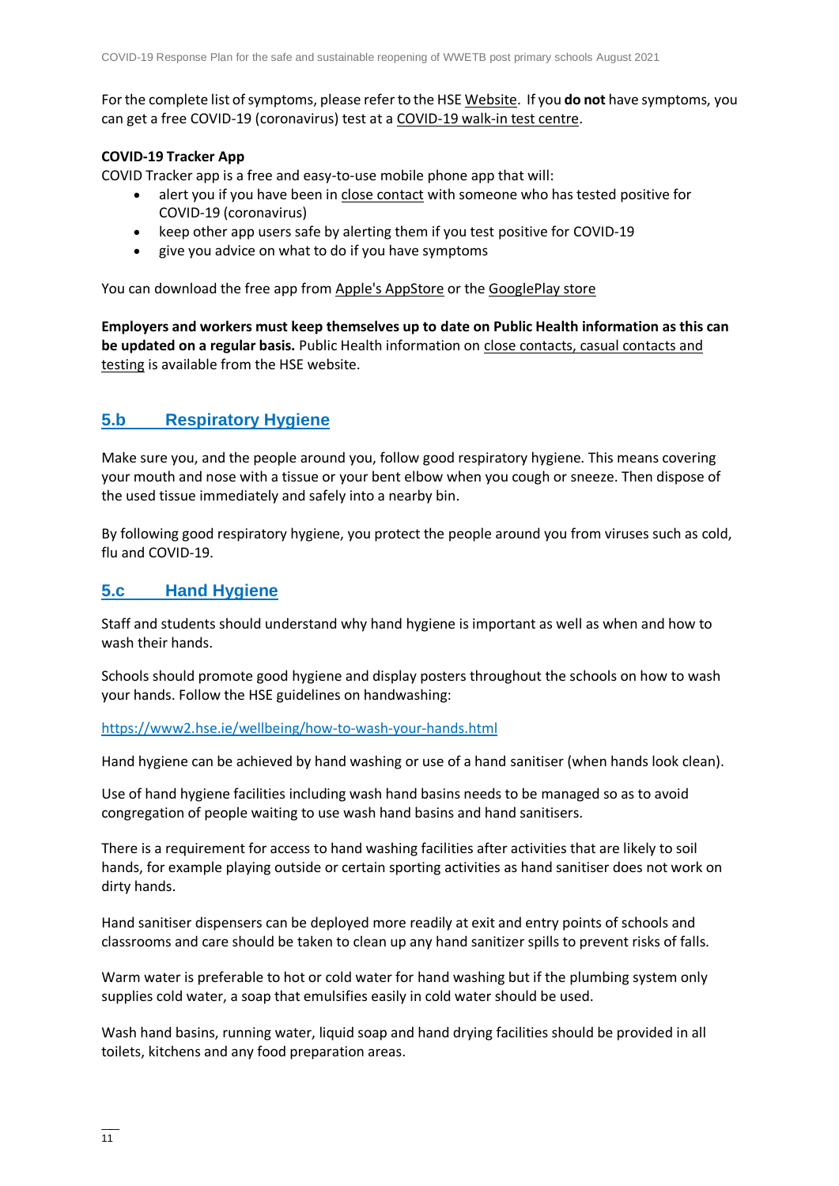For the complete list of symptoms, please refer to the HSE Website. If you **do not** have symptoms, you can get a free COVID-19 (coronavirus) test at a COVID-19 walk-in test centre.

**COVID-19 Tracker App**

COVID Tracker app is a free and easy-to-use mobile phone app that will:

- alert you if you have been in close contact with someone who has tested positive for COVID-19 (coronavirus)
- keep other app users safe by alerting them if you test positive for COVID-19
- give you advice on what to do if you have symptoms

You can download the free app from Apple's AppStore or the GooglePlay store

**Employers and workers must keep themselves up to date on Public Health information as this can be updated on a regular basis.** Public Health information on close contacts, casual contacts and testing is available from the HSE website.

## 5.b Respiratory Hygiene

Make sure you, and the people around you, follow good respiratory hygiene. This means covering your mouth and nose with a tissue or your bent elbow when you cough or sneeze. Then dispose of the used tissue immediately and safely into a nearby bin.

By following good respiratory hygiene, you protect the people around you from viruses such as cold, flu and COVID-19.

## 5.c Hand Hygiene

Staff and students should understand why hand hygiene is important as well as when and how to wash their hands.

Schools should promote good hygiene and display posters throughout the schools on how to wash your hands. Follow the HSE guidelines on handwashing:

https://www2.hse.ie/wellbeing/how-to-wash-your-hands.html

Hand hygiene can be achieved by hand washing or use of a hand sanitiser (when hands look clean).

Use of hand hygiene facilities including wash hand basins needs to be managed so as to avoid congregation of people waiting to use wash hand basins and hand sanitisers.

There is a requirement for access to hand washing facilities after activities that are likely to soil hands, for example playing outside or certain sporting activities as hand sanitiser does not work on dirty hands.

Hand sanitiser dispensers can be deployed more readily at exit and entry points of schools and classrooms and care should be taken to clean up any hand sanitizer spills to prevent risks of falls.

Warm water is preferable to hot or cold water for hand washing but if the plumbing system only supplies cold water, a soap that emulsifies easily in cold water should be used.

Wash hand basins, running water, liquid soap and hand drying facilities should be provided in all toilets, kitchens and any food preparation areas.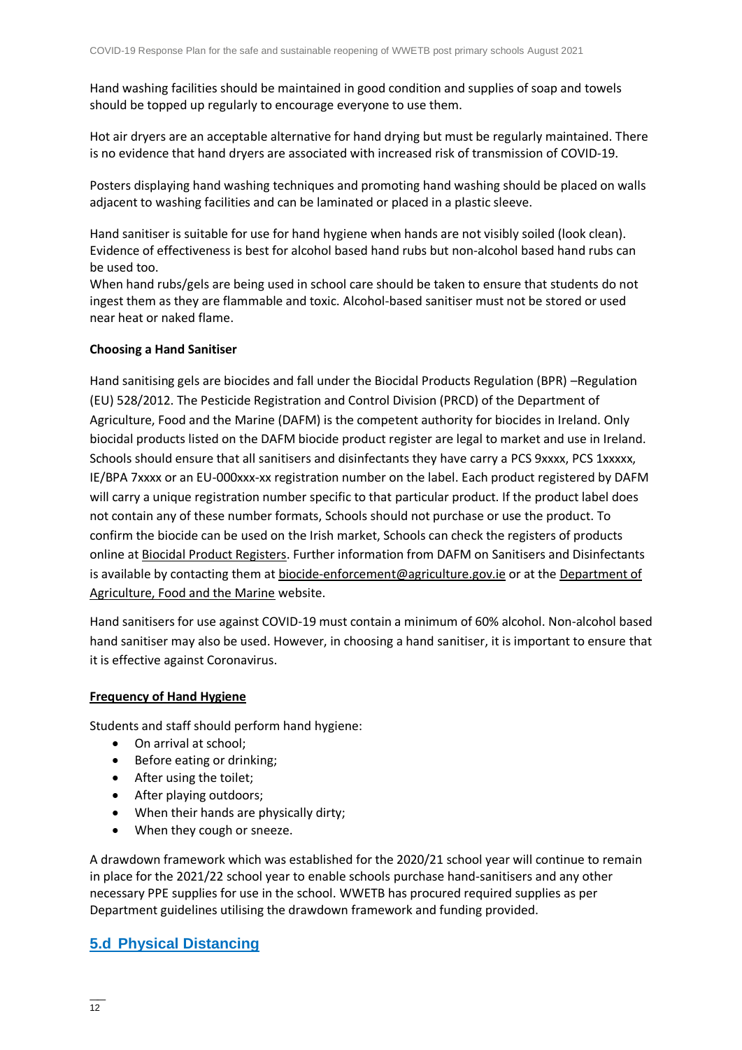Hand washing facilities should be maintained in good condition and supplies of soap and towels should be topped up regularly to encourage everyone to use them.

Hot air dryers are an acceptable alternative for hand drying but must be regularly maintained. There is no evidence that hand dryers are associated with increased risk of transmission of COVID-19.

Posters displaying hand washing techniques and promoting hand washing should be placed on walls adjacent to washing facilities and can be laminated or placed in a plastic sleeve.

Hand sanitiser is suitable for use for hand hygiene when hands are not visibly soiled (look clean). Evidence of effectiveness is best for alcohol based hand rubs but non-alcohol based hand rubs can be used too.
When hand rubs/gels are being used in school care should be taken to ensure that students do not ingest them as they are flammable and toxic. Alcohol-based sanitiser must not be stored or used near heat or naked flame.

**Choosing a Hand Sanitiser**

Hand sanitising gels are biocides and fall under the Biocidal Products Regulation (BPR) –Regulation (EU) 528/2012. The Pesticide Registration and Control Division (PRCD) of the Department of Agriculture, Food and the Marine (DAFM) is the competent authority for biocides in Ireland. Only biocidal products listed on the DAFM biocide product register are legal to market and use in Ireland. Schools should ensure that all sanitisers and disinfectants they have carry a PCS 9xxxx, PCS 1xxxxx, IE/BPA 7xxxx or an EU-000xxx-xx registration number on the label. Each product registered by DAFM will carry a unique registration number specific to that particular product. If the product label does not contain any of these number formats, Schools should not purchase or use the product. To confirm the biocide can be used on the Irish market, Schools can check the registers of products online at Biocidal Product Registers. Further information from DAFM on Sanitisers and Disinfectants is available by contacting them at biocide-enforcement@agriculture.gov.ie or at the Department of Agriculture, Food and the Marine website.

Hand sanitisers for use against COVID-19 must contain a minimum of 60% alcohol. Non-alcohol based hand sanitiser may also be used. However, in choosing a hand sanitiser, it is important to ensure that it is effective against Coronavirus.

**Frequency of Hand Hygiene**

Students and staff should perform hand hygiene:

- On arrival at school;
- Before eating or drinking;
- After using the toilet;
- After playing outdoors;
- When their hands are physically dirty;
- When they cough or sneeze.

A drawdown framework which was established for the 2020/21 school year will continue to remain in place for the 2021/22 school year to enable schools purchase hand-sanitisers and any other necessary PPE supplies for use in the school. WWETB has procured required supplies as per Department guidelines utilising the drawdown framework and funding provided.

## 5.d Physical Distancing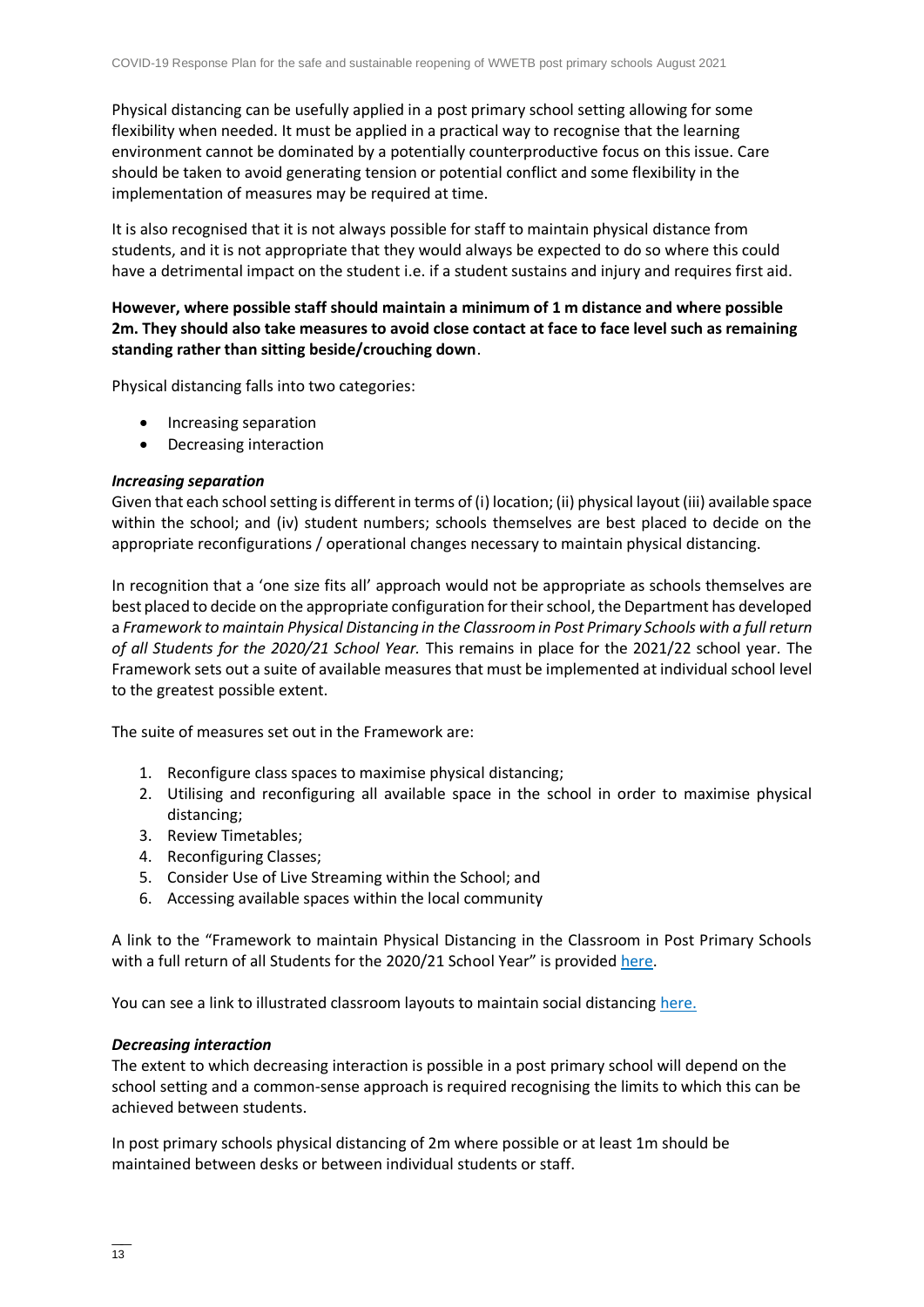Physical distancing can be usefully applied in a post primary school setting allowing for some flexibility when needed. It must be applied in a practical way to recognise that the learning environment cannot be dominated by a potentially counterproductive focus on this issue. Care should be taken to avoid generating tension or potential conflict and some flexibility in the implementation of measures may be required at time.

It is also recognised that it is not always possible for staff to maintain physical distance from students, and it is not appropriate that they would always be expected to do so where this could have a detrimental impact on the student i.e. if a student sustains and injury and requires first aid.

**However, where possible staff should maintain a minimum of 1 m distance and where possible 2m. They should also take measures to avoid close contact at face to face level such as remaining standing rather than sitting beside/crouching down**.

Physical distancing falls into two categories:

- Increasing separation
- Decreasing interaction

***Increasing separation***

Given that each school setting is different in terms of (i) location; (ii) physical layout (iii) available space within the school; and (iv) student numbers; schools themselves are best placed to decide on the appropriate reconfigurations / operational changes necessary to maintain physical distancing.

In recognition that a 'one size fits all' approach would not be appropriate as schools themselves are best placed to decide on the appropriate configuration for their school, the Department has developed a *Framework to maintain Physical Distancing in the Classroom in Post Primary Schools with a full return of all Students for the 2020/21 School Year.* This remains in place for the 2021/22 school year. The Framework sets out a suite of available measures that must be implemented at individual school level to the greatest possible extent.

The suite of measures set out in the Framework are:

1. Reconfigure class spaces to maximise physical distancing;
2. Utilising and reconfiguring all available space in the school in order to maximise physical distancing;
3. Review Timetables;
4. Reconfiguring Classes;
5. Consider Use of Live Streaming within the School; and
6. Accessing available spaces within the local community

A link to the "Framework to maintain Physical Distancing in the Classroom in Post Primary Schools with a full return of all Students for the 2020/21 School Year" is provided here.

You can see a link to illustrated classroom layouts to maintain social distancing here.

***Decreasing interaction***

The extent to which decreasing interaction is possible in a post primary school will depend on the school setting and a common-sense approach is required recognising the limits to which this can be achieved between students.

In post primary schools physical distancing of 2m where possible or at least 1m should be maintained between desks or between individual students or staff.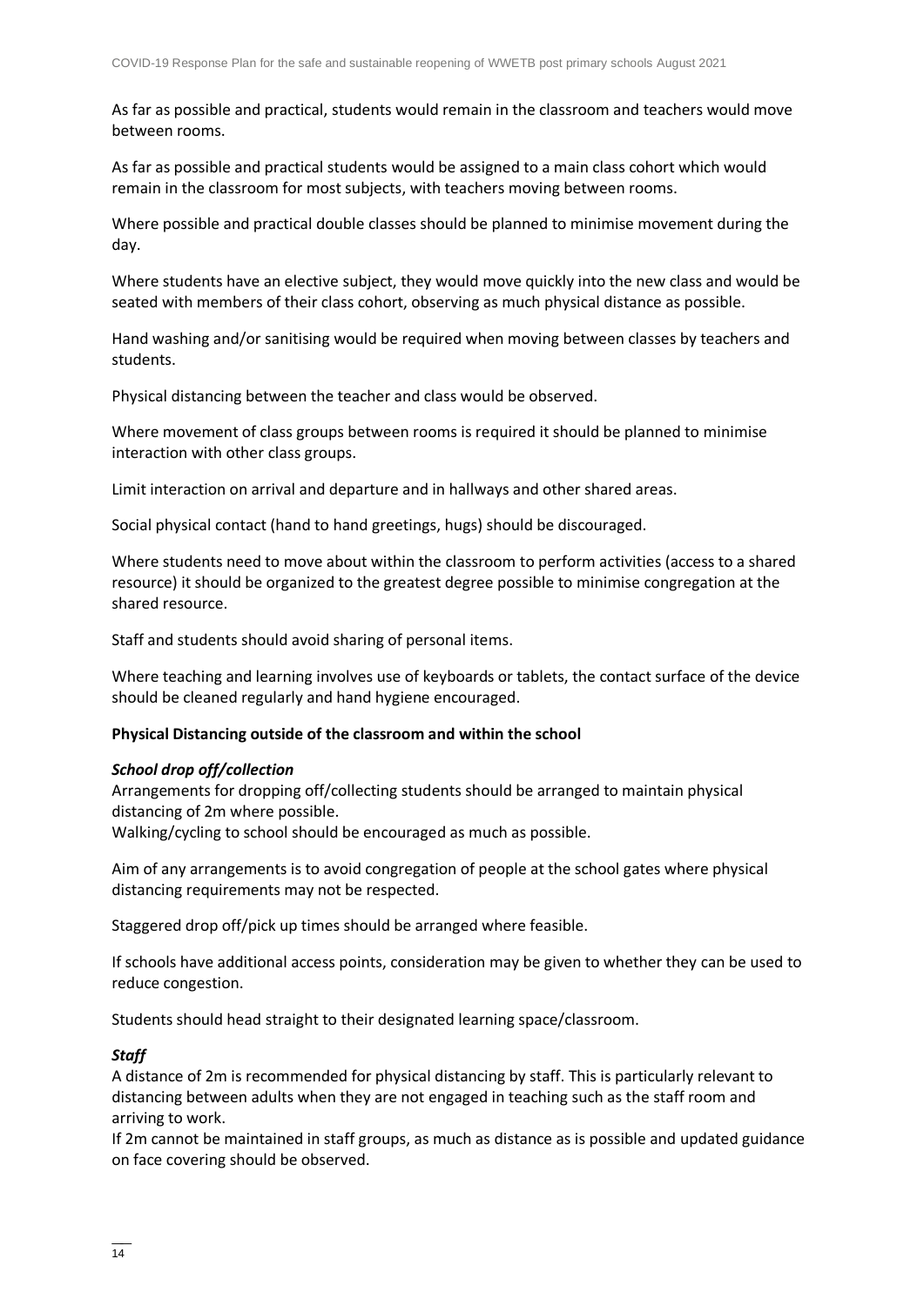As far as possible and practical, students would remain in the classroom and teachers would move between rooms.

As far as possible and practical students would be assigned to a main class cohort which would remain in the classroom for most subjects, with teachers moving between rooms.

Where possible and practical double classes should be planned to minimise movement during the day.

Where students have an elective subject, they would move quickly into the new class and would be seated with members of their class cohort, observing as much physical distance as possible.

Hand washing and/or sanitising would be required when moving between classes by teachers and students.

Physical distancing between the teacher and class would be observed.

Where movement of class groups between rooms is required it should be planned to minimise interaction with other class groups.

Limit interaction on arrival and departure and in hallways and other shared areas.

Social physical contact (hand to hand greetings, hugs) should be discouraged.

Where students need to move about within the classroom to perform activities (access to a shared resource) it should be organized to the greatest degree possible to minimise congregation at the shared resource.

Staff and students should avoid sharing of personal items.

Where teaching and learning involves use of keyboards or tablets, the contact surface of the device should be cleaned regularly and hand hygiene encouraged.

**Physical Distancing outside of the classroom and within the school**

***School drop off/collection***

Arrangements for dropping off/collecting students should be arranged to maintain physical distancing of 2m where possible.
Walking/cycling to school should be encouraged as much as possible.

Aim of any arrangements is to avoid congregation of people at the school gates where physical distancing requirements may not be respected.

Staggered drop off/pick up times should be arranged where feasible.

If schools have additional access points, consideration may be given to whether they can be used to reduce congestion.

Students should head straight to their designated learning space/classroom.

***Staff***

A distance of 2m is recommended for physical distancing by staff. This is particularly relevant to distancing between adults when they are not engaged in teaching such as the staff room and arriving to work.
If 2m cannot be maintained in staff groups, as much as distance as is possible and updated guidance on face covering should be observed.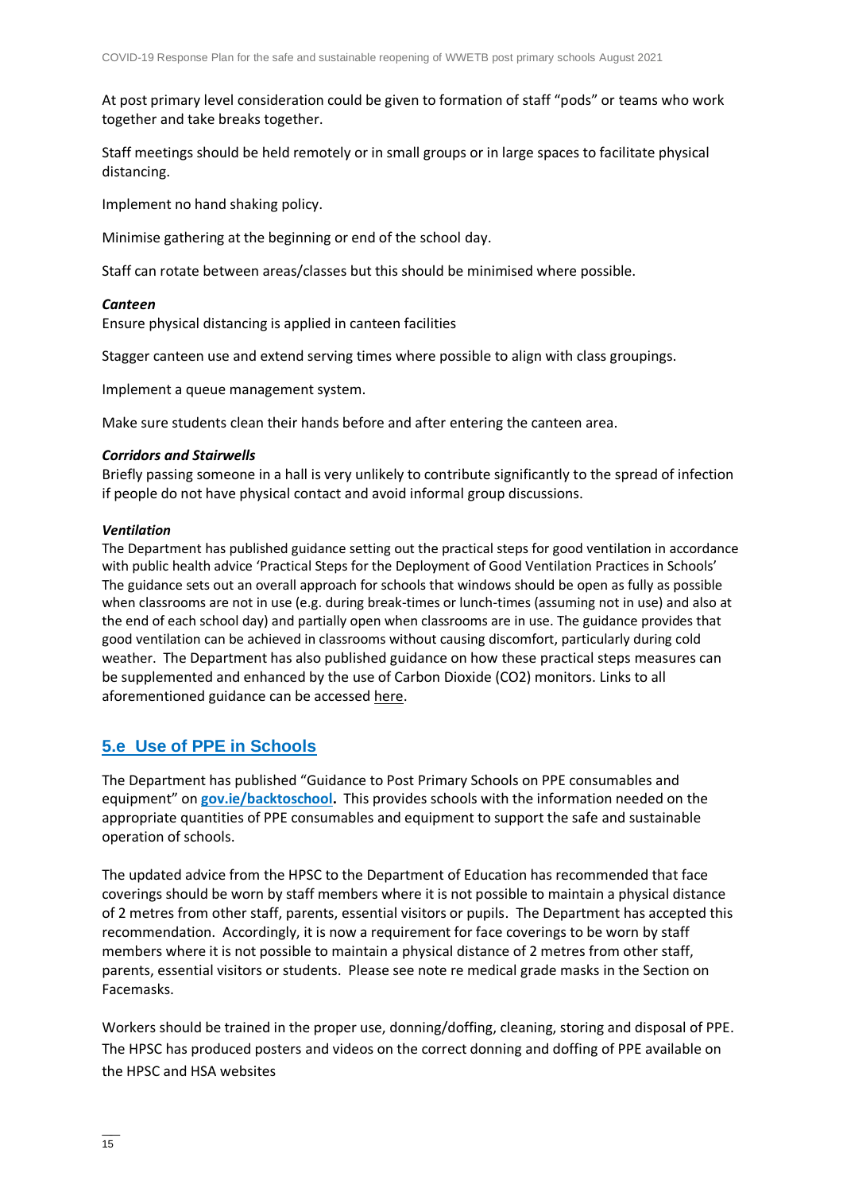At post primary level consideration could be given to formation of staff "pods" or teams who work together and take breaks together.

Staff meetings should be held remotely or in small groups or in large spaces to facilitate physical distancing.

Implement no hand shaking policy.

Minimise gathering at the beginning or end of the school day.

Staff can rotate between areas/classes but this should be minimised where possible.

***Canteen***
Ensure physical distancing is applied in canteen facilities

Stagger canteen use and extend serving times where possible to align with class groupings.

Implement a queue management system.

Make sure students clean their hands before and after entering the canteen area.

***Corridors and Stairwells***
Briefly passing someone in a hall is very unlikely to contribute significantly to the spread of infection if people do not have physical contact and avoid informal group discussions.

***Ventilation***
The Department has published guidance setting out the practical steps for good ventilation in accordance with public health advice 'Practical Steps for the Deployment of Good Ventilation Practices in Schools' The guidance sets out an overall approach for schools that windows should be open as fully as possible when classrooms are not in use (e.g. during break-times or lunch-times (assuming not in use) and also at the end of each school day) and partially open when classrooms are in use. The guidance provides that good ventilation can be achieved in classrooms without causing discomfort, particularly during cold weather. The Department has also published guidance on how these practical steps measures can be supplemented and enhanced by the use of Carbon Dioxide ($CO_2$) monitors. Links to all aforementioned guidance can be accessed here.

## 5.e Use of PPE in Schools

The Department has published "Guidance to Post Primary Schools on PPE consumables and equipment" on **gov.ie/backtoschool.** This provides schools with the information needed on the appropriate quantities of PPE consumables and equipment to support the safe and sustainable operation of schools.

The updated advice from the HPSC to the Department of Education has recommended that face coverings should be worn by staff members where it is not possible to maintain a physical distance of 2 metres from other staff, parents, essential visitors or pupils. The Department has accepted this recommendation. Accordingly, it is now a requirement for face coverings to be worn by staff members where it is not possible to maintain a physical distance of 2 metres from other staff, parents, essential visitors or students. Please see note re medical grade masks in the Section on Facemasks.

Workers should be trained in the proper use, donning/doffing, cleaning, storing and disposal of PPE. The HPSC has produced posters and videos on the correct donning and doffing of PPE available on the HPSC and HSA websites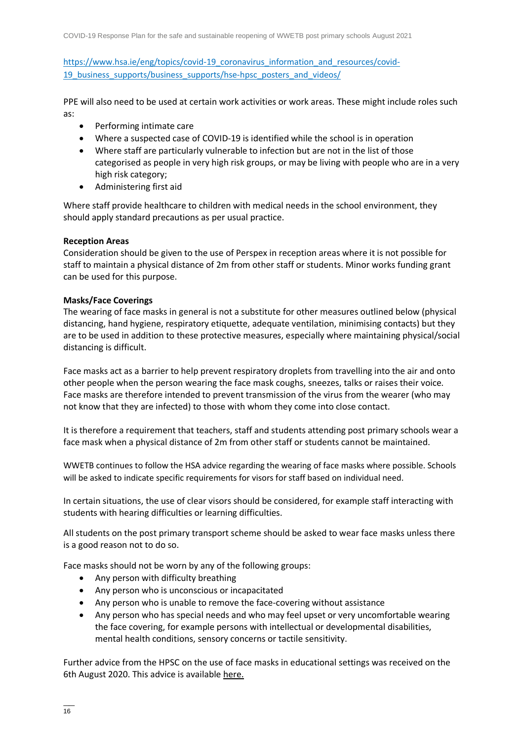https://www.hsa.ie/eng/topics/covid-19_coronavirus_information_and_resources/covid-19_business_supports/business_supports/hse-hpsc_posters_and_videos/

PPE will also need to be used at certain work activities or work areas. These might include roles such as:

- Performing intimate care
- Where a suspected case of COVID-19 is identified while the school is in operation
- Where staff are particularly vulnerable to infection but are not in the list of those categorised as people in very high risk groups, or may be living with people who are in a very high risk category;
- Administering first aid

Where staff provide healthcare to children with medical needs in the school environment, they should apply standard precautions as per usual practice.

**Reception Areas**

Consideration should be given to the use of Perspex in reception areas where it is not possible for staff to maintain a physical distance of 2m from other staff or students. Minor works funding grant can be used for this purpose.

**Masks/Face Coverings**

The wearing of face masks in general is not a substitute for other measures outlined below (physical distancing, hand hygiene, respiratory etiquette, adequate ventilation, minimising contacts) but they are to be used in addition to these protective measures, especially where maintaining physical/social distancing is difficult.

Face masks act as a barrier to help prevent respiratory droplets from travelling into the air and onto other people when the person wearing the face mask coughs, sneezes, talks or raises their voice. Face masks are therefore intended to prevent transmission of the virus from the wearer (who may not know that they are infected) to those with whom they come into close contact.

It is therefore a requirement that teachers, staff and students attending post primary schools wear a face mask when a physical distance of 2m from other staff or students cannot be maintained.

WWETB continues to follow the HSA advice regarding the wearing of face masks where possible. Schools will be asked to indicate specific requirements for visors for staff based on individual need.

In certain situations, the use of clear visors should be considered, for example staff interacting with students with hearing difficulties or learning difficulties.

All students on the post primary transport scheme should be asked to wear face masks unless there is a good reason not to do so.

Face masks should not be worn by any of the following groups:

- Any person with difficulty breathing
- Any person who is unconscious or incapacitated
- Any person who is unable to remove the face-covering without assistance
- Any person who has special needs and who may feel upset or very uncomfortable wearing the face covering, for example persons with intellectual or developmental disabilities, mental health conditions, sensory concerns or tactile sensitivity.

Further advice from the HPSC on the use of face masks in educational settings was received on the 6th August 2020. This advice is available here.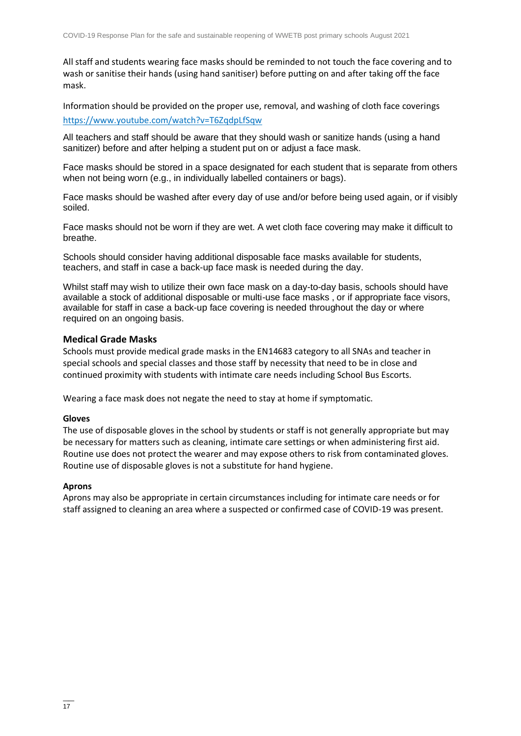All staff and students wearing face masks should be reminded to not touch the face covering and to wash or sanitise their hands (using hand sanitiser) before putting on and after taking off the face mask.

Information should be provided on the proper use, removal, and washing of cloth face coverings https://www.youtube.com/watch?v=T6ZqdpLfSqw

All teachers and staff should be aware that they should wash or sanitize hands (using a hand sanitizer) before and after helping a student put on or adjust a face mask.

Face masks should be stored in a space designated for each student that is separate from others when not being worn (e.g., in individually labelled containers or bags).

Face masks should be washed after every day of use and/or before being used again, or if visibly soiled.

Face masks should not be worn if they are wet. A wet cloth face covering may make it difficult to breathe.

Schools should consider having additional disposable face masks available for students, teachers, and staff in case a back-up face mask is needed during the day.

Whilst staff may wish to utilize their own face mask on a day-to-day basis, schools should have available a stock of additional disposable or multi-use face masks , or if appropriate face visors, available for staff in case a back-up face covering is needed throughout the day or where required on an ongoing basis.

### Medical Grade Masks

Schools must provide medical grade masks in the EN14683 category to all SNAs and teacher in special schools and special classes and those staff by necessity that need to be in close and continued proximity with students with intimate care needs including School Bus Escorts.

Wearing a face mask does not negate the need to stay at home if symptomatic.

#### Gloves

The use of disposable gloves in the school by students or staff is not generally appropriate but may be necessary for matters such as cleaning, intimate care settings or when administering first aid. Routine use does not protect the wearer and may expose others to risk from contaminated gloves. Routine use of disposable gloves is not a substitute for hand hygiene.

#### Aprons

Aprons may also be appropriate in certain circumstances including for intimate care needs or for staff assigned to cleaning an area where a suspected or confirmed case of COVID-19 was present.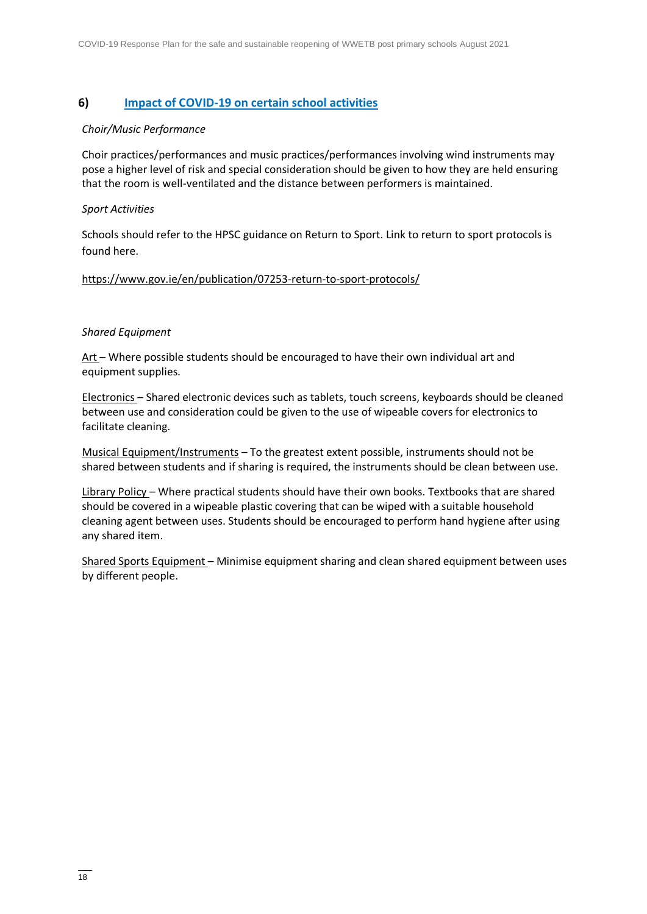## 6) Impact of COVID-19 on certain school activities

*Choir/Music Performance*

Choir practices/performances and music practices/performances involving wind instruments may pose a higher level of risk and special consideration should be given to how they are held ensuring that the room is well-ventilated and the distance between performers is maintained.

*Sport Activities*

Schools should refer to the HPSC guidance on Return to Sport. Link to return to sport protocols is found here.

https://www.gov.ie/en/publication/07253-return-to-sport-protocols/

*Shared Equipment*

Art – Where possible students should be encouraged to have their own individual art and equipment supplies.

Electronics – Shared electronic devices such as tablets, touch screens, keyboards should be cleaned between use and consideration could be given to the use of wipeable covers for electronics to facilitate cleaning.

Musical Equipment/Instruments – To the greatest extent possible, instruments should not be shared between students and if sharing is required, the instruments should be clean between use.

Library Policy – Where practical students should have their own books. Textbooks that are shared should be covered in a wipeable plastic covering that can be wiped with a suitable household cleaning agent between uses. Students should be encouraged to perform hand hygiene after using any shared item.

Shared Sports Equipment – Minimise equipment sharing and clean shared equipment between uses by different people.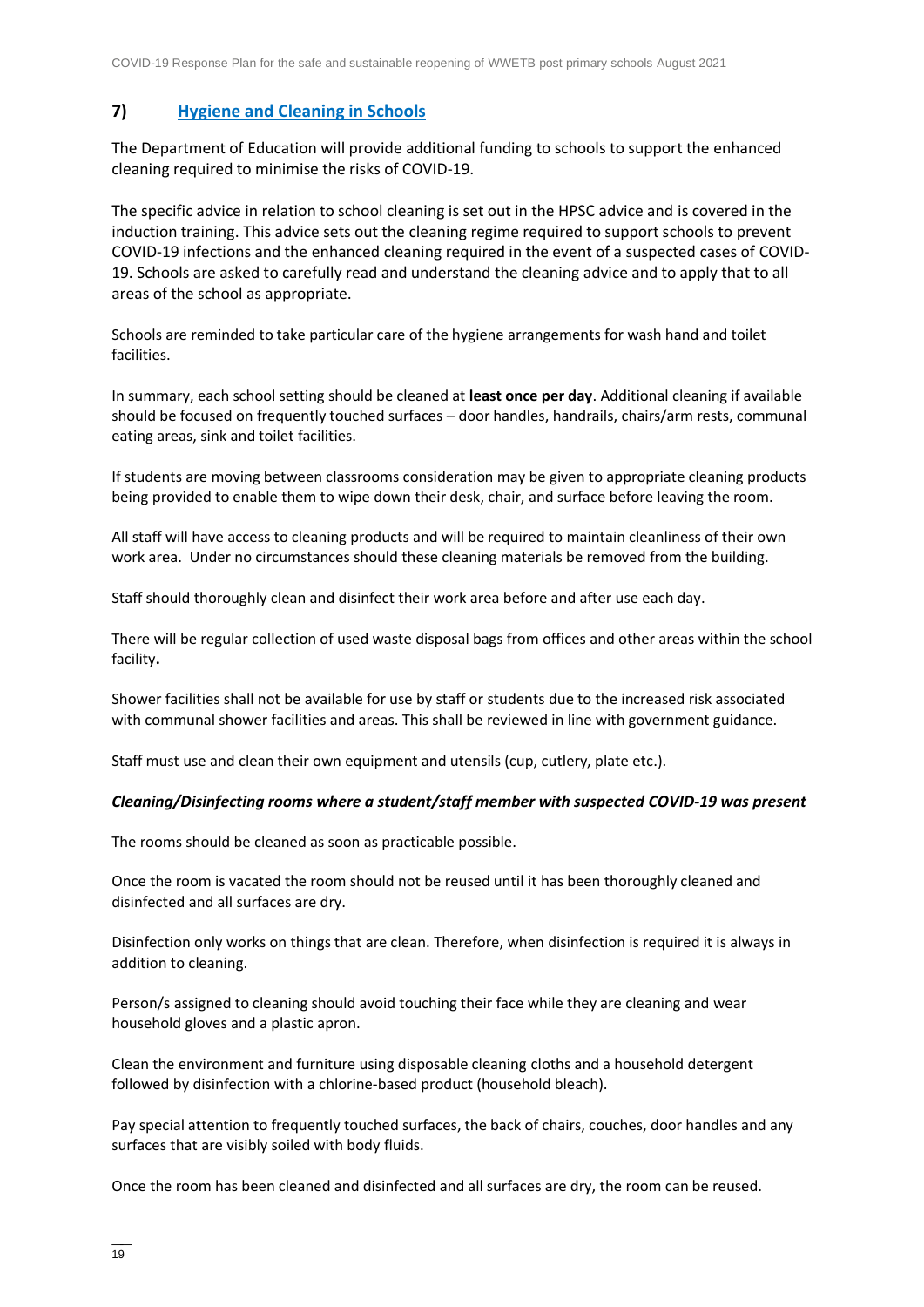## 7) Hygiene and Cleaning in Schools

The Department of Education will provide additional funding to schools to support the enhanced cleaning required to minimise the risks of COVID-19.

The specific advice in relation to school cleaning is set out in the HPSC advice and is covered in the induction training. This advice sets out the cleaning regime required to support schools to prevent COVID-19 infections and the enhanced cleaning required in the event of a suspected cases of COVID-19. Schools are asked to carefully read and understand the cleaning advice and to apply that to all areas of the school as appropriate.

Schools are reminded to take particular care of the hygiene arrangements for wash hand and toilet facilities.

In summary, each school setting should be cleaned at **least once per day**. Additional cleaning if available should be focused on frequently touched surfaces – door handles, handrails, chairs/arm rests, communal eating areas, sink and toilet facilities.

If students are moving between classrooms consideration may be given to appropriate cleaning products being provided to enable them to wipe down their desk, chair, and surface before leaving the room.

All staff will have access to cleaning products and will be required to maintain cleanliness of their own work area. Under no circumstances should these cleaning materials be removed from the building.

Staff should thoroughly clean and disinfect their work area before and after use each day.

There will be regular collection of used waste disposal bags from offices and other areas within the school facility**.**

Shower facilities shall not be available for use by staff or students due to the increased risk associated with communal shower facilities and areas. This shall be reviewed in line with government guidance.

Staff must use and clean their own equipment and utensils (cup, cutlery, plate etc.).

### *Cleaning/Disinfecting rooms where a student/staff member with suspected COVID-19 was present*

The rooms should be cleaned as soon as practicable possible.

Once the room is vacated the room should not be reused until it has been thoroughly cleaned and disinfected and all surfaces are dry.

Disinfection only works on things that are clean. Therefore, when disinfection is required it is always in addition to cleaning.

Person/s assigned to cleaning should avoid touching their face while they are cleaning and wear household gloves and a plastic apron.

Clean the environment and furniture using disposable cleaning cloths and a household detergent followed by disinfection with a chlorine-based product (household bleach).

Pay special attention to frequently touched surfaces, the back of chairs, couches, door handles and any surfaces that are visibly soiled with body fluids.

Once the room has been cleaned and disinfected and all surfaces are dry, the room can be reused.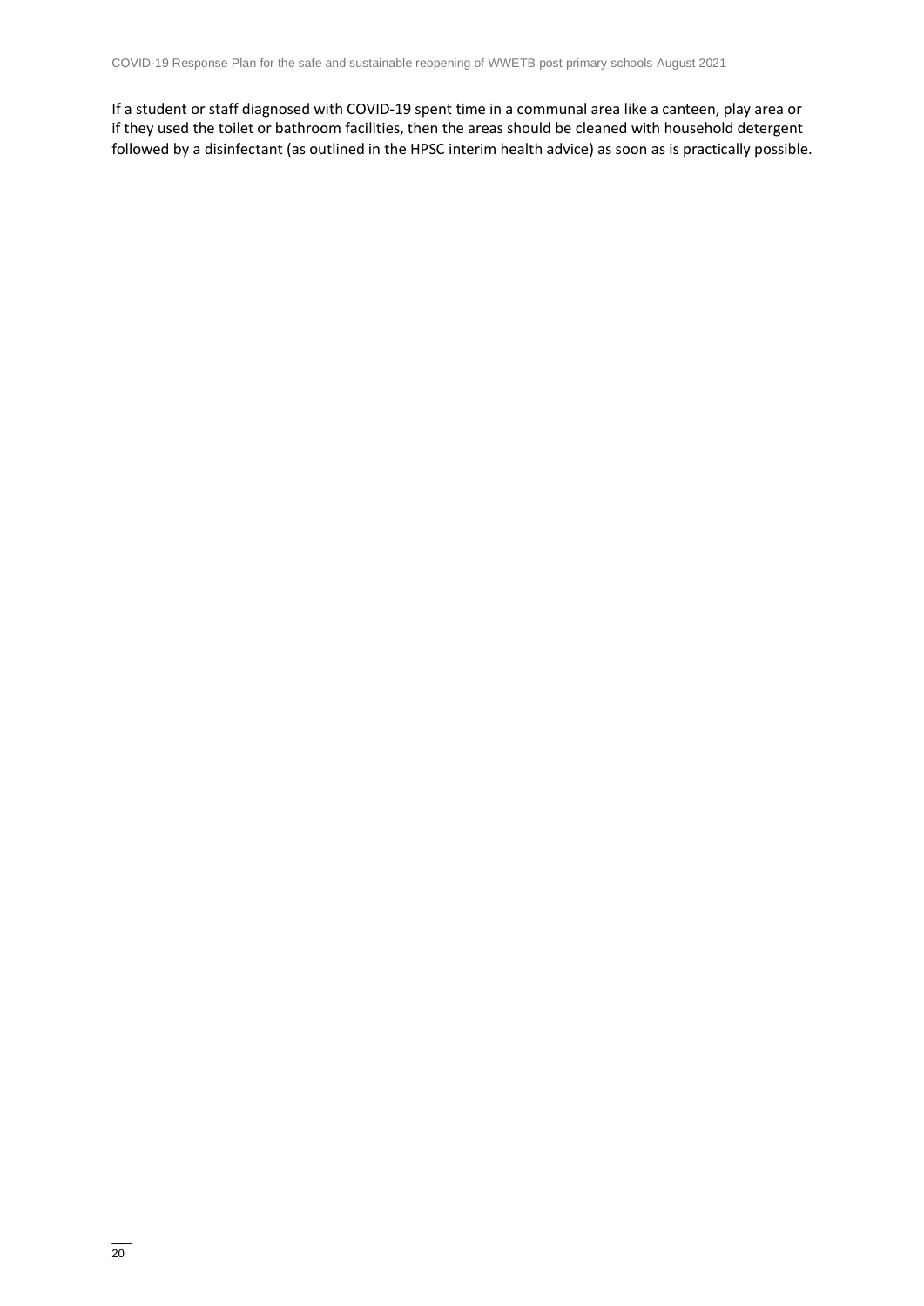If a student or staff diagnosed with COVID-19 spent time in a communal area like a canteen, play area or if they used the toilet or bathroom facilities, then the areas should be cleaned with household detergent followed by a disinfectant (as outlined in the HPSC interim health advice) as soon as is practically possible.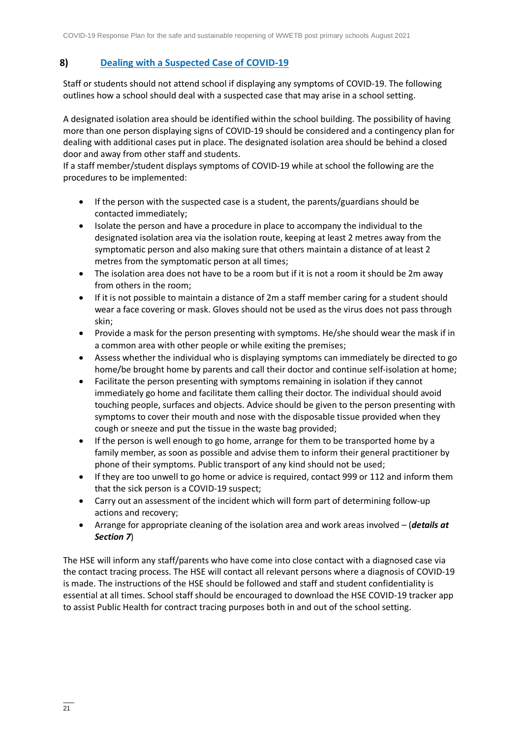## 8) Dealing with a Suspected Case of COVID-19

Staff or students should not attend school if displaying any symptoms of COVID-19. The following outlines how a school should deal with a suspected case that may arise in a school setting.

A designated isolation area should be identified within the school building. The possibility of having more than one person displaying signs of COVID-19 should be considered and a contingency plan for dealing with additional cases put in place. The designated isolation area should be behind a closed door and away from other staff and students.

If a staff member/student displays symptoms of COVID-19 while at school the following are the procedures to be implemented:

- If the person with the suspected case is a student, the parents/guardians should be contacted immediately;
- Isolate the person and have a procedure in place to accompany the individual to the designated isolation area via the isolation route, keeping at least 2 metres away from the symptomatic person and also making sure that others maintain a distance of at least 2 metres from the symptomatic person at all times;
- The isolation area does not have to be a room but if it is not a room it should be 2m away from others in the room;
- If it is not possible to maintain a distance of 2m a staff member caring for a student should wear a face covering or mask. Gloves should not be used as the virus does not pass through skin;
- Provide a mask for the person presenting with symptoms. He/she should wear the mask if in a common area with other people or while exiting the premises;
- Assess whether the individual who is displaying symptoms can immediately be directed to go home/be brought home by parents and call their doctor and continue self-isolation at home;
- Facilitate the person presenting with symptoms remaining in isolation if they cannot immediately go home and facilitate them calling their doctor. The individual should avoid touching people, surfaces and objects. Advice should be given to the person presenting with symptoms to cover their mouth and nose with the disposable tissue provided when they cough or sneeze and put the tissue in the waste bag provided;
- If the person is well enough to go home, arrange for them to be transported home by a family member, as soon as possible and advise them to inform their general practitioner by phone of their symptoms. Public transport of any kind should not be used;
- If they are too unwell to go home or advice is required, contact 999 or 112 and inform them that the sick person is a COVID-19 suspect;
- Carry out an assessment of the incident which will form part of determining follow-up actions and recovery;
- Arrange for appropriate cleaning of the isolation area and work areas involved – (***details at Section 7***)

The HSE will inform any staff/parents who have come into close contact with a diagnosed case via the contact tracing process. The HSE will contact all relevant persons where a diagnosis of COVID-19 is made. The instructions of the HSE should be followed and staff and student confidentiality is essential at all times. School staff should be encouraged to download the HSE COVID-19 tracker app to assist Public Health for contract tracing purposes both in and out of the school setting.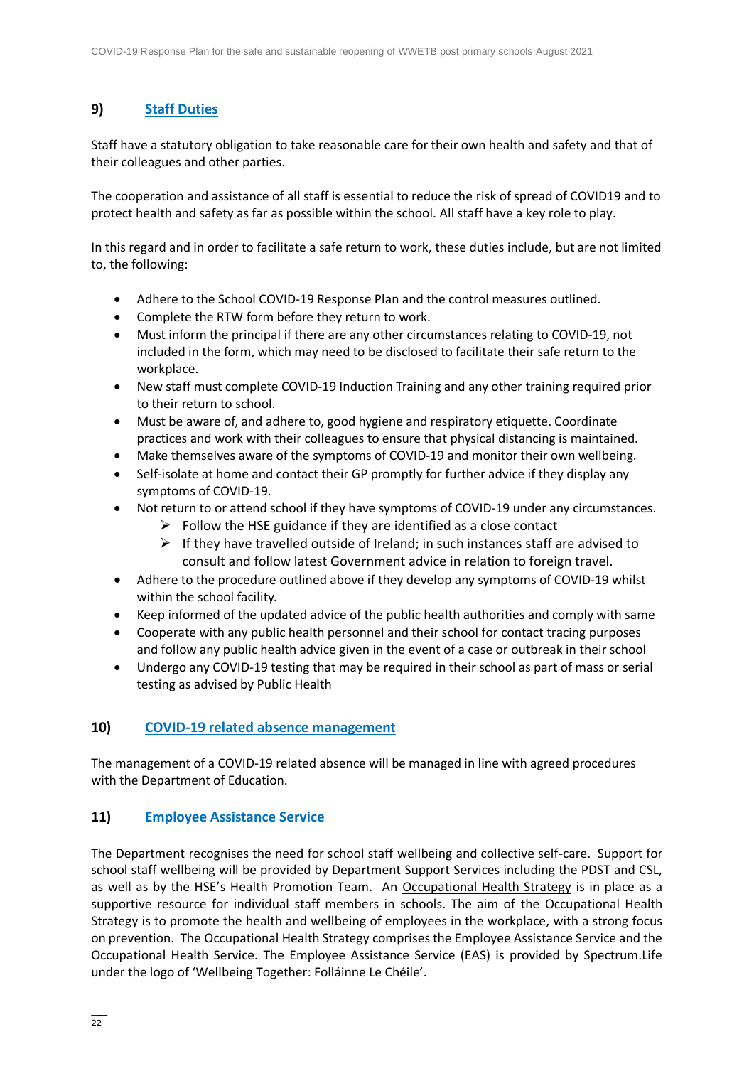## 9) Staff Duties

Staff have a statutory obligation to take reasonable care for their own health and safety and that of their colleagues and other parties.

The cooperation and assistance of all staff is essential to reduce the risk of spread of COVID19 and to protect health and safety as far as possible within the school. All staff have a key role to play.

In this regard and in order to facilitate a safe return to work, these duties include, but are not limited to, the following:

- Adhere to the School COVID-19 Response Plan and the control measures outlined.
- Complete the RTW form before they return to work.
- Must inform the principal if there are any other circumstances relating to COVID-19, not included in the form, which may need to be disclosed to facilitate their safe return to the workplace.
- New staff must complete COVID-19 Induction Training and any other training required prior to their return to school.
- Must be aware of, and adhere to, good hygiene and respiratory etiquette. Coordinate practices and work with their colleagues to ensure that physical distancing is maintained.
- Make themselves aware of the symptoms of COVID-19 and monitor their own wellbeing.
- Self-isolate at home and contact their GP promptly for further advice if they display any symptoms of COVID-19.
- Not return to or attend school if they have symptoms of COVID-19 under any circumstances.
  - Follow the HSE guidance if they are identified as a close contact
  - If they have travelled outside of Ireland; in such instances staff are advised to consult and follow latest Government advice in relation to foreign travel.
- Adhere to the procedure outlined above if they develop any symptoms of COVID-19 whilst within the school facility.
- Keep informed of the updated advice of the public health authorities and comply with same
- Cooperate with any public health personnel and their school for contact tracing purposes and follow any public health advice given in the event of a case or outbreak in their school
- Undergo any COVID-19 testing that may be required in their school as part of mass or serial testing as advised by Public Health

## 10) COVID-19 related absence management

The management of a COVID-19 related absence will be managed in line with agreed procedures with the Department of Education.

## 11) Employee Assistance Service

The Department recognises the need for school staff wellbeing and collective self-care. Support for school staff wellbeing will be provided by Department Support Services including the PDST and CSL, as well as by the HSE's Health Promotion Team. An Occupational Health Strategy is in place as a supportive resource for individual staff members in schools. The aim of the Occupational Health Strategy is to promote the health and wellbeing of employees in the workplace, with a strong focus on prevention. The Occupational Health Strategy comprises the Employee Assistance Service and the Occupational Health Service. The Employee Assistance Service (EAS) is provided by Spectrum.Life under the logo of 'Wellbeing Together: Folláinne Le Chéile'.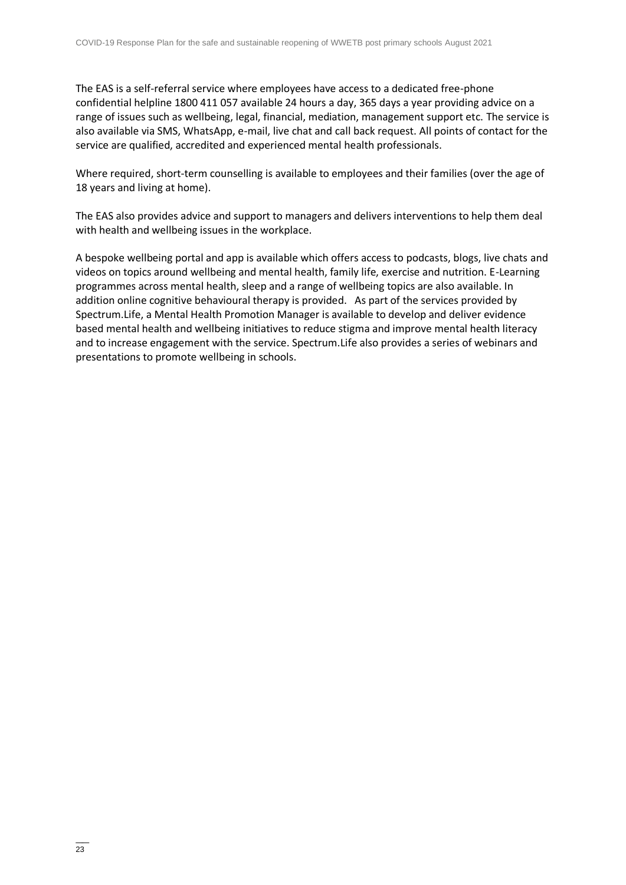The EAS is a self-referral service where employees have access to a dedicated free-phone confidential helpline 1800 411 057 available 24 hours a day, 365 days a year providing advice on a range of issues such as wellbeing, legal, financial, mediation, management support etc. The service is also available via SMS, WhatsApp, e-mail, live chat and call back request. All points of contact for the service are qualified, accredited and experienced mental health professionals.

Where required, short-term counselling is available to employees and their families (over the age of 18 years and living at home).

The EAS also provides advice and support to managers and delivers interventions to help them deal with health and wellbeing issues in the workplace.

A bespoke wellbeing portal and app is available which offers access to podcasts, blogs, live chats and videos on topics around wellbeing and mental health, family life, exercise and nutrition. E-Learning programmes across mental health, sleep and a range of wellbeing topics are also available. In addition online cognitive behavioural therapy is provided. As part of the services provided by Spectrum.Life, a Mental Health Promotion Manager is available to develop and deliver evidence based mental health and wellbeing initiatives to reduce stigma and improve mental health literacy and to increase engagement with the service. Spectrum.Life also provides a series of webinars and presentations to promote wellbeing in schools.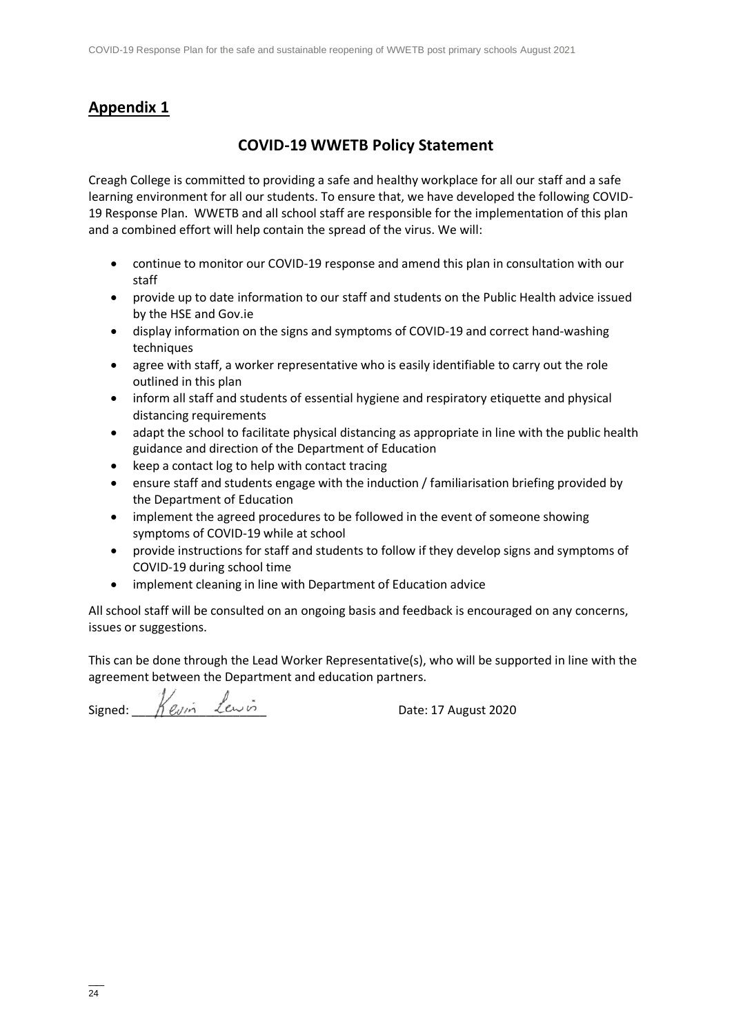## Appendix 1

### COVID-19 WWETB Policy Statement

Creagh College is committed to providing a safe and healthy workplace for all our staff and a safe learning environment for all our students. To ensure that, we have developed the following COVID-19 Response Plan. WWETB and all school staff are responsible for the implementation of this plan and a combined effort will help contain the spread of the virus. We will:

- continue to monitor our COVID-19 response and amend this plan in consultation with our staff
- provide up to date information to our staff and students on the Public Health advice issued by the HSE and Gov.ie
- display information on the signs and symptoms of COVID-19 and correct hand-washing techniques
- agree with staff, a worker representative who is easily identifiable to carry out the role outlined in this plan
- inform all staff and students of essential hygiene and respiratory etiquette and physical distancing requirements
- adapt the school to facilitate physical distancing as appropriate in line with the public health guidance and direction of the Department of Education
- keep a contact log to help with contact tracing
- ensure staff and students engage with the induction / familiarisation briefing provided by the Department of Education
- implement the agreed procedures to be followed in the event of someone showing symptoms of COVID-19 while at school
- provide instructions for staff and students to follow if they develop signs and symptoms of COVID-19 during school time
- implement cleaning in line with Department of Education advice

All school staff will be consulted on an ongoing basis and feedback is encouraged on any concerns, issues or suggestions.

This can be done through the Lead Worker Representative(s), who will be supported in line with the agreement between the Department and education partners.

Signed: Kevin Lewis                Date: 17 August 2020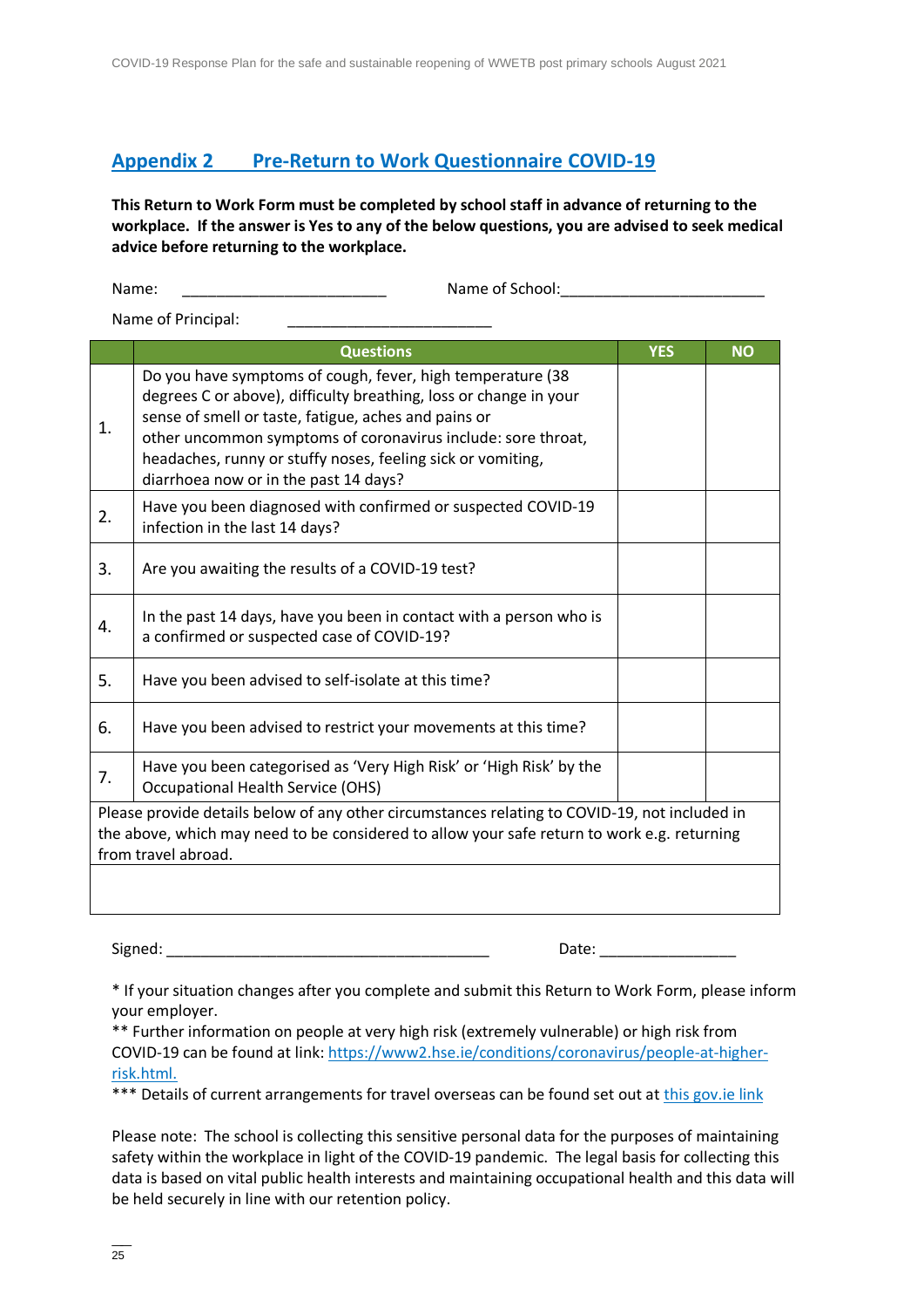## Appendix 2 Pre-Return to Work Questionnaire COVID-19

**This Return to Work Form must be completed by school staff in advance of returning to the workplace. If the answer is Yes to any of the below questions, you are advised to seek medical advice before returning to the workplace.**

Name: ________________________ Name of School:________________________

Name of Principal: ________________________

| | Questions | YES | NO |
|---|---|---|---|
| 1. | Do you have symptoms of cough, fever, high temperature (38 degrees C or above), difficulty breathing, loss or change in your sense of smell or taste, fatigue, aches and pains or other uncommon symptoms of coronavirus include: sore throat, headaches, runny or stuffy noses, feeling sick or vomiting, diarrhoea now or in the past 14 days? | | |
| 2. | Have you been diagnosed with confirmed or suspected COVID-19 infection in the last 14 days? | | |
| 3. | Are you awaiting the results of a COVID-19 test? | | |
| 4. | In the past 14 days, have you been in contact with a person who is a confirmed or suspected case of COVID-19? | | |
| 5. | Have you been advised to self-isolate at this time? | | |
| 6. | Have you been advised to restrict your movements at this time? | | |
| 7. | Have you been categorised as 'Very High Risk' or 'High Risk' by the Occupational Health Service (OHS) | | |
| Please provide details below of any other circumstances relating to COVID-19, not included in the above, which may need to be considered to allow your safe return to work e.g. returning from travel abroad. | | | |
| | | | |

Signed: ________________________________________ Date: ________________

* If your situation changes after you complete and submit this Return to Work Form, please inform your employer.
** Further information on people at very high risk (extremely vulnerable) or high risk from COVID-19 can be found at link: https://www2.hse.ie/conditions/coronavirus/people-at-higher-risk.html.
*** Details of current arrangements for travel overseas can be found set out at this gov.ie link

Please note: The school is collecting this sensitive personal data for the purposes of maintaining safety within the workplace in light of the COVID-19 pandemic. The legal basis for collecting this data is based on vital public health interests and maintaining occupational health and this data will be held securely in line with our retention policy.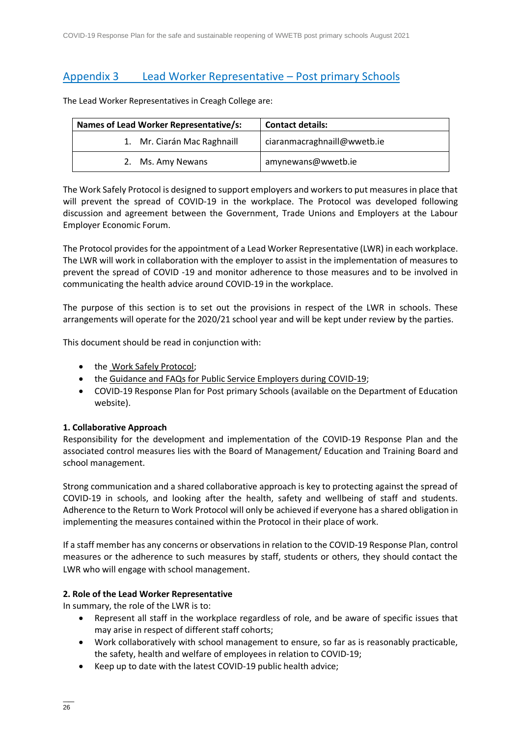## Appendix 3 Lead Worker Representative – Post primary Schools

The Lead Worker Representatives in Creagh College are:

| Names of Lead Worker Representative/s: | Contact details: |
| --- | --- |
| 1. Mr. Ciarán Mac Raghnaill | ciaranmacraghnaill@wwetb.ie |
| 2. Ms. Amy Newans | amynewans@wwetb.ie |

The Work Safely Protocol is designed to support employers and workers to put measures in place that will prevent the spread of COVID-19 in the workplace. The Protocol was developed following discussion and agreement between the Government, Trade Unions and Employers at the Labour Employer Economic Forum.

The Protocol provides for the appointment of a Lead Worker Representative (LWR) in each workplace. The LWR will work in collaboration with the employer to assist in the implementation of measures to prevent the spread of COVID -19 and monitor adherence to those measures and to be involved in communicating the health advice around COVID-19 in the workplace.

The purpose of this section is to set out the provisions in respect of the LWR in schools. These arrangements will operate for the 2020/21 school year and will be kept under review by the parties.

This document should be read in conjunction with:

- the Work Safely Protocol;
- the Guidance and FAQs for Public Service Employers during COVID-19;
- COVID-19 Response Plan for Post primary Schools (available on the Department of Education website).

**1. Collaborative Approach**

Responsibility for the development and implementation of the COVID-19 Response Plan and the associated control measures lies with the Board of Management/ Education and Training Board and school management.

Strong communication and a shared collaborative approach is key to protecting against the spread of COVID-19 in schools, and looking after the health, safety and wellbeing of staff and students. Adherence to the Return to Work Protocol will only be achieved if everyone has a shared obligation in implementing the measures contained within the Protocol in their place of work.

If a staff member has any concerns or observations in relation to the COVID-19 Response Plan, control measures or the adherence to such measures by staff, students or others, they should contact the LWR who will engage with school management.

**2. Role of the Lead Worker Representative**

In summary, the role of the LWR is to:

- Represent all staff in the workplace regardless of role, and be aware of specific issues that may arise in respect of different staff cohorts;
- Work collaboratively with school management to ensure, so far as is reasonably practicable, the safety, health and welfare of employees in relation to COVID-19;
- Keep up to date with the latest COVID-19 public health advice;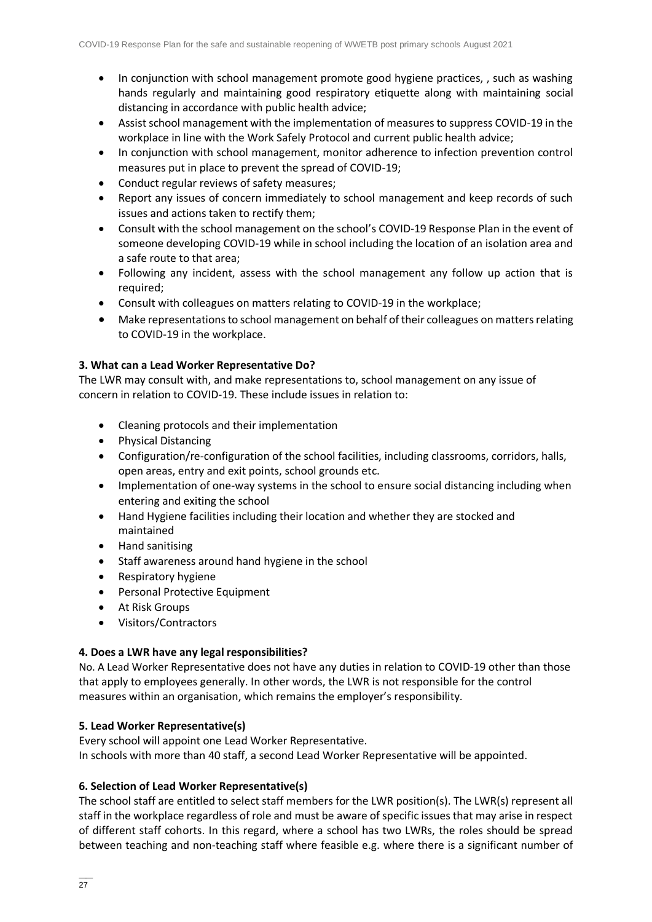- In conjunction with school management promote good hygiene practices, , such as washing hands regularly and maintaining good respiratory etiquette along with maintaining social distancing in accordance with public health advice;
- Assist school management with the implementation of measures to suppress COVID-19 in the workplace in line with the Work Safely Protocol and current public health advice;
- In conjunction with school management, monitor adherence to infection prevention control measures put in place to prevent the spread of COVID-19;
- Conduct regular reviews of safety measures;
- Report any issues of concern immediately to school management and keep records of such issues and actions taken to rectify them;
- Consult with the school management on the school's COVID-19 Response Plan in the event of someone developing COVID-19 while in school including the location of an isolation area and a safe route to that area;
- Following any incident, assess with the school management any follow up action that is required;
- Consult with colleagues on matters relating to COVID-19 in the workplace;
- Make representations to school management on behalf of their colleagues on matters relating to COVID-19 in the workplace.

**3. What can a Lead Worker Representative Do?**

The LWR may consult with, and make representations to, school management on any issue of concern in relation to COVID-19. These include issues in relation to:

- Cleaning protocols and their implementation
- Physical Distancing
- Configuration/re-configuration of the school facilities, including classrooms, corridors, halls, open areas, entry and exit points, school grounds etc.
- Implementation of one-way systems in the school to ensure social distancing including when entering and exiting the school
- Hand Hygiene facilities including their location and whether they are stocked and maintained
- Hand sanitising
- Staff awareness around hand hygiene in the school
- Respiratory hygiene
- Personal Protective Equipment
- At Risk Groups
- Visitors/Contractors

**4. Does a LWR have any legal responsibilities?**

No. A Lead Worker Representative does not have any duties in relation to COVID-19 other than those that apply to employees generally. In other words, the LWR is not responsible for the control measures within an organisation, which remains the employer's responsibility.

**5. Lead Worker Representative(s)**

Every school will appoint one Lead Worker Representative.
In schools with more than 40 staff, a second Lead Worker Representative will be appointed.

**6. Selection of Lead Worker Representative(s)**

The school staff are entitled to select staff members for the LWR position(s). The LWR(s) represent all staff in the workplace regardless of role and must be aware of specific issues that may arise in respect of different staff cohorts. In this regard, where a school has two LWRs, the roles should be spread between teaching and non-teaching staff where feasible e.g. where there is a significant number of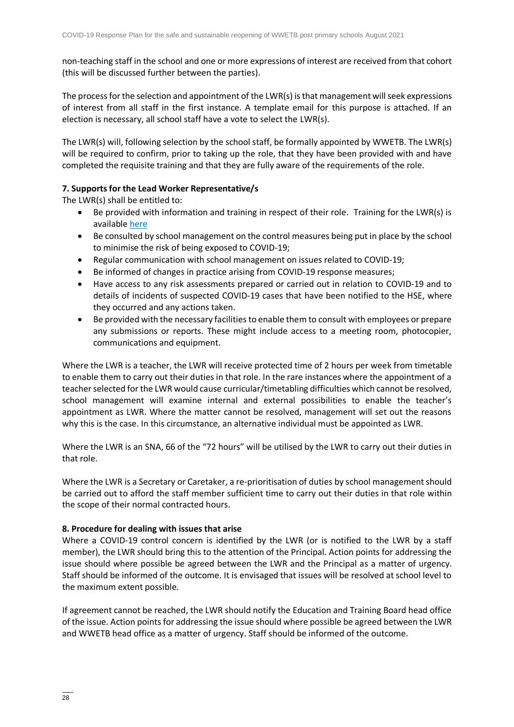non-teaching staff in the school and one or more expressions of interest are received from that cohort (this will be discussed further between the parties).

The process for the selection and appointment of the LWR(s) is that management will seek expressions of interest from all staff in the first instance. A template email for this purpose is attached. If an election is necessary, all school staff have a vote to select the LWR(s).

The LWR(s) will, following selection by the school staff, be formally appointed by WWETB. The LWR(s) will be required to confirm, prior to taking up the role, that they have been provided with and have completed the requisite training and that they are fully aware of the requirements of the role.

### 7. Supports for the Lead Worker Representative/s

The LWR(s) shall be entitled to:

- Be provided with information and training in respect of their role. Training for the LWR(s) is available here
- Be consulted by school management on the control measures being put in place by the school to minimise the risk of being exposed to COVID-19;
- Regular communication with school management on issues related to COVID-19;
- Be informed of changes in practice arising from COVID-19 response measures;
- Have access to any risk assessments prepared or carried out in relation to COVID-19 and to details of incidents of suspected COVID-19 cases that have been notified to the HSE, where they occurred and any actions taken.
- Be provided with the necessary facilities to enable them to consult with employees or prepare any submissions or reports. These might include access to a meeting room, photocopier, communications and equipment.

Where the LWR is a teacher, the LWR will receive protected time of 2 hours per week from timetable to enable them to carry out their duties in that role. In the rare instances where the appointment of a teacher selected for the LWR would cause curricular/timetabling difficulties which cannot be resolved, school management will examine internal and external possibilities to enable the teacher's appointment as LWR. Where the matter cannot be resolved, management will set out the reasons why this is the case. In this circumstance, an alternative individual must be appointed as LWR.

Where the LWR is an SNA, 66 of the "72 hours" will be utilised by the LWR to carry out their duties in that role.

Where the LWR is a Secretary or Caretaker, a re-prioritisation of duties by school management should be carried out to afford the staff member sufficient time to carry out their duties in that role within the scope of their normal contracted hours.

### 8. Procedure for dealing with issues that arise

Where a COVID-19 control concern is identified by the LWR (or is notified to the LWR by a staff member), the LWR should bring this to the attention of the Principal. Action points for addressing the issue should where possible be agreed between the LWR and the Principal as a matter of urgency. Staff should be informed of the outcome. It is envisaged that issues will be resolved at school level to the maximum extent possible.

If agreement cannot be reached, the LWR should notify the Education and Training Board head office of the issue. Action points for addressing the issue should where possible be agreed between the LWR and WWETB head office as a matter of urgency. Staff should be informed of the outcome.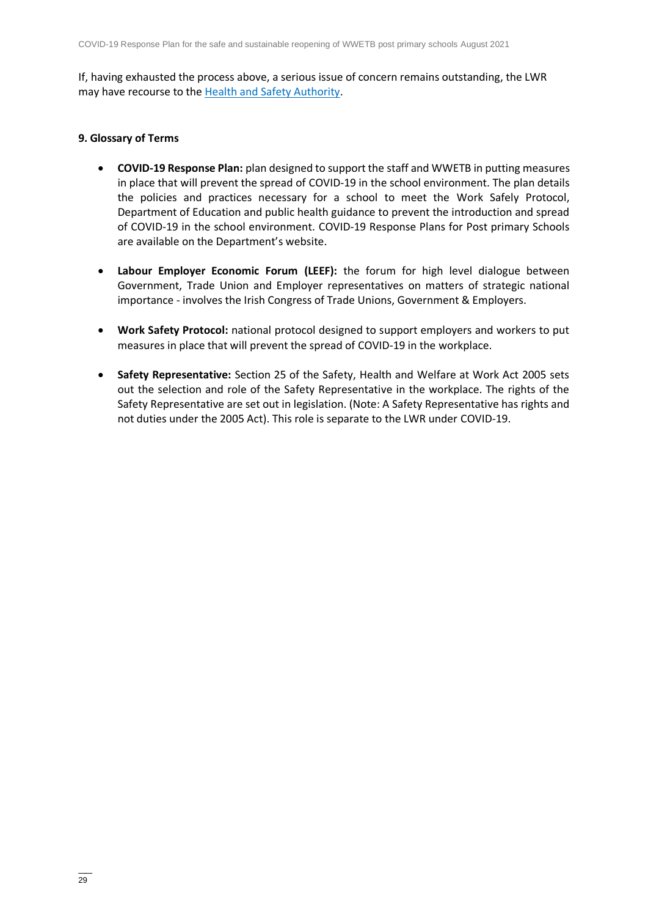If, having exhausted the process above, a serious issue of concern remains outstanding, the LWR may have recourse to the [Health and Safety Authority](#).

**9. Glossary of Terms**

- **COVID-19 Response Plan:** plan designed to support the staff and WWETB in putting measures in place that will prevent the spread of COVID-19 in the school environment. The plan details the policies and practices necessary for a school to meet the Work Safely Protocol, Department of Education and public health guidance to prevent the introduction and spread of COVID-19 in the school environment. COVID-19 Response Plans for Post primary Schools are available on the Department's website.

- **Labour Employer Economic Forum (LEEF):** the forum for high level dialogue between Government, Trade Union and Employer representatives on matters of strategic national importance - involves the Irish Congress of Trade Unions, Government & Employers.

- **Work Safety Protocol:** national protocol designed to support employers and workers to put measures in place that will prevent the spread of COVID-19 in the workplace.

- **Safety Representative:** Section 25 of the Safety, Health and Welfare at Work Act 2005 sets out the selection and role of the Safety Representative in the workplace. The rights of the Safety Representative are set out in legislation. (Note: A Safety Representative has rights and not duties under the 2005 Act). This role is separate to the LWR under COVID-19.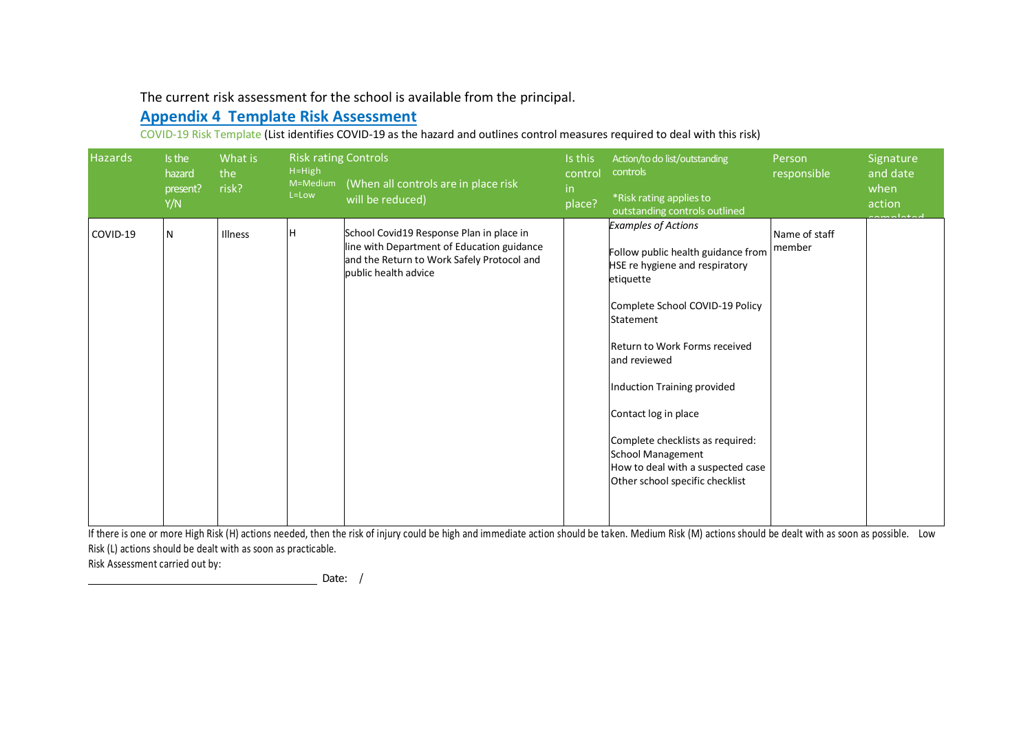The current risk assessment for the school is available from the principal.

## Appendix 4 Template Risk Assessment

COVID-19 Risk Template (List identifies COVID-19 as the hazard and outlines control measures required to deal with this risk)

| Hazards | Is the hazard present? Y/N | What is the risk? | Risk rating H=High M=Medium L=Low | Controls (When all controls are in place risk will be reduced) | Is this control in place? | Action/to do list/outstanding controls *Risk rating applies to outstanding controls outlined | Person responsible | Signature and date when action completed |
|---|---|---|---|---|---|---|---|---|
| COVID-19 | N | Illness | H | School Covid19 Response Plan in place in line with Department of Education guidance and the Return to Work Safely Protocol and public health advice | | *Examples of Actions*<br><br>Follow public health guidance from HSE re hygiene and respiratory etiquette<br><br>Complete School COVID-19 Policy Statement<br><br>Return to Work Forms received and reviewed<br><br>Induction Training provided<br><br>Contact log in place<br><br>Complete checklists as required:<br>School Management<br>How to deal with a suspected case<br>Other school specific checklist | Name of staff member | |

If there is one or more High Risk (H) actions needed, then the risk of injury could be high and immediate action should be taken. Medium Risk (M) actions should be dealt with as soon as possible. Low Risk (L) actions should be dealt with as soon as practicable.

Risk Assessment carried out by:

\_\_\_\_\_\_\_\_\_\_\_\_\_\_\_\_\_\_\_\_\_\_\_\_\_\_\_\_\_\_\_\_\_\_\_\_ Date: /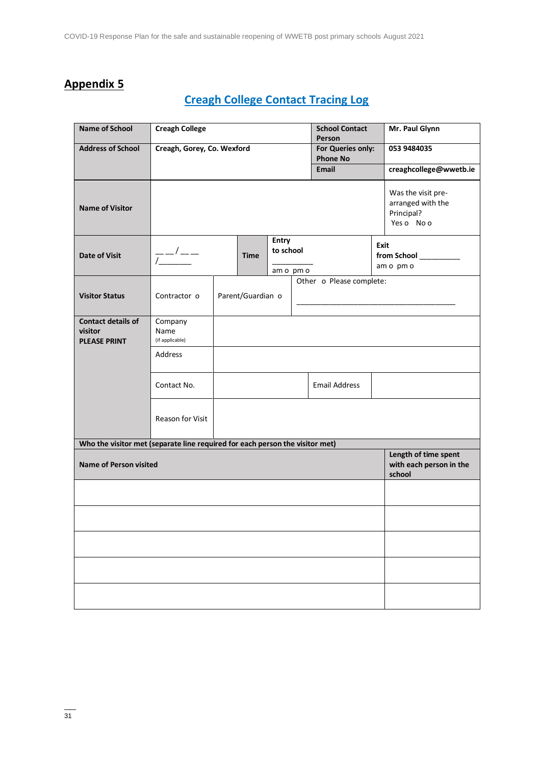## Appendix 5

### Creagh College Contact Tracing Log

| Name of School | Creagh College | School Contact Person | Mr. Paul Glynn |
|---|---|---|---|
| Address of School | Creagh, Gorey, Co. Wexford | For Queries only: Phone No | 053 9484035 |
| | | Email | creaghcollege@wwetb.ie |

| Name of Visitor | | Was the visit pre-arranged with the Principal? Yes o No o |
|---|---|---|

| Date of Visit | __ __ / __ __ /_______ | Time | Entry to school _________ am o pm o | Exit from School _________ am o pm o |
|---|---|---|---|---|

| Visitor Status | Contractor o | Parent/Guardian o | Other o Please complete: ___________________________________ |
|---|---|---|---|

| Contact details of visitor PLEASE PRINT | Company Name (if applicable) | | | |
|---|---|---|---|---|
| | Address | | | |
| | Contact No. | | Email Address | |
| | Reason for Visit | | | |

**Who the visitor met (separate line required for each person the visitor met)**

| Name of Person visited | Length of time spent with each person in the school |
|---|---|
| | |
| | |
| | |
| | |
| | |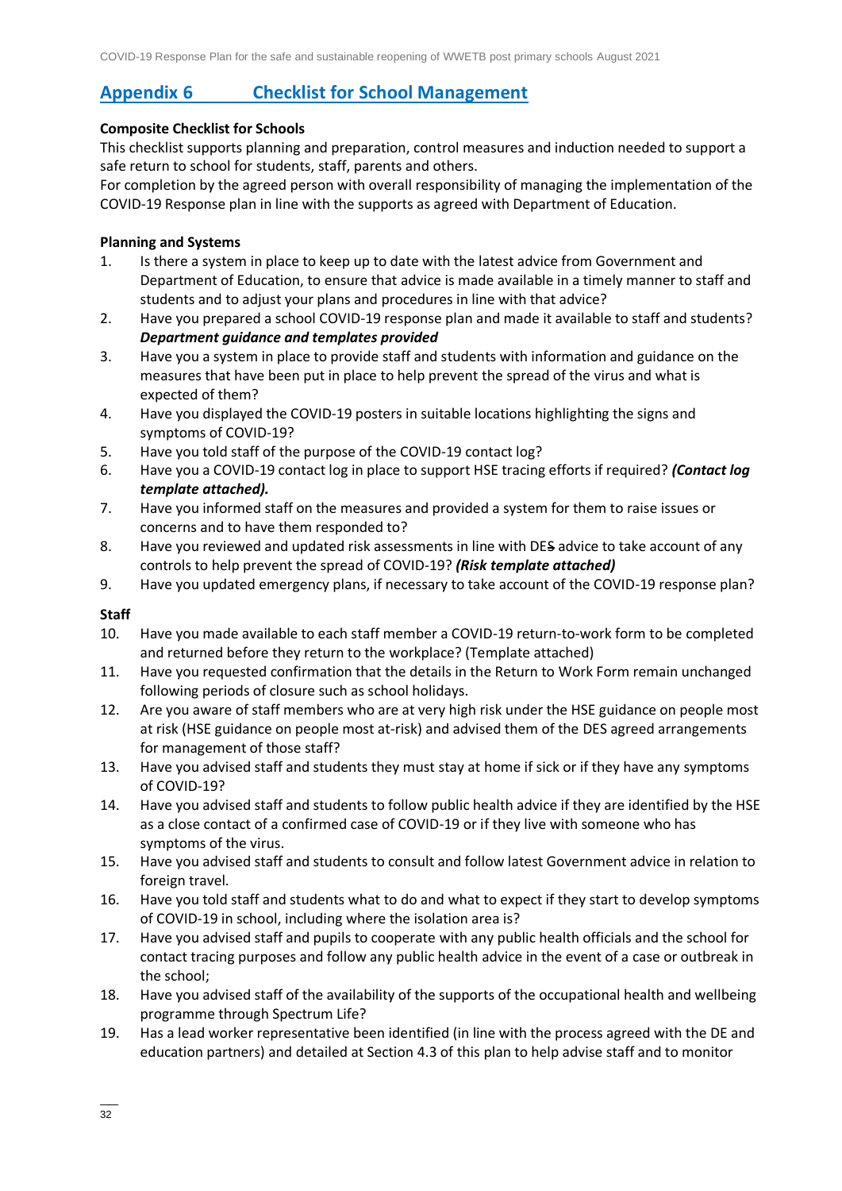## Appendix 6 Checklist for School Management

**Composite Checklist for Schools**

This checklist supports planning and preparation, control measures and induction needed to support a safe return to school for students, staff, parents and others.

For completion by the agreed person with overall responsibility of managing the implementation of the COVID-19 Response plan in line with the supports as agreed with Department of Education.

**Planning and Systems**

1. Is there a system in place to keep up to date with the latest advice from Government and Department of Education, to ensure that advice is made available in a timely manner to staff and students and to adjust your plans and procedures in line with that advice?
2. Have you prepared a school COVID-19 response plan and made it available to staff and students? ***Department guidance and templates provided***
3. Have you a system in place to provide staff and students with information and guidance on the measures that have been put in place to help prevent the spread of the virus and what is expected of them?
4. Have you displayed the COVID-19 posters in suitable locations highlighting the signs and symptoms of COVID-19?
5. Have you told staff of the purpose of the COVID-19 contact log?
6. Have you a COVID-19 contact log in place to support HSE tracing efforts if required? ***(Contact log template attached).***
7. Have you informed staff on the measures and provided a system for them to raise issues or concerns and to have them responded to?
8. Have you reviewed and updated risk assessments in line with DE~~S~~ advice to take account of any controls to help prevent the spread of COVID-19? ***(Risk template attached)***
9. Have you updated emergency plans, if necessary to take account of the COVID-19 response plan?

**Staff**

10. Have you made available to each staff member a COVID-19 return-to-work form to be completed and returned before they return to the workplace? (Template attached)
11. Have you requested confirmation that the details in the Return to Work Form remain unchanged following periods of closure such as school holidays.
12. Are you aware of staff members who are at very high risk under the HSE guidance on people most at risk (HSE guidance on people most at-risk) and advised them of the DES agreed arrangements for management of those staff?
13. Have you advised staff and students they must stay at home if sick or if they have any symptoms of COVID-19?
14. Have you advised staff and students to follow public health advice if they are identified by the HSE as a close contact of a confirmed case of COVID-19 or if they live with someone who has symptoms of the virus.
15. Have you advised staff and students to consult and follow latest Government advice in relation to foreign travel.
16. Have you told staff and students what to do and what to expect if they start to develop symptoms of COVID-19 in school, including where the isolation area is?
17. Have you advised staff and pupils to cooperate with any public health officials and the school for contact tracing purposes and follow any public health advice in the event of a case or outbreak in the school;
18. Have you advised staff of the availability of the supports of the occupational health and wellbeing programme through Spectrum Life?
19. Has a lead worker representative been identified (in line with the process agreed with the DE and education partners) and detailed at Section 4.3 of this plan to help advise staff and to monitor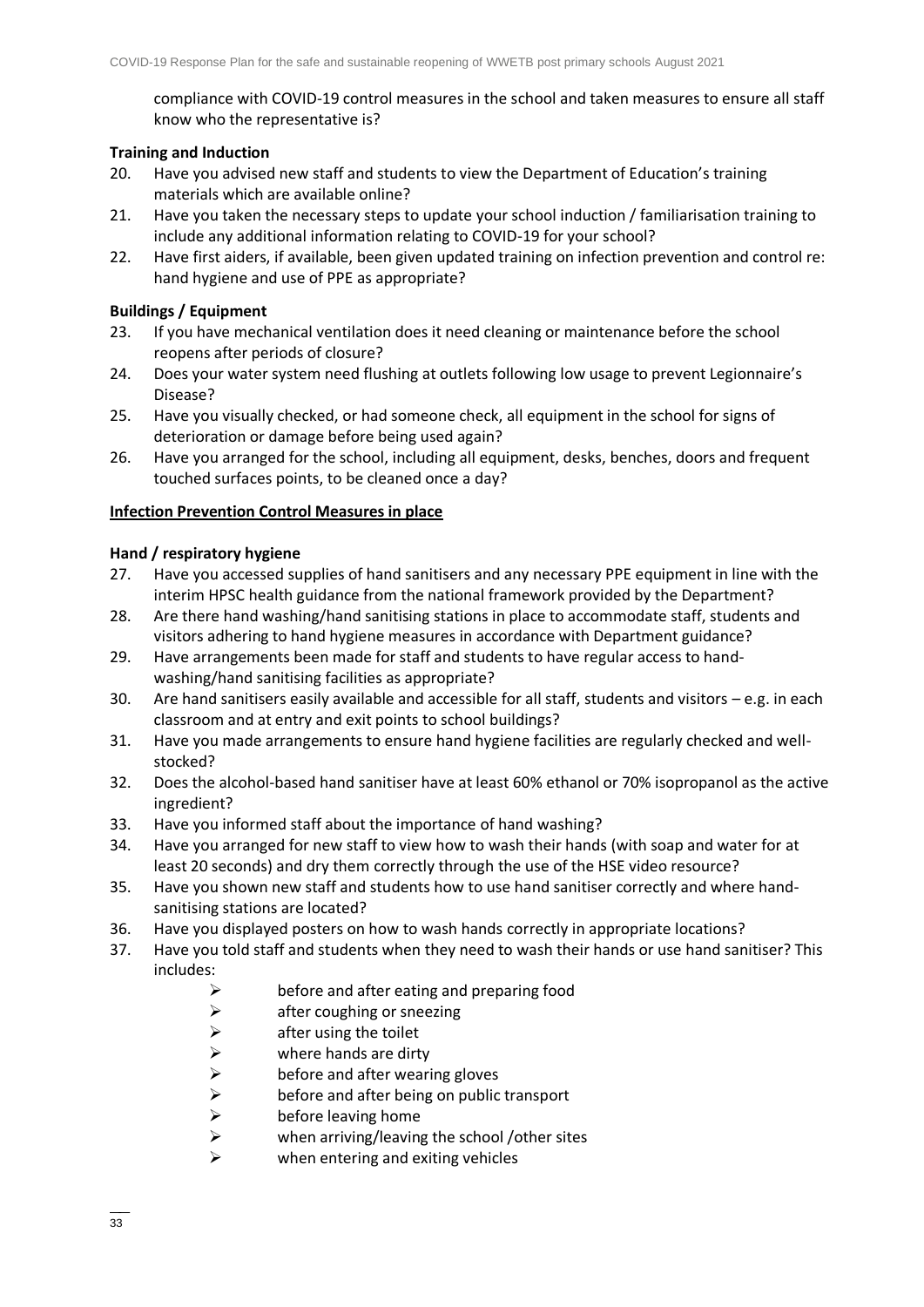compliance with COVID-19 control measures in the school and taken measures to ensure all staff know who the representative is?

**Training and Induction**

20. Have you advised new staff and students to view the Department of Education's training materials which are available online?
21. Have you taken the necessary steps to update your school induction / familiarisation training to include any additional information relating to COVID-19 for your school?
22. Have first aiders, if available, been given updated training on infection prevention and control re: hand hygiene and use of PPE as appropriate?

**Buildings / Equipment**

23. If you have mechanical ventilation does it need cleaning or maintenance before the school reopens after periods of closure?
24. Does your water system need flushing at outlets following low usage to prevent Legionnaire's Disease?
25. Have you visually checked, or had someone check, all equipment in the school for signs of deterioration or damage before being used again?
26. Have you arranged for the school, including all equipment, desks, benches, doors and frequent touched surfaces points, to be cleaned once a day?

**<u>Infection Prevention Control Measures in place</u>**

**Hand / respiratory hygiene**

27. Have you accessed supplies of hand sanitisers and any necessary PPE equipment in line with the interim HPSC health guidance from the national framework provided by the Department?
28. Are there hand washing/hand sanitising stations in place to accommodate staff, students and visitors adhering to hand hygiene measures in accordance with Department guidance?
29. Have arrangements been made for staff and students to have regular access to hand-washing/hand sanitising facilities as appropriate?
30. Are hand sanitisers easily available and accessible for all staff, students and visitors – e.g. in each classroom and at entry and exit points to school buildings?
31. Have you made arrangements to ensure hand hygiene facilities are regularly checked and well-stocked?
32. Does the alcohol-based hand sanitiser have at least 60% ethanol or 70% isopropanol as the active ingredient?
33. Have you informed staff about the importance of hand washing?
34. Have you arranged for new staff to view how to wash their hands (with soap and water for at least 20 seconds) and dry them correctly through the use of the HSE video resource?
35. Have you shown new staff and students how to use hand sanitiser correctly and where hand-sanitising stations are located?
36. Have you displayed posters on how to wash hands correctly in appropriate locations?
37. Have you told staff and students when they need to wash their hands or use hand sanitiser? This includes:
    - before and after eating and preparing food
    - after coughing or sneezing
    - after using the toilet
    - where hands are dirty
    - before and after wearing gloves
    - before and after being on public transport
    - before leaving home
    - when arriving/leaving the school /other sites
    - when entering and exiting vehicles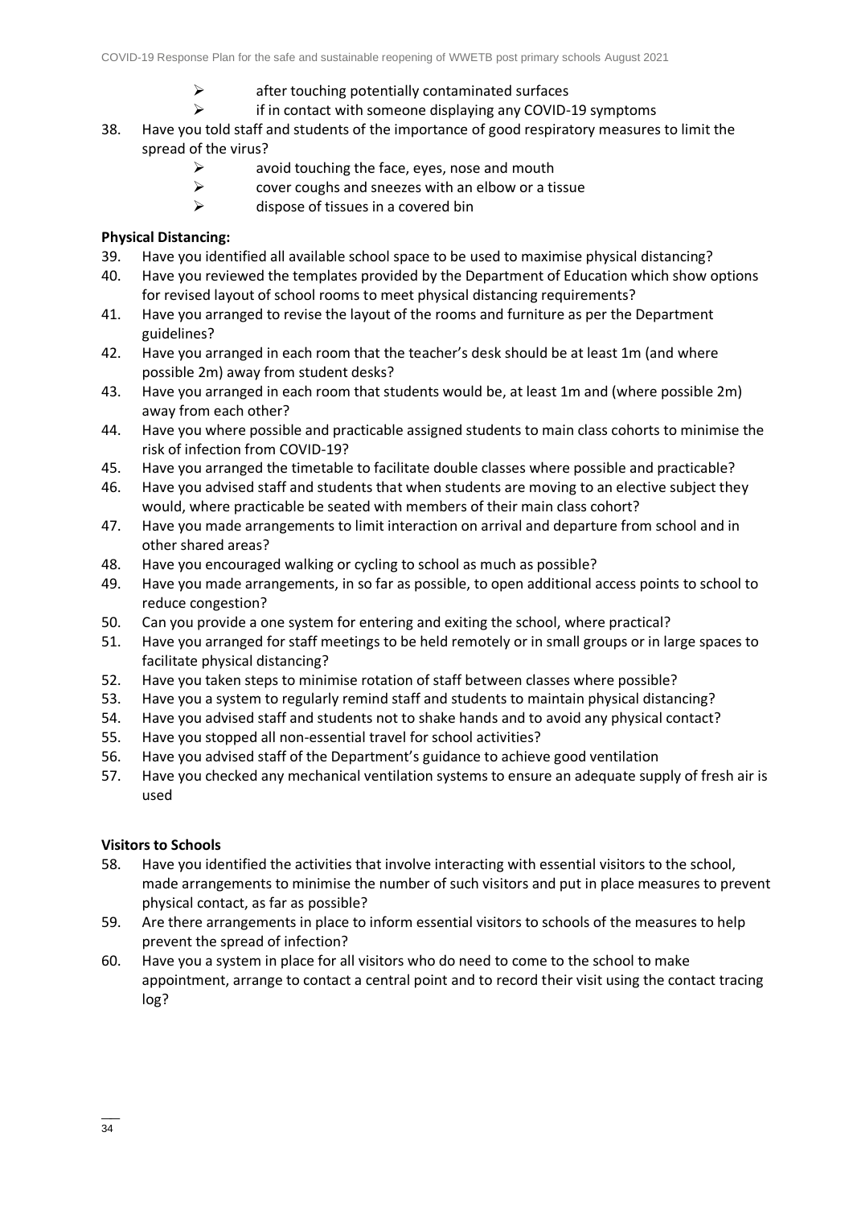- after touching potentially contaminated surfaces
- if in contact with someone displaying any COVID-19 symptoms

38. Have you told staff and students of the importance of good respiratory measures to limit the spread of the virus?
    - avoid touching the face, eyes, nose and mouth
    - cover coughs and sneezes with an elbow or a tissue
    - dispose of tissues in a covered bin

**Physical Distancing:**

39. Have you identified all available school space to be used to maximise physical distancing?
40. Have you reviewed the templates provided by the Department of Education which show options for revised layout of school rooms to meet physical distancing requirements?
41. Have you arranged to revise the layout of the rooms and furniture as per the Department guidelines?
42. Have you arranged in each room that the teacher's desk should be at least 1m (and where possible 2m) away from student desks?
43. Have you arranged in each room that students would be, at least 1m and (where possible 2m) away from each other?
44. Have you where possible and practicable assigned students to main class cohorts to minimise the risk of infection from COVID-19?
45. Have you arranged the timetable to facilitate double classes where possible and practicable?
46. Have you advised staff and students that when students are moving to an elective subject they would, where practicable be seated with members of their main class cohort?
47. Have you made arrangements to limit interaction on arrival and departure from school and in other shared areas?
48. Have you encouraged walking or cycling to school as much as possible?
49. Have you made arrangements, in so far as possible, to open additional access points to school to reduce congestion?
50. Can you provide a one system for entering and exiting the school, where practical?
51. Have you arranged for staff meetings to be held remotely or in small groups or in large spaces to facilitate physical distancing?
52. Have you taken steps to minimise rotation of staff between classes where possible?
53. Have you a system to regularly remind staff and students to maintain physical distancing?
54. Have you advised staff and students not to shake hands and to avoid any physical contact?
55. Have you stopped all non-essential travel for school activities?
56. Have you advised staff of the Department's guidance to achieve good ventilation
57. Have you checked any mechanical ventilation systems to ensure an adequate supply of fresh air is used

**Visitors to Schools**

58. Have you identified the activities that involve interacting with essential visitors to the school, made arrangements to minimise the number of such visitors and put in place measures to prevent physical contact, as far as possible?
59. Are there arrangements in place to inform essential visitors to schools of the measures to help prevent the spread of infection?
60. Have you a system in place for all visitors who do need to come to the school to make appointment, arrange to contact a central point and to record their visit using the contact tracing log?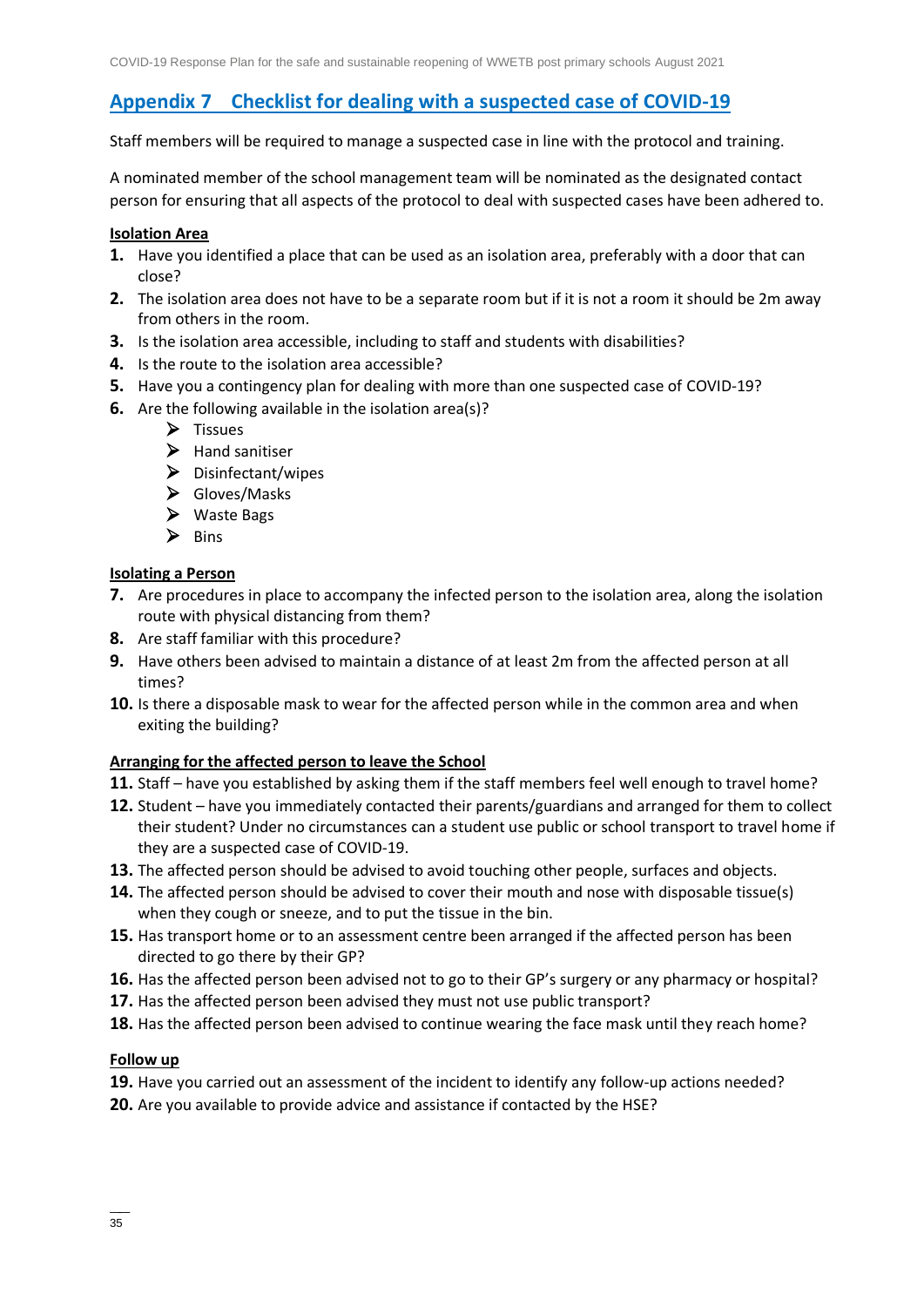## Appendix 7 Checklist for dealing with a suspected case of COVID-19

Staff members will be required to manage a suspected case in line with the protocol and training.

A nominated member of the school management team will be nominated as the designated contact person for ensuring that all aspects of the protocol to deal with suspected cases have been adhered to.

**Isolation Area**

1. Have you identified a place that can be used as an isolation area, preferably with a door that can close?
2. The isolation area does not have to be a separate room but if it is not a room it should be 2m away from others in the room.
3. Is the isolation area accessible, including to staff and students with disabilities?
4. Is the route to the isolation area accessible?
5. Have you a contingency plan for dealing with more than one suspected case of COVID-19?
6. Are the following available in the isolation area(s)?
   - Tissues
   - Hand sanitiser
   - Disinfectant/wipes
   - Gloves/Masks
   - Waste Bags
   - Bins

**Isolating a Person**

7. Are procedures in place to accompany the infected person to the isolation area, along the isolation route with physical distancing from them?
8. Are staff familiar with this procedure?
9. Have others been advised to maintain a distance of at least 2m from the affected person at all times?
10. Is there a disposable mask to wear for the affected person while in the common area and when exiting the building?

**Arranging for the affected person to leave the School**

11. Staff – have you established by asking them if the staff members feel well enough to travel home?
12. Student – have you immediately contacted their parents/guardians and arranged for them to collect their student? Under no circumstances can a student use public or school transport to travel home if they are a suspected case of COVID-19.
13. The affected person should be advised to avoid touching other people, surfaces and objects.
14. The affected person should be advised to cover their mouth and nose with disposable tissue(s) when they cough or sneeze, and to put the tissue in the bin.
15. Has transport home or to an assessment centre been arranged if the affected person has been directed to go there by their GP?
16. Has the affected person been advised not to go to their GP's surgery or any pharmacy or hospital?
17. Has the affected person been advised they must not use public transport?
18. Has the affected person been advised to continue wearing the face mask until they reach home?

**Follow up**

19. Have you carried out an assessment of the incident to identify any follow-up actions needed?
20. Are you available to provide advice and assistance if contacted by the HSE?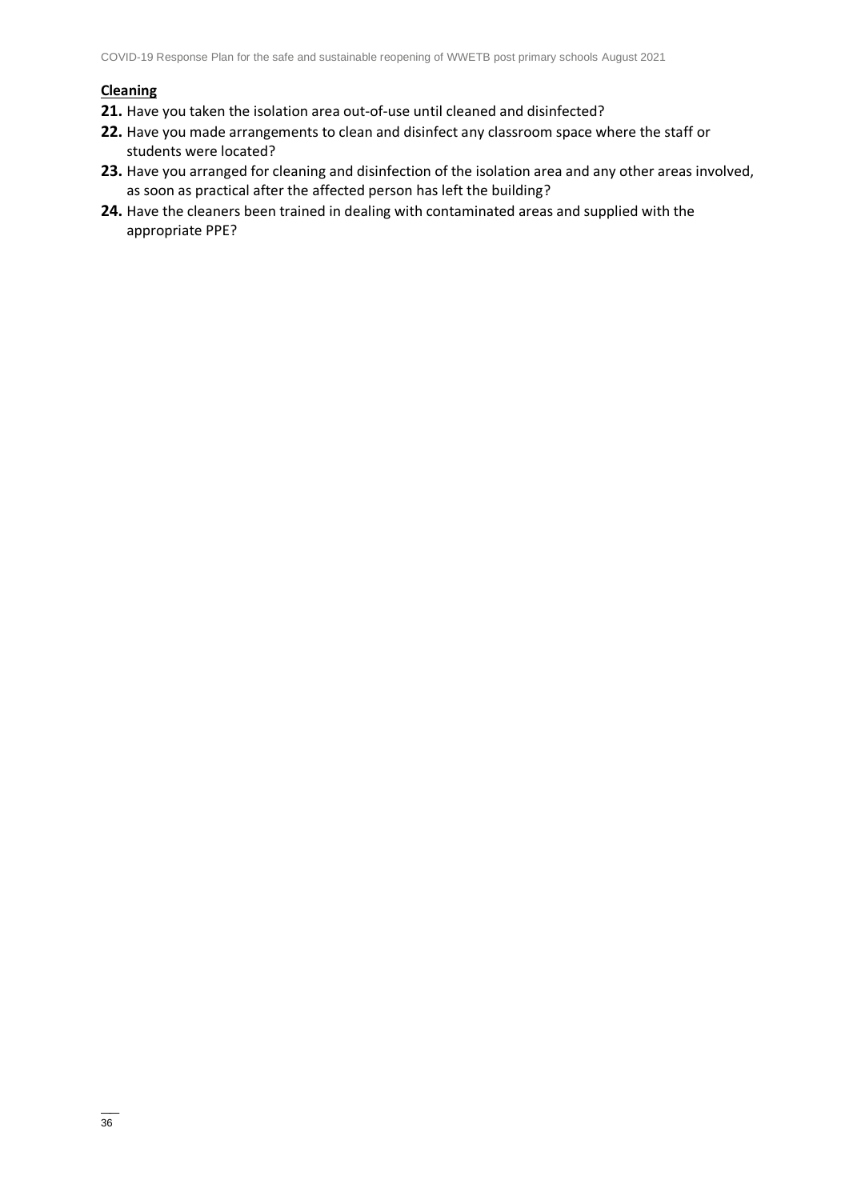**Cleaning**

**21.** Have you taken the isolation area out-of-use until cleaned and disinfected?

**22.** Have you made arrangements to clean and disinfect any classroom space where the staff or students were located?

**23.** Have you arranged for cleaning and disinfection of the isolation area and any other areas involved, as soon as practical after the affected person has left the building?

**24.** Have the cleaners been trained in dealing with contaminated areas and supplied with the appropriate PPE?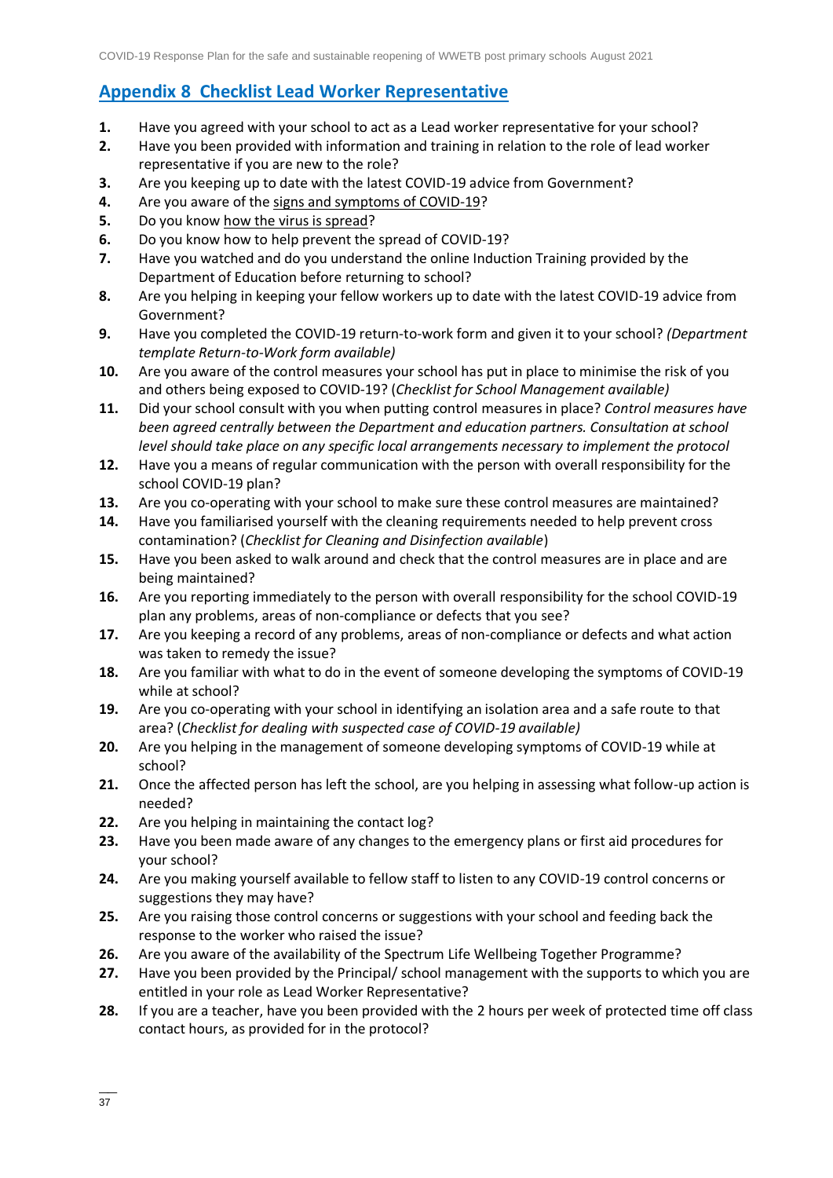## Appendix 8 Checklist Lead Worker Representative

1. Have you agreed with your school to act as a Lead worker representative for your school?
2. Have you been provided with information and training in relation to the role of lead worker representative if you are new to the role?
3. Are you keeping up to date with the latest COVID-19 advice from Government?
4. Are you aware of the signs and symptoms of COVID-19?
5. Do you know how the virus is spread?
6. Do you know how to help prevent the spread of COVID-19?
7. Have you watched and do you understand the online Induction Training provided by the Department of Education before returning to school?
8. Are you helping in keeping your fellow workers up to date with the latest COVID-19 advice from Government?
9. Have you completed the COVID-19 return-to-work form and given it to your school? *(Department template Return-to-Work form available)*
10. Are you aware of the control measures your school has put in place to minimise the risk of you and others being exposed to COVID-19? (*Checklist for School Management available)*
11. Did your school consult with you when putting control measures in place? *Control measures have been agreed centrally between the Department and education partners. Consultation at school level should take place on any specific local arrangements necessary to implement the protocol*
12. Have you a means of regular communication with the person with overall responsibility for the school COVID-19 plan?
13. Are you co-operating with your school to make sure these control measures are maintained?
14. Have you familiarised yourself with the cleaning requirements needed to help prevent cross contamination? (*Checklist for Cleaning and Disinfection available*)
15. Have you been asked to walk around and check that the control measures are in place and are being maintained?
16. Are you reporting immediately to the person with overall responsibility for the school COVID-19 plan any problems, areas of non-compliance or defects that you see?
17. Are you keeping a record of any problems, areas of non-compliance or defects and what action was taken to remedy the issue?
18. Are you familiar with what to do in the event of someone developing the symptoms of COVID-19 while at school?
19. Are you co-operating with your school in identifying an isolation area and a safe route to that area? (*Checklist for dealing with suspected case of COVID-19 available)*
20. Are you helping in the management of someone developing symptoms of COVID-19 while at school?
21. Once the affected person has left the school, are you helping in assessing what follow-up action is needed?
22. Are you helping in maintaining the contact log?
23. Have you been made aware of any changes to the emergency plans or first aid procedures for your school?
24. Are you making yourself available to fellow staff to listen to any COVID-19 control concerns or suggestions they may have?
25. Are you raising those control concerns or suggestions with your school and feeding back the response to the worker who raised the issue?
26. Are you aware of the availability of the Spectrum Life Wellbeing Together Programme?
27. Have you been provided by the Principal/ school management with the supports to which you are entitled in your role as Lead Worker Representative?
28. If you are a teacher, have you been provided with the 2 hours per week of protected time off class contact hours, as provided for in the protocol?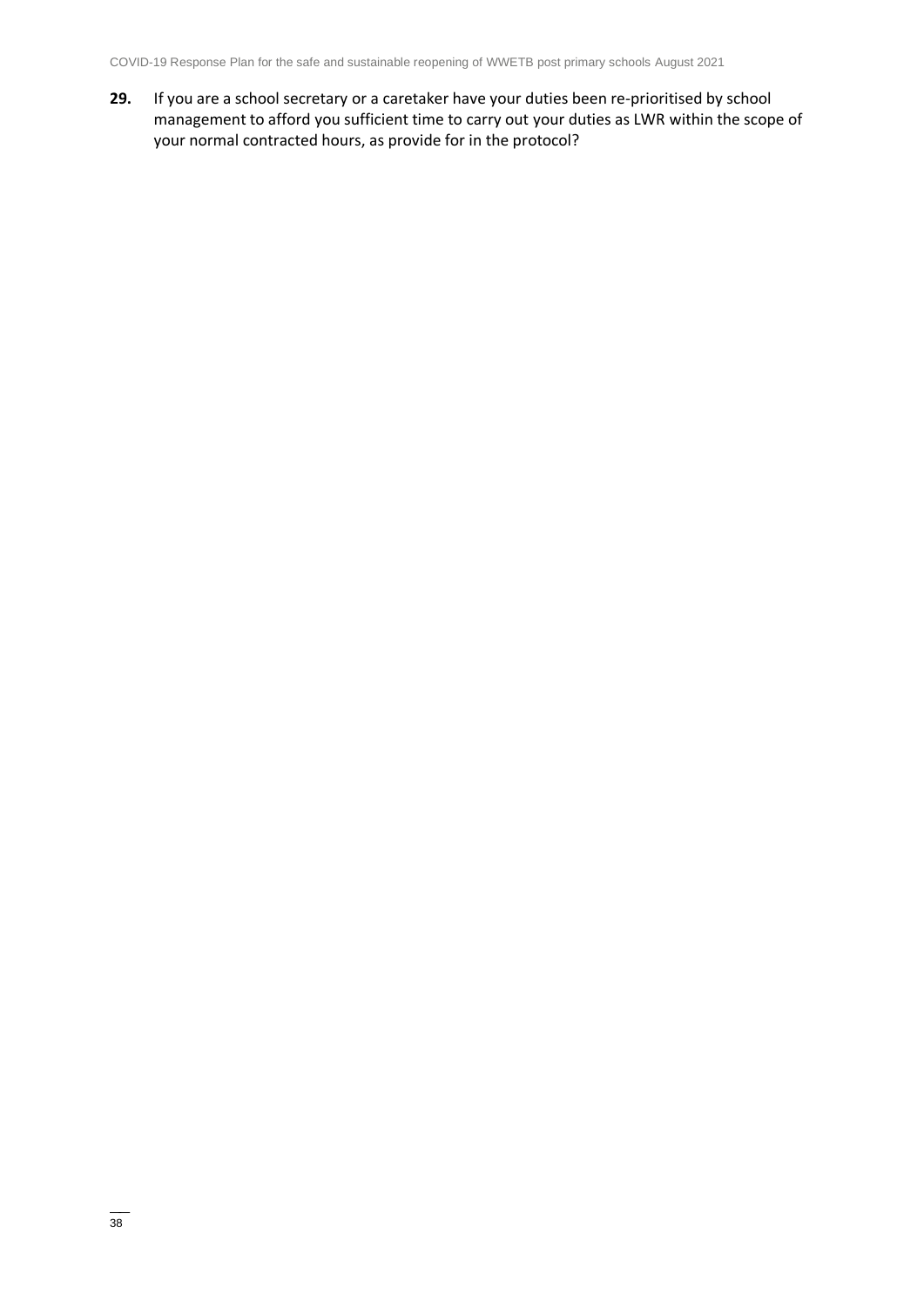**29.** If you are a school secretary or a caretaker have your duties been re-prioritised by school management to afford you sufficient time to carry out your duties as LWR within the scope of your normal contracted hours, as provide for in the protocol?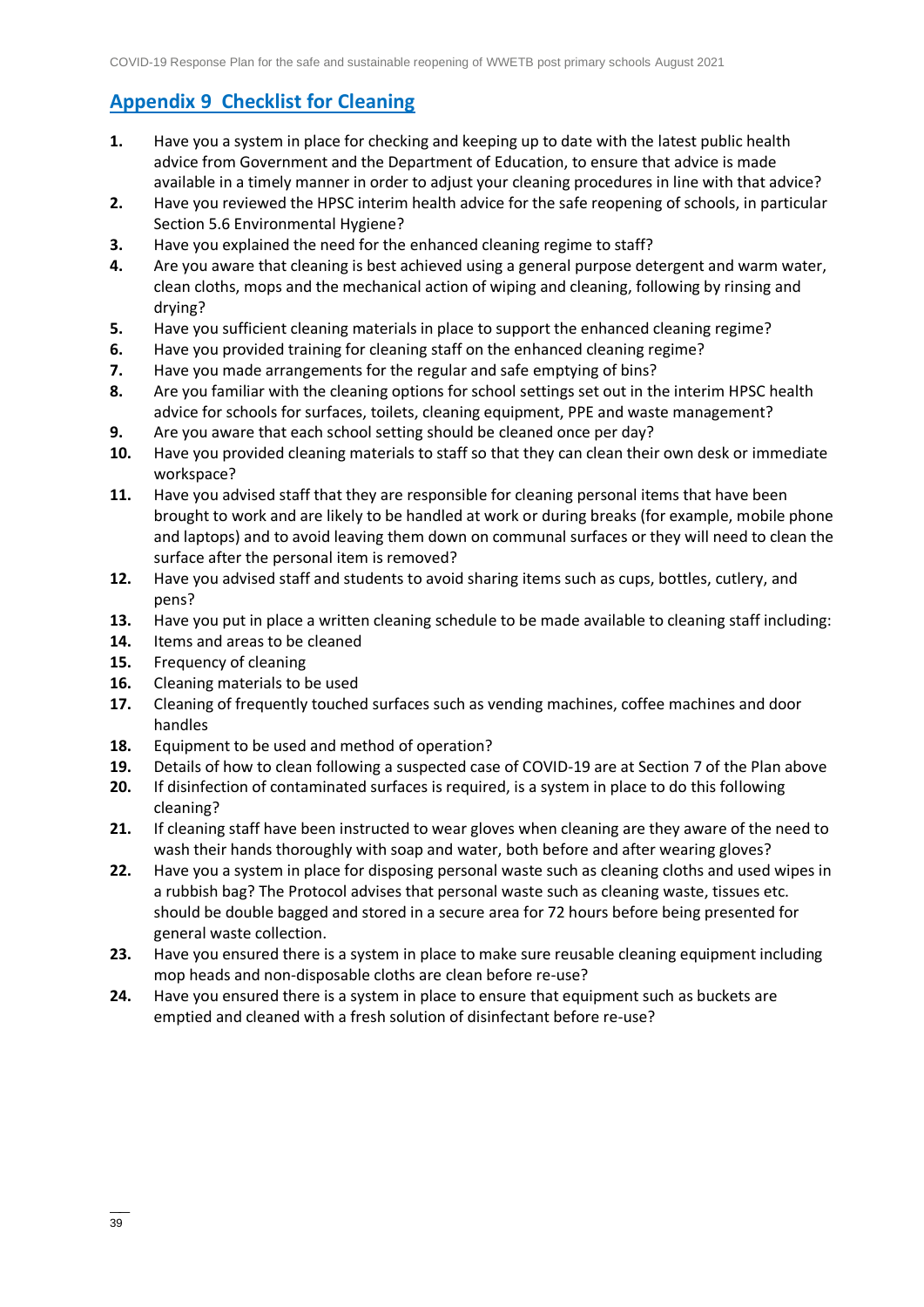## Appendix 9 Checklist for Cleaning

1. Have you a system in place for checking and keeping up to date with the latest public health advice from Government and the Department of Education, to ensure that advice is made available in a timely manner in order to adjust your cleaning procedures in line with that advice?
2. Have you reviewed the HPSC interim health advice for the safe reopening of schools, in particular Section 5.6 Environmental Hygiene?
3. Have you explained the need for the enhanced cleaning regime to staff?
4. Are you aware that cleaning is best achieved using a general purpose detergent and warm water, clean cloths, mops and the mechanical action of wiping and cleaning, following by rinsing and drying?
5. Have you sufficient cleaning materials in place to support the enhanced cleaning regime?
6. Have you provided training for cleaning staff on the enhanced cleaning regime?
7. Have you made arrangements for the regular and safe emptying of bins?
8. Are you familiar with the cleaning options for school settings set out in the interim HPSC health advice for schools for surfaces, toilets, cleaning equipment, PPE and waste management?
9. Are you aware that each school setting should be cleaned once per day?
10. Have you provided cleaning materials to staff so that they can clean their own desk or immediate workspace?
11. Have you advised staff that they are responsible for cleaning personal items that have been brought to work and are likely to be handled at work or during breaks (for example, mobile phone and laptops) and to avoid leaving them down on communal surfaces or they will need to clean the surface after the personal item is removed?
12. Have you advised staff and students to avoid sharing items such as cups, bottles, cutlery, and pens?
13. Have you put in place a written cleaning schedule to be made available to cleaning staff including:
14. Items and areas to be cleaned
15. Frequency of cleaning
16. Cleaning materials to be used
17. Cleaning of frequently touched surfaces such as vending machines, coffee machines and door handles
18. Equipment to be used and method of operation?
19. Details of how to clean following a suspected case of COVID-19 are at Section 7 of the Plan above
20. If disinfection of contaminated surfaces is required, is a system in place to do this following cleaning?
21. If cleaning staff have been instructed to wear gloves when cleaning are they aware of the need to wash their hands thoroughly with soap and water, both before and after wearing gloves?
22. Have you a system in place for disposing personal waste such as cleaning cloths and used wipes in a rubbish bag? The Protocol advises that personal waste such as cleaning waste, tissues etc. should be double bagged and stored in a secure area for 72 hours before being presented for general waste collection.
23. Have you ensured there is a system in place to make sure reusable cleaning equipment including mop heads and non-disposable cloths are clean before re-use?
24. Have you ensured there is a system in place to ensure that equipment such as buckets are emptied and cleaned with a fresh solution of disinfectant before re-use?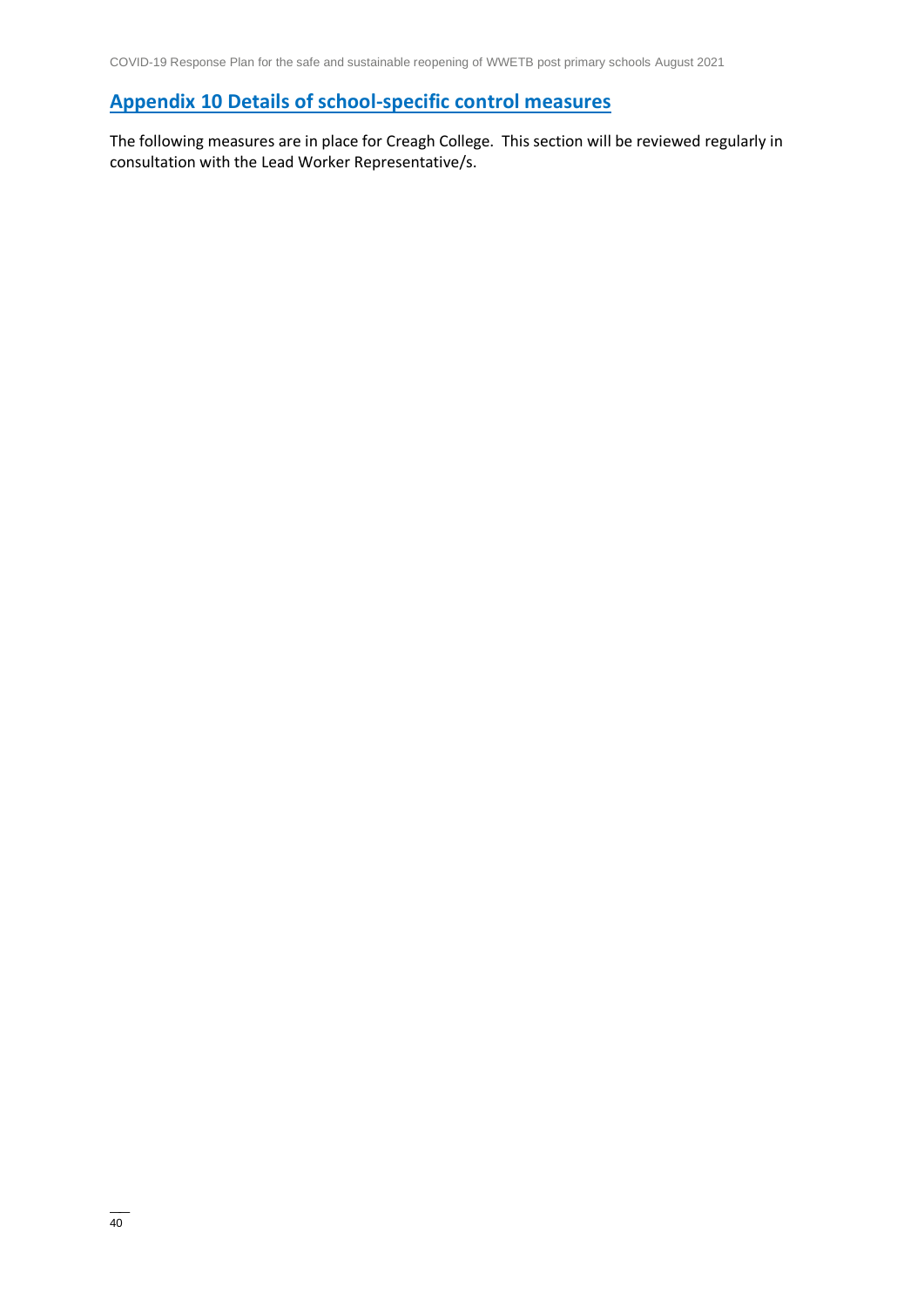## Appendix 10 Details of school-specific control measures

The following measures are in place for Creagh College. This section will be reviewed regularly in consultation with the Lead Worker Representative/s.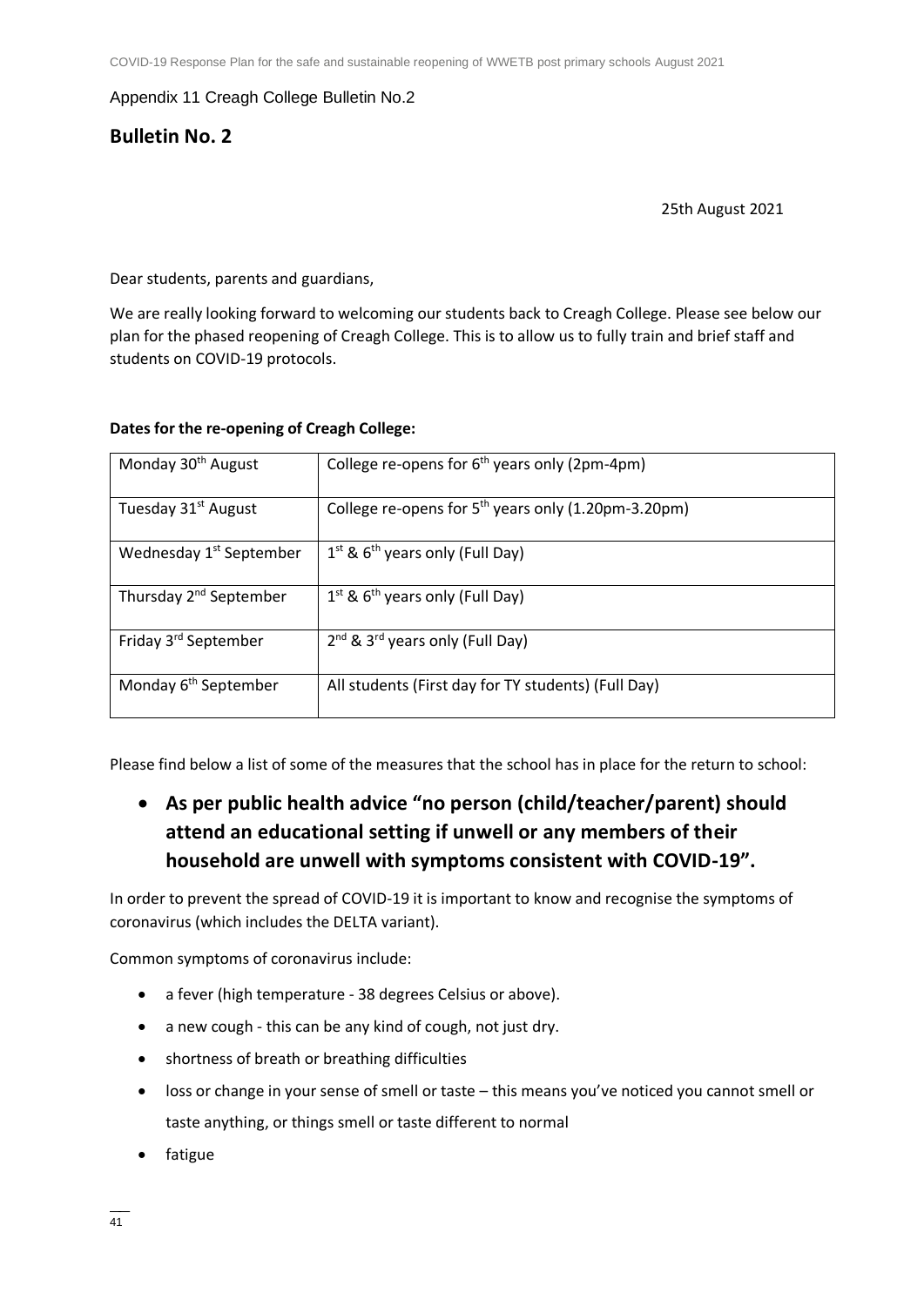Appendix 11 Creagh College Bulletin No.2

## Bulletin No. 2

25th August 2021

Dear students, parents and guardians,

We are really looking forward to welcoming our students back to Creagh College. Please see below our plan for the phased reopening of Creagh College. This is to allow us to fully train and brief staff and students on COVID-19 protocols.

**Dates for the re-opening of Creagh College:**

| | |
|---|---|
| Monday 30th August | College re-opens for 6th years only (2pm-4pm) |
| Tuesday 31st August | College re-opens for 5th years only (1.20pm-3.20pm) |
| Wednesday 1st September | 1st & 6th years only (Full Day) |
| Thursday 2nd September | 1st & 6th years only (Full Day) |
| Friday 3rd September | 2nd & 3rd years only (Full Day) |
| Monday 6th September | All students (First day for TY students) (Full Day) |

Please find below a list of some of the measures that the school has in place for the return to school:

- **As per public health advice "no person (child/teacher/parent) should attend an educational setting if unwell or any members of their household are unwell with symptoms consistent with COVID-19".**

In order to prevent the spread of COVID-19 it is important to know and recognise the symptoms of coronavirus (which includes the DELTA variant).

Common symptoms of coronavirus include:

- a fever (high temperature - 38 degrees Celsius or above).
- a new cough - this can be any kind of cough, not just dry.
- shortness of breath or breathing difficulties
- loss or change in your sense of smell or taste – this means you've noticed you cannot smell or taste anything, or things smell or taste different to normal
- fatigue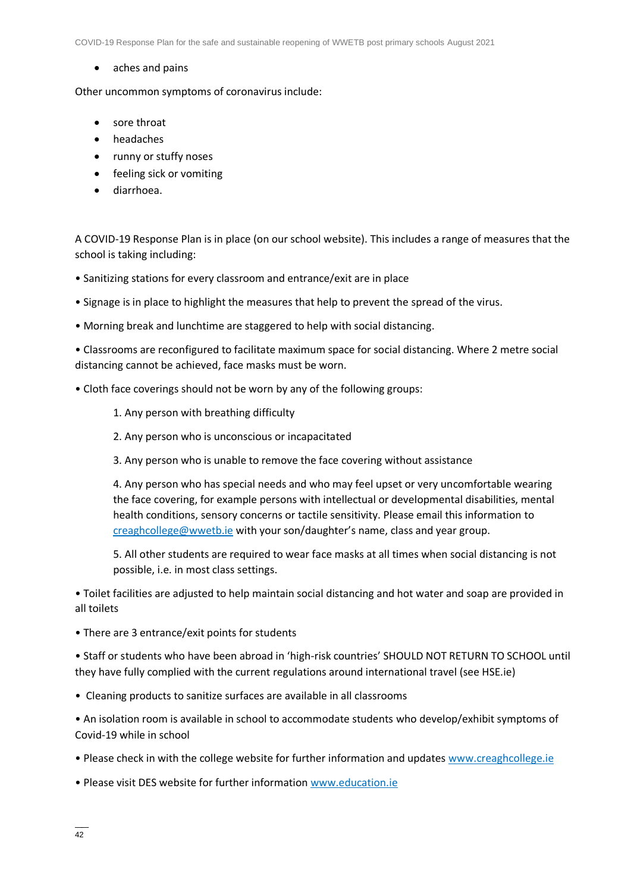- aches and pains

Other uncommon symptoms of coronavirus include:

- sore throat
- headaches
- runny or stuffy noses
- feeling sick or vomiting
- diarrhoea.

A COVID-19 Response Plan is in place (on our school website). This includes a range of measures that the school is taking including:

• Sanitizing stations for every classroom and entrance/exit are in place

• Signage is in place to highlight the measures that help to prevent the spread of the virus.

• Morning break and lunchtime are staggered to help with social distancing.

• Classrooms are reconfigured to facilitate maximum space for social distancing. Where 2 metre social distancing cannot be achieved, face masks must be worn.

• Cloth face coverings should not be worn by any of the following groups:

1. Any person with breathing difficulty
2. Any person who is unconscious or incapacitated
3. Any person who is unable to remove the face covering without assistance
4. Any person who has special needs and who may feel upset or very uncomfortable wearing the face covering, for example persons with intellectual or developmental disabilities, mental health conditions, sensory concerns or tactile sensitivity. Please email this information to creaghcollege@wwetb.ie with your son/daughter's name, class and year group.
5. All other students are required to wear face masks at all times when social distancing is not possible, i.e. in most class settings.

• Toilet facilities are adjusted to help maintain social distancing and hot water and soap are provided in all toilets

• There are 3 entrance/exit points for students

• Staff or students who have been abroad in 'high-risk countries' SHOULD NOT RETURN TO SCHOOL until they have fully complied with the current regulations around international travel (see HSE.ie)

• Cleaning products to sanitize surfaces are available in all classrooms

• An isolation room is available in school to accommodate students who develop/exhibit symptoms of Covid-19 while in school

• Please check in with the college website for further information and updates www.creaghcollege.ie

• Please visit DES website for further information www.education.ie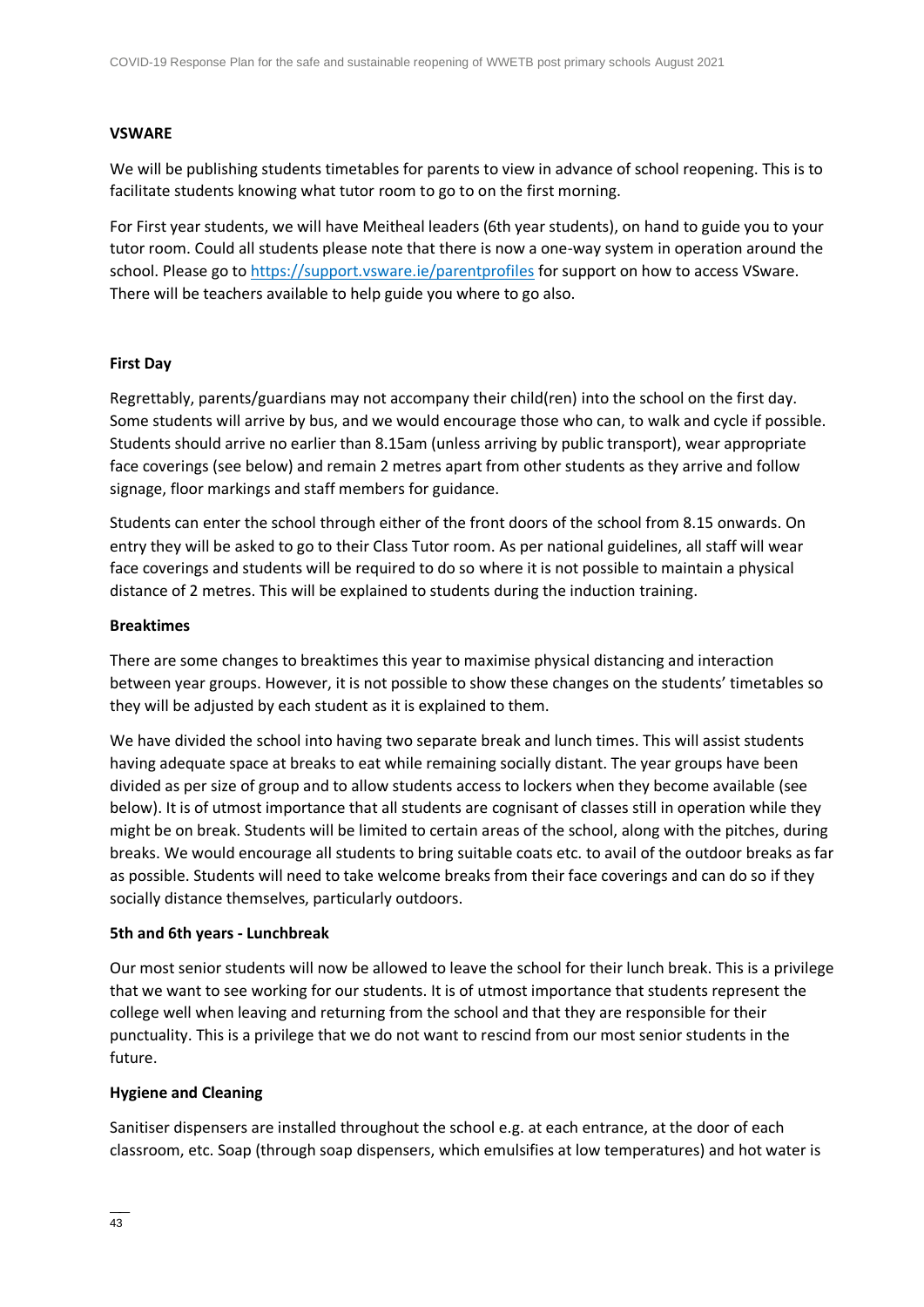**VSWARE**

We will be publishing students timetables for parents to view in advance of school reopening. This is to facilitate students knowing what tutor room to go to on the first morning.

For First year students, we will have Meitheal leaders (6th year students), on hand to guide you to your tutor room. Could all students please note that there is now a one-way system in operation around the school. Please go to https://support.vsware.ie/parentprofiles for support on how to access VSware. There will be teachers available to help guide you where to go also.

**First Day**

Regrettably, parents/guardians may not accompany their child(ren) into the school on the first day. Some students will arrive by bus, and we would encourage those who can, to walk and cycle if possible. Students should arrive no earlier than 8.15am (unless arriving by public transport), wear appropriate face coverings (see below) and remain 2 metres apart from other students as they arrive and follow signage, floor markings and staff members for guidance.

Students can enter the school through either of the front doors of the school from 8.15 onwards. On entry they will be asked to go to their Class Tutor room. As per national guidelines, all staff will wear face coverings and students will be required to do so where it is not possible to maintain a physical distance of 2 metres. This will be explained to students during the induction training.

**Breaktimes**

There are some changes to breaktimes this year to maximise physical distancing and interaction between year groups. However, it is not possible to show these changes on the students' timetables so they will be adjusted by each student as it is explained to them.

We have divided the school into having two separate break and lunch times. This will assist students having adequate space at breaks to eat while remaining socially distant. The year groups have been divided as per size of group and to allow students access to lockers when they become available (see below). It is of utmost importance that all students are cognisant of classes still in operation while they might be on break. Students will be limited to certain areas of the school, along with the pitches, during breaks. We would encourage all students to bring suitable coats etc. to avail of the outdoor breaks as far as possible. Students will need to take welcome breaks from their face coverings and can do so if they socially distance themselves, particularly outdoors.

**5th and 6th years - Lunchbreak**

Our most senior students will now be allowed to leave the school for their lunch break. This is a privilege that we want to see working for our students. It is of utmost importance that students represent the college well when leaving and returning from the school and that they are responsible for their punctuality. This is a privilege that we do not want to rescind from our most senior students in the future.

**Hygiene and Cleaning**

Sanitiser dispensers are installed throughout the school e.g. at each entrance, at the door of each classroom, etc. Soap (through soap dispensers, which emulsifies at low temperatures) and hot water is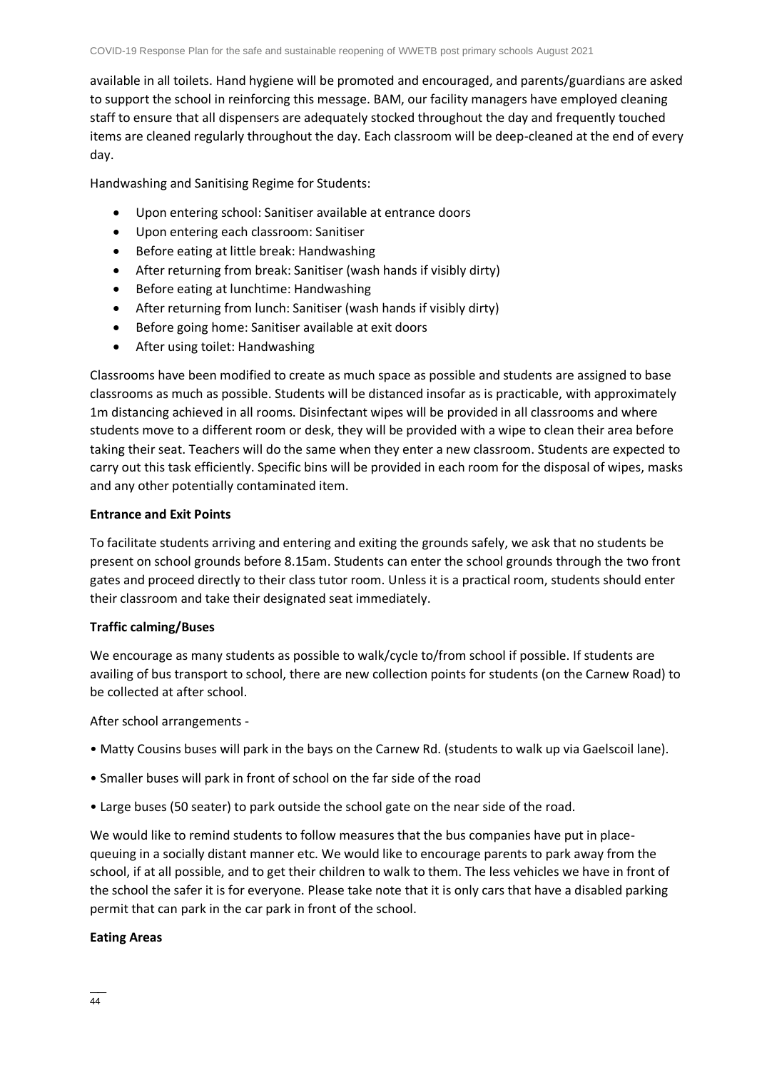available in all toilets. Hand hygiene will be promoted and encouraged, and parents/guardians are asked to support the school in reinforcing this message. BAM, our facility managers have employed cleaning staff to ensure that all dispensers are adequately stocked throughout the day and frequently touched items are cleaned regularly throughout the day. Each classroom will be deep-cleaned at the end of every day.

Handwashing and Sanitising Regime for Students:

- Upon entering school: Sanitiser available at entrance doors
- Upon entering each classroom: Sanitiser
- Before eating at little break: Handwashing
- After returning from break: Sanitiser (wash hands if visibly dirty)
- Before eating at lunchtime: Handwashing
- After returning from lunch: Sanitiser (wash hands if visibly dirty)
- Before going home: Sanitiser available at exit doors
- After using toilet: Handwashing

Classrooms have been modified to create as much space as possible and students are assigned to base classrooms as much as possible. Students will be distanced insofar as is practicable, with approximately 1m distancing achieved in all rooms. Disinfectant wipes will be provided in all classrooms and where students move to a different room or desk, they will be provided with a wipe to clean their area before taking their seat. Teachers will do the same when they enter a new classroom. Students are expected to carry out this task efficiently. Specific bins will be provided in each room for the disposal of wipes, masks and any other potentially contaminated item.

**Entrance and Exit Points**

To facilitate students arriving and entering and exiting the grounds safely, we ask that no students be present on school grounds before 8.15am. Students can enter the school grounds through the two front gates and proceed directly to their class tutor room. Unless it is a practical room, students should enter their classroom and take their designated seat immediately.

**Traffic calming/Buses**

We encourage as many students as possible to walk/cycle to/from school if possible. If students are availing of bus transport to school, there are new collection points for students (on the Carnew Road) to be collected at after school.

After school arrangements -

- Matty Cousins buses will park in the bays on the Carnew Rd. (students to walk up via Gaelscoil lane).
- Smaller buses will park in front of school on the far side of the road
- Large buses (50 seater) to park outside the school gate on the near side of the road.

We would like to remind students to follow measures that the bus companies have put in place- queuing in a socially distant manner etc. We would like to encourage parents to park away from the school, if at all possible, and to get their children to walk to them. The less vehicles we have in front of the school the safer it is for everyone. Please take note that it is only cars that have a disabled parking permit that can park in the car park in front of the school.

**Eating Areas**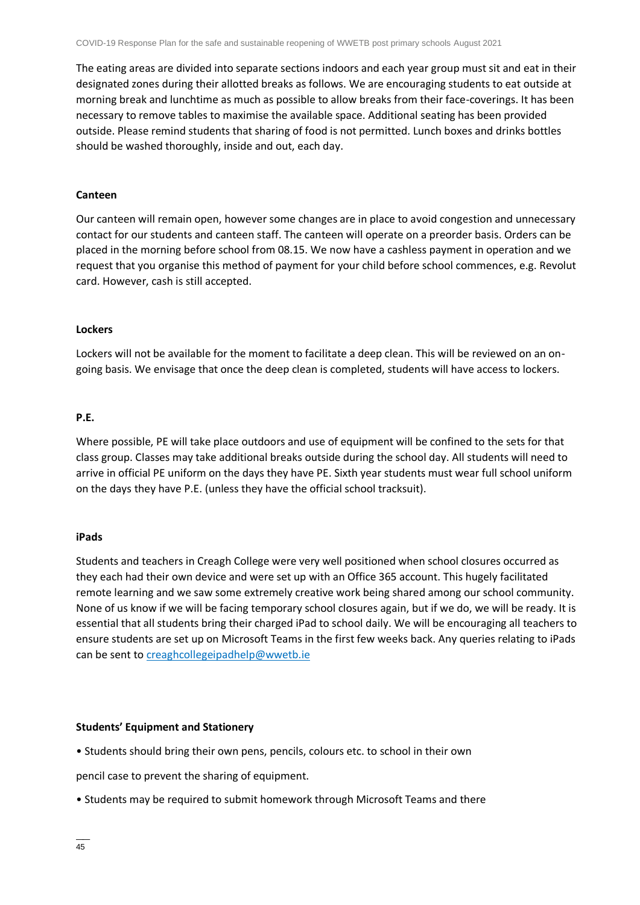The eating areas are divided into separate sections indoors and each year group must sit and eat in their designated zones during their allotted breaks as follows. We are encouraging students to eat outside at morning break and lunchtime as much as possible to allow breaks from their face-coverings. It has been necessary to remove tables to maximise the available space. Additional seating has been provided outside. Please remind students that sharing of food is not permitted. Lunch boxes and drinks bottles should be washed thoroughly, inside and out, each day.

**Canteen**

Our canteen will remain open, however some changes are in place to avoid congestion and unnecessary contact for our students and canteen staff. The canteen will operate on a preorder basis. Orders can be placed in the morning before school from 08.15. We now have a cashless payment in operation and we request that you organise this method of payment for your child before school commences, e.g. Revolut card. However, cash is still accepted.

**Lockers**

Lockers will not be available for the moment to facilitate a deep clean. This will be reviewed on an on-going basis. We envisage that once the deep clean is completed, students will have access to lockers.

**P.E.**

Where possible, PE will take place outdoors and use of equipment will be confined to the sets for that class group. Classes may take additional breaks outside during the school day. All students will need to arrive in official PE uniform on the days they have PE. Sixth year students must wear full school uniform on the days they have P.E. (unless they have the official school tracksuit).

**iPads**

Students and teachers in Creagh College were very well positioned when school closures occurred as they each had their own device and were set up with an Office 365 account. This hugely facilitated remote learning and we saw some extremely creative work being shared among our school community. None of us know if we will be facing temporary school closures again, but if we do, we will be ready. It is essential that all students bring their charged iPad to school daily. We will be encouraging all teachers to ensure students are set up on Microsoft Teams in the first few weeks back. Any queries relating to iPads can be sent to creaghcollegeipadhelp@wwetb.ie

**Students' Equipment and Stationery**

- Students should bring their own pens, pencils, colours etc. to school in their own pencil case to prevent the sharing of equipment.
- Students may be required to submit homework through Microsoft Teams and there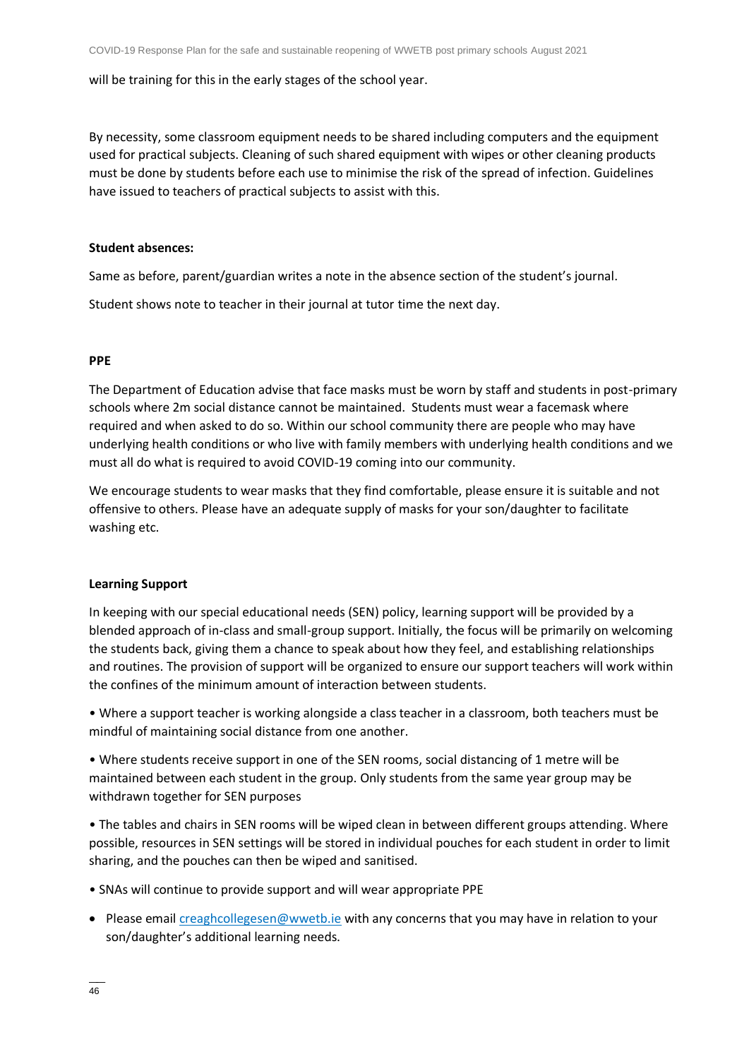will be training for this in the early stages of the school year.

By necessity, some classroom equipment needs to be shared including computers and the equipment used for practical subjects. Cleaning of such shared equipment with wipes or other cleaning products must be done by students before each use to minimise the risk of the spread of infection. Guidelines have issued to teachers of practical subjects to assist with this.

**Student absences:**

Same as before, parent/guardian writes a note in the absence section of the student's journal.

Student shows note to teacher in their journal at tutor time the next day.

**PPE**

The Department of Education advise that face masks must be worn by staff and students in post-primary schools where 2m social distance cannot be maintained. Students must wear a facemask where required and when asked to do so. Within our school community there are people who may have underlying health conditions or who live with family members with underlying health conditions and we must all do what is required to avoid COVID-19 coming into our community.

We encourage students to wear masks that they find comfortable, please ensure it is suitable and not offensive to others. Please have an adequate supply of masks for your son/daughter to facilitate washing etc.

**Learning Support**

In keeping with our special educational needs (SEN) policy, learning support will be provided by a blended approach of in-class and small-group support. Initially, the focus will be primarily on welcoming the students back, giving them a chance to speak about how they feel, and establishing relationships and routines. The provision of support will be organized to ensure our support teachers will work within the confines of the minimum amount of interaction between students.

- Where a support teacher is working alongside a class teacher in a classroom, both teachers must be mindful of maintaining social distance from one another.
- Where students receive support in one of the SEN rooms, social distancing of 1 metre will be maintained between each student in the group. Only students from the same year group may be withdrawn together for SEN purposes
- The tables and chairs in SEN rooms will be wiped clean in between different groups attending. Where possible, resources in SEN settings will be stored in individual pouches for each student in order to limit sharing, and the pouches can then be wiped and sanitised.
- SNAs will continue to provide support and will wear appropriate PPE
- Please email creaghcollegesen@wwetb.ie with any concerns that you may have in relation to your son/daughter's additional learning needs.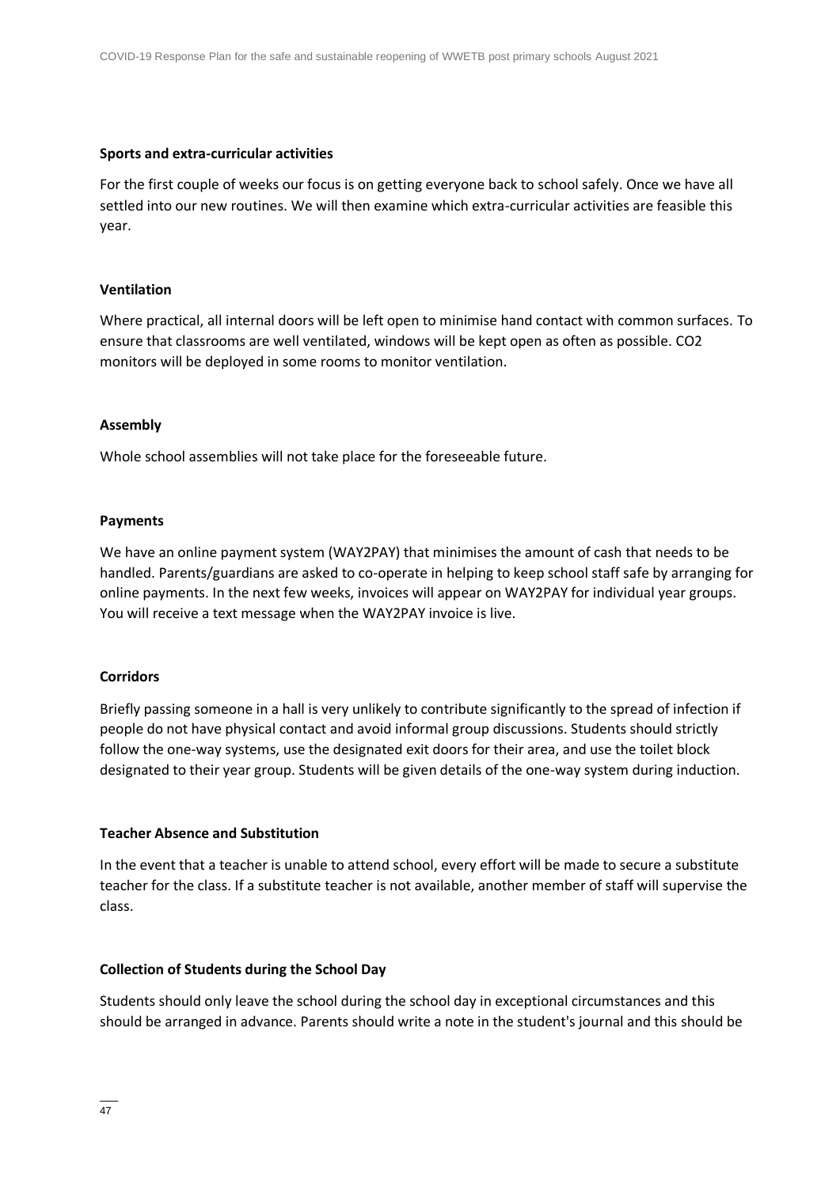**Sports and extra-curricular activities**

For the first couple of weeks our focus is on getting everyone back to school safely. Once we have all settled into our new routines. We will then examine which extra-curricular activities are feasible this year.

**Ventilation**

Where practical, all internal doors will be left open to minimise hand contact with common surfaces. To ensure that classrooms are well ventilated, windows will be kept open as often as possible. CO2 monitors will be deployed in some rooms to monitor ventilation.

**Assembly**

Whole school assemblies will not take place for the foreseeable future.

**Payments**

We have an online payment system (WAY2PAY) that minimises the amount of cash that needs to be handled. Parents/guardians are asked to co-operate in helping to keep school staff safe by arranging for online payments. In the next few weeks, invoices will appear on WAY2PAY for individual year groups. You will receive a text message when the WAY2PAY invoice is live.

**Corridors**

Briefly passing someone in a hall is very unlikely to contribute significantly to the spread of infection if people do not have physical contact and avoid informal group discussions. Students should strictly follow the one-way systems, use the designated exit doors for their area, and use the toilet block designated to their year group. Students will be given details of the one-way system during induction.

**Teacher Absence and Substitution**

In the event that a teacher is unable to attend school, every effort will be made to secure a substitute teacher for the class. If a substitute teacher is not available, another member of staff will supervise the class.

**Collection of Students during the School Day**

Students should only leave the school during the school day in exceptional circumstances and this should be arranged in advance. Parents should write a note in the student's journal and this should be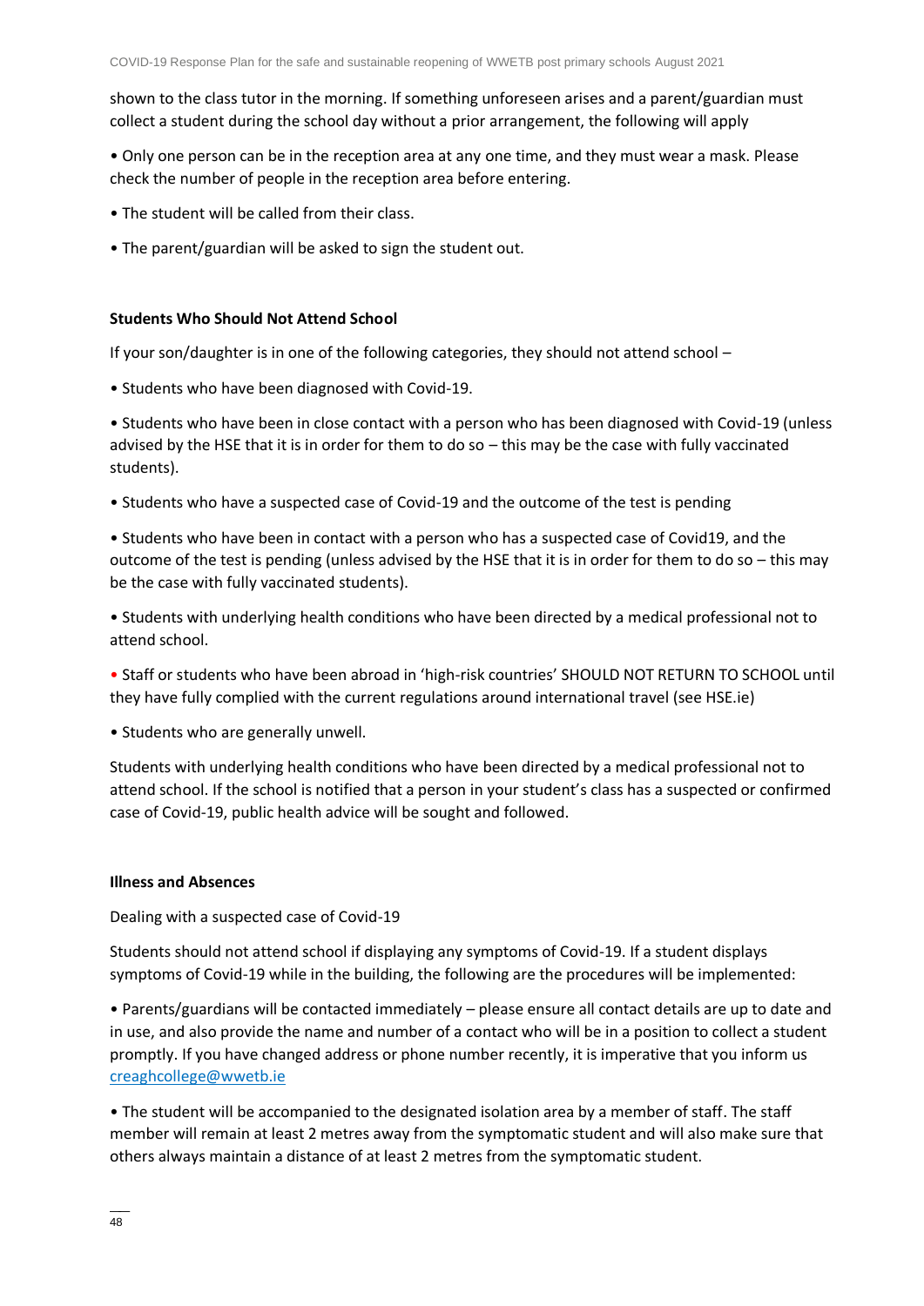shown to the class tutor in the morning. If something unforeseen arises and a parent/guardian must collect a student during the school day without a prior arrangement, the following will apply

• Only one person can be in the reception area at any one time, and they must wear a mask. Please check the number of people in the reception area before entering.

• The student will be called from their class.

• The parent/guardian will be asked to sign the student out.

**Students Who Should Not Attend School**

If your son/daughter is in one of the following categories, they should not attend school –

• Students who have been diagnosed with Covid-19.

• Students who have been in close contact with a person who has been diagnosed with Covid-19 (unless advised by the HSE that it is in order for them to do so – this may be the case with fully vaccinated students).

• Students who have a suspected case of Covid-19 and the outcome of the test is pending

• Students who have been in contact with a person who has a suspected case of Covid19, and the outcome of the test is pending (unless advised by the HSE that it is in order for them to do so – this may be the case with fully vaccinated students).

• Students with underlying health conditions who have been directed by a medical professional not to attend school.

• Staff or students who have been abroad in 'high-risk countries' SHOULD NOT RETURN TO SCHOOL until they have fully complied with the current regulations around international travel (see HSE.ie)

• Students who are generally unwell.

Students with underlying health conditions who have been directed by a medical professional not to attend school. If the school is notified that a person in your student's class has a suspected or confirmed case of Covid-19, public health advice will be sought and followed.

**Illness and Absences**

Dealing with a suspected case of Covid-19

Students should not attend school if displaying any symptoms of Covid-19. If a student displays symptoms of Covid-19 while in the building, the following are the procedures will be implemented:

• Parents/guardians will be contacted immediately – please ensure all contact details are up to date and in use, and also provide the name and number of a contact who will be in a position to collect a student promptly. If you have changed address or phone number recently, it is imperative that you inform us creaghcollege@wwetb.ie

• The student will be accompanied to the designated isolation area by a member of staff. The staff member will remain at least 2 metres away from the symptomatic student and will also make sure that others always maintain a distance of at least 2 metres from the symptomatic student.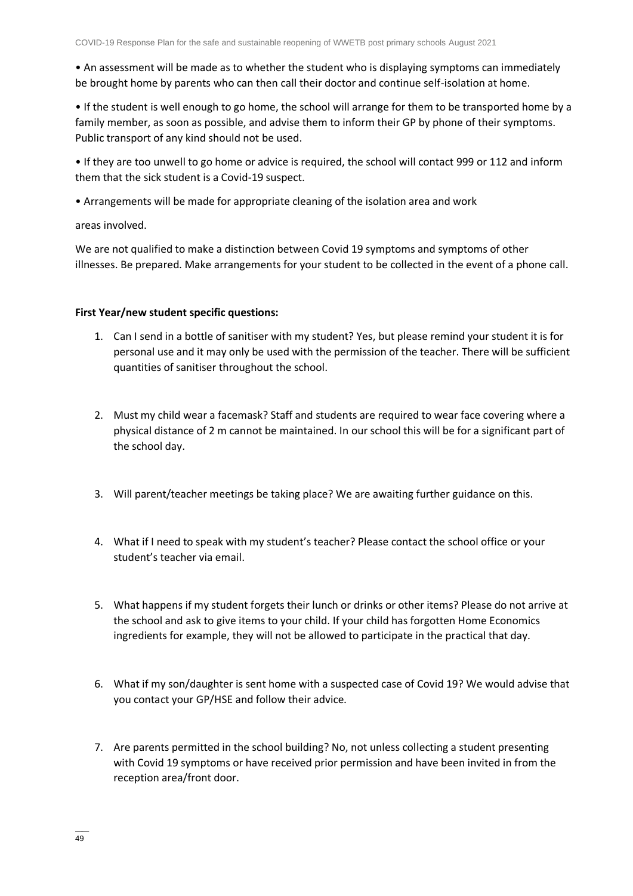- An assessment will be made as to whether the student who is displaying symptoms can immediately be brought home by parents who can then call their doctor and continue self-isolation at home.
- If the student is well enough to go home, the school will arrange for them to be transported home by a family member, as soon as possible, and advise them to inform their GP by phone of their symptoms. Public transport of any kind should not be used.
- If they are too unwell to go home or advice is required, the school will contact 999 or 112 and inform them that the sick student is a Covid-19 suspect.
- Arrangements will be made for appropriate cleaning of the isolation area and work

areas involved.

We are not qualified to make a distinction between Covid 19 symptoms and symptoms of other illnesses. Be prepared. Make arrangements for your student to be collected in the event of a phone call.

**First Year/new student specific questions:**

1. Can I send in a bottle of sanitiser with my student? Yes, but please remind your student it is for personal use and it may only be used with the permission of the teacher. There will be sufficient quantities of sanitiser throughout the school.

2. Must my child wear a facemask? Staff and students are required to wear face covering where a physical distance of 2 m cannot be maintained. In our school this will be for a significant part of the school day.

3. Will parent/teacher meetings be taking place? We are awaiting further guidance on this.

4. What if I need to speak with my student's teacher? Please contact the school office or your student's teacher via email.

5. What happens if my student forgets their lunch or drinks or other items? Please do not arrive at the school and ask to give items to your child. If your child has forgotten Home Economics ingredients for example, they will not be allowed to participate in the practical that day.

6. What if my son/daughter is sent home with a suspected case of Covid 19? We would advise that you contact your GP/HSE and follow their advice.

7. Are parents permitted in the school building? No, not unless collecting a student presenting with Covid 19 symptoms or have received prior permission and have been invited in from the reception area/front door.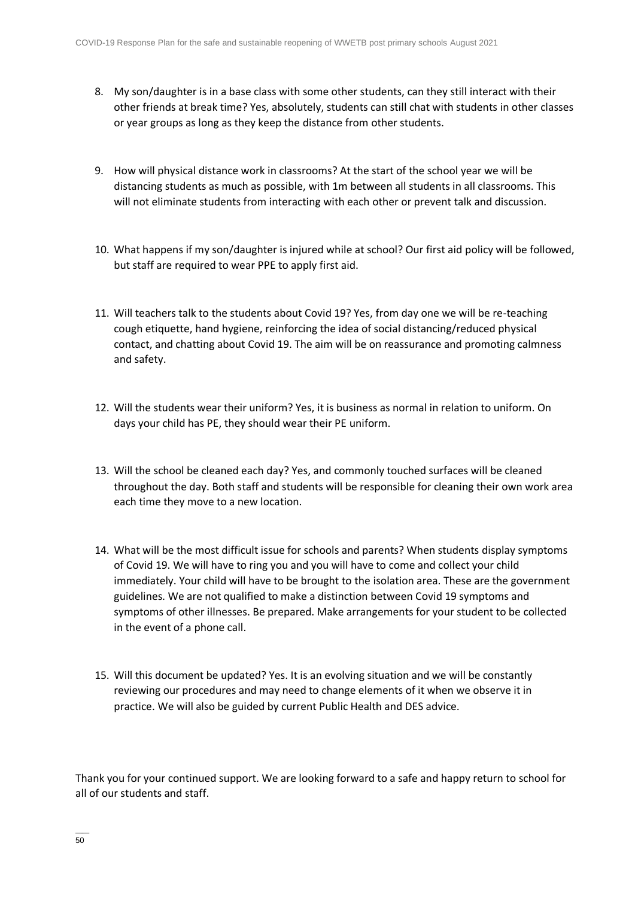8. My son/daughter is in a base class with some other students, can they still interact with their other friends at break time? Yes, absolutely, students can still chat with students in other classes or year groups as long as they keep the distance from other students.

9. How will physical distance work in classrooms? At the start of the school year we will be distancing students as much as possible, with 1m between all students in all classrooms. This will not eliminate students from interacting with each other or prevent talk and discussion.

10. What happens if my son/daughter is injured while at school? Our first aid policy will be followed, but staff are required to wear PPE to apply first aid.

11. Will teachers talk to the students about Covid 19? Yes, from day one we will be re-teaching cough etiquette, hand hygiene, reinforcing the idea of social distancing/reduced physical contact, and chatting about Covid 19. The aim will be on reassurance and promoting calmness and safety.

12. Will the students wear their uniform? Yes, it is business as normal in relation to uniform. On days your child has PE, they should wear their PE uniform.

13. Will the school be cleaned each day? Yes, and commonly touched surfaces will be cleaned throughout the day. Both staff and students will be responsible for cleaning their own work area each time they move to a new location.

14. What will be the most difficult issue for schools and parents? When students display symptoms of Covid 19. We will have to ring you and you will have to come and collect your child immediately. Your child will have to be brought to the isolation area. These are the government guidelines. We are not qualified to make a distinction between Covid 19 symptoms and symptoms of other illnesses. Be prepared. Make arrangements for your student to be collected in the event of a phone call.

15. Will this document be updated? Yes. It is an evolving situation and we will be constantly reviewing our procedures and may need to change elements of it when we observe it in practice. We will also be guided by current Public Health and DES advice.

Thank you for your continued support. We are looking forward to a safe and happy return to school for all of our students and staff.